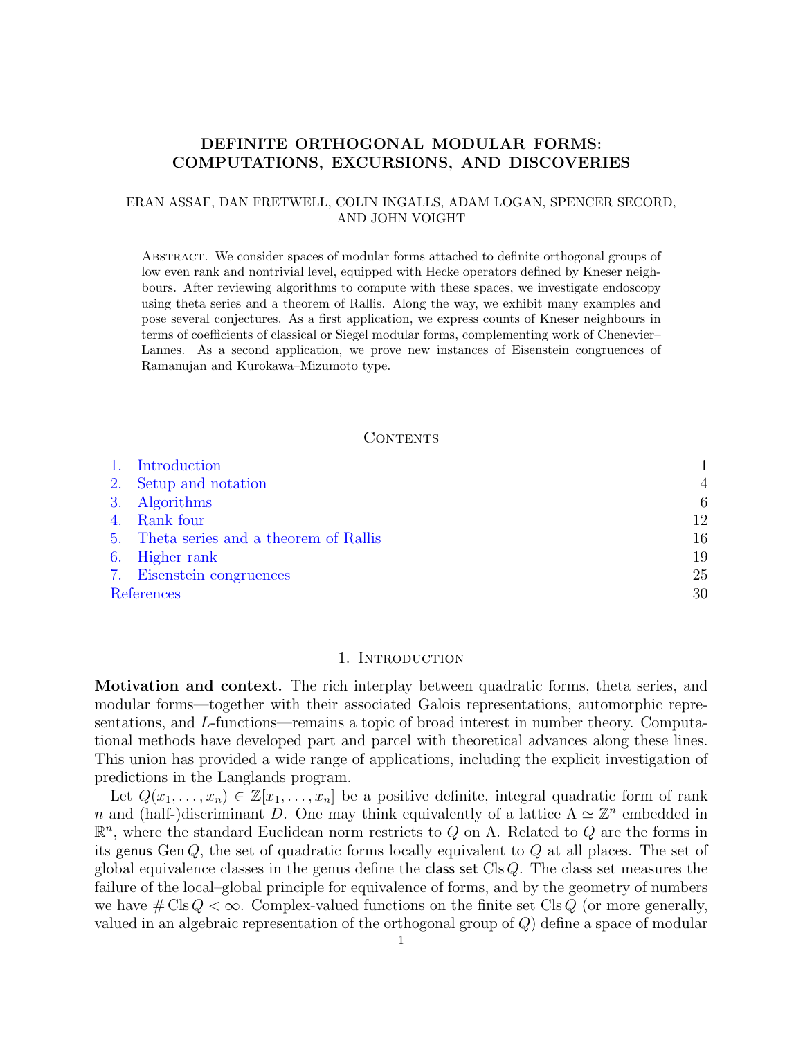# DEFINITE ORTHOGONAL MODULAR FORMS: COMPUTATIONS, EXCURSIONS, AND DISCOVERIES

ERAN ASSAF, DAN FRETWELL, COLIN INGALLS, ADAM LOGAN, SPENCER SECORD, AND JOHN VOIGHT

Abstract. We consider spaces of modular forms attached to definite orthogonal groups of low even rank and nontrivial level, equipped with Hecke operators defined by Kneser neighbours. After reviewing algorithms to compute with these spaces, we investigate endoscopy using theta series and a theorem of Rallis. Along the way, we exhibit many examples and pose several conjectures. As a first application, we express counts of Kneser neighbours in terms of coefficients of classical or Siegel modular forms, complementing work of Chenevier–Lannes. As a second application, we prove new instances of Eisenstein congruences of Ramanujan and Kurokawa–Mizumoto type.

## Contents

1. Introduction — 1
2. Setup and notation — 4
3. Algorithms — 6
4. Rank four — 12
5. Theta series and a theorem of Rallis — 16
6. Higher rank — 19
7. Eisenstein congruences — 25

References — 30

## 1. Introduction

**Motivation and context.** The rich interplay between quadratic forms, theta series, and modular forms—together with their associated Galois representations, automorphic representations, and $L$-functions—remains a topic of broad interest in number theory. Computational methods have developed part and parcel with theoretical advances along these lines. This union has provided a wide range of applications, including the explicit investigation of predictions in the Langlands program.

Let $Q(x_1, \dots, x_n) \in \mathbb{Z}[x_1, \dots, x_n]$ be a positive definite, integral quadratic form of rank $n$ and (half-)discriminant $D$. One may think equivalently of a lattice $\Lambda \simeq \mathbb{Z}^n$ embedded in $\mathbb{R}^n$, where the standard Euclidean norm restricts to $Q$ on $\Lambda$. Related to $Q$ are the forms in its genus $\operatorname{Gen} Q$, the set of quadratic forms locally equivalent to $Q$ at all places. The set of global equivalence classes in the genus define the class set $\operatorname{Cls} Q$. The class set measures the failure of the local–global principle for equivalence of forms, and by the geometry of numbers we have $\# \operatorname{Cls} Q < \infty$. Complex-valued functions on the finite set $\operatorname{Cls} Q$ (or more generally, valued in an algebraic representation of the orthogonal group of $Q$) define a space of modular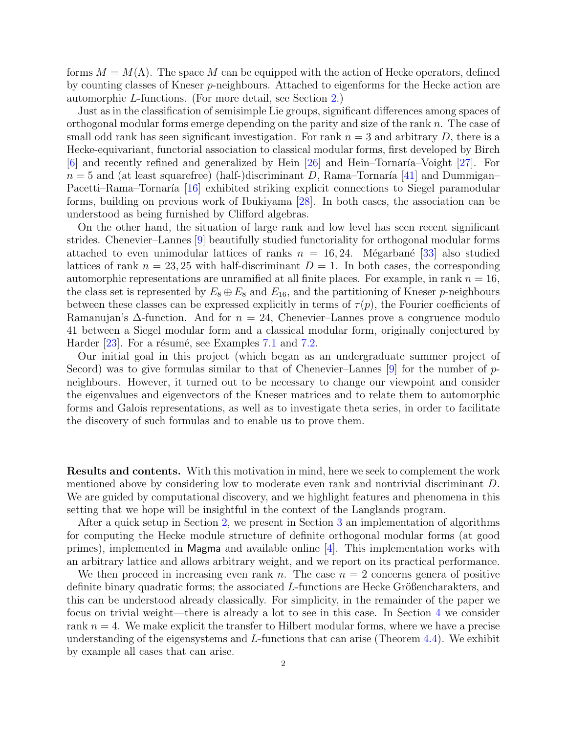forms $M = M(\Lambda)$. The space $M$ can be equipped with the action of Hecke operators, defined by counting classes of Kneser $p$-neighbours. Attached to eigenforms for the Hecke action are automorphic $L$-functions. (For more detail, see Section 2.)

Just as in the classification of semisimple Lie groups, significant differences among spaces of orthogonal modular forms emerge depending on the parity and size of the rank $n$. The case of small odd rank has seen significant investigation. For rank $n = 3$ and arbitrary $D$, there is a Hecke-equivariant, functorial association to classical modular forms, first developed by Birch [6] and recently refined and generalized by Hein [26] and Hein–Tornaría–Voight [27]. For $n = 5$ and (at least squarefree) (half-)discriminant $D$, Rama–Tornaría [41] and Dummigan–Pacetti–Rama–Tornaría [16] exhibited striking explicit connections to Siegel paramodular forms, building on previous work of Ibukiyama [28]. In both cases, the association can be understood as being furnished by Clifford algebras.

On the other hand, the situation of large rank and low level has seen recent significant strides. Chenevier–Lannes [9] beautifully studied functoriality for orthogonal modular forms attached to even unimodular lattices of ranks $n = 16, 24$. Mégarbané [33] also studied lattices of rank $n = 23, 25$ with half-discriminant $D = 1$. In both cases, the corresponding automorphic representations are unramified at all finite places. For example, in rank $n = 16$, the class set is represented by $E_8 \oplus E_8$ and $E_{16}$, and the partitioning of Kneser $p$-neighbours between these classes can be expressed explicitly in terms of $\tau(p)$, the Fourier coefficients of Ramanujan's $\Delta$-function. And for $n = 24$, Chenevier–Lannes prove a congruence modulo 41 between a Siegel modular form and a classical modular form, originally conjectured by Harder [23]. For a résumé, see Examples 7.1 and 7.2.

Our initial goal in this project (which began as an undergraduate summer project of Secord) was to give formulas similar to that of Chenevier–Lannes [9] for the number of $p$-neighbours. However, it turned out to be necessary to change our viewpoint and consider the eigenvalues and eigenvectors of the Kneser matrices and to relate them to automorphic forms and Galois representations, as well as to investigate theta series, in order to facilitate the discovery of such formulas and to enable us to prove them.

**Results and contents.** With this motivation in mind, here we seek to complement the work mentioned above by considering low to moderate even rank and nontrivial discriminant $D$. We are guided by computational discovery, and we highlight features and phenomena in this setting that we hope will be insightful in the context of the Langlands program.

After a quick setup in Section 2, we present in Section 3 an implementation of algorithms for computing the Hecke module structure of definite orthogonal modular forms (at good primes), implemented in Magma and available online [4]. This implementation works with an arbitrary lattice and allows arbitrary weight, and we report on its practical performance.

We then proceed in increasing even rank $n$. The case $n = 2$ concerns genera of positive definite binary quadratic forms; the associated $L$-functions are Hecke Größencharakters, and this can be understood already classically. For simplicity, in the remainder of the paper we focus on trivial weight—there is already a lot to see in this case. In Section 4 we consider rank $n = 4$. We make explicit the transfer to Hilbert modular forms, where we have a precise understanding of the eigensystems and $L$-functions that can arise (Theorem 4.4). We exhibit by example all cases that can arise.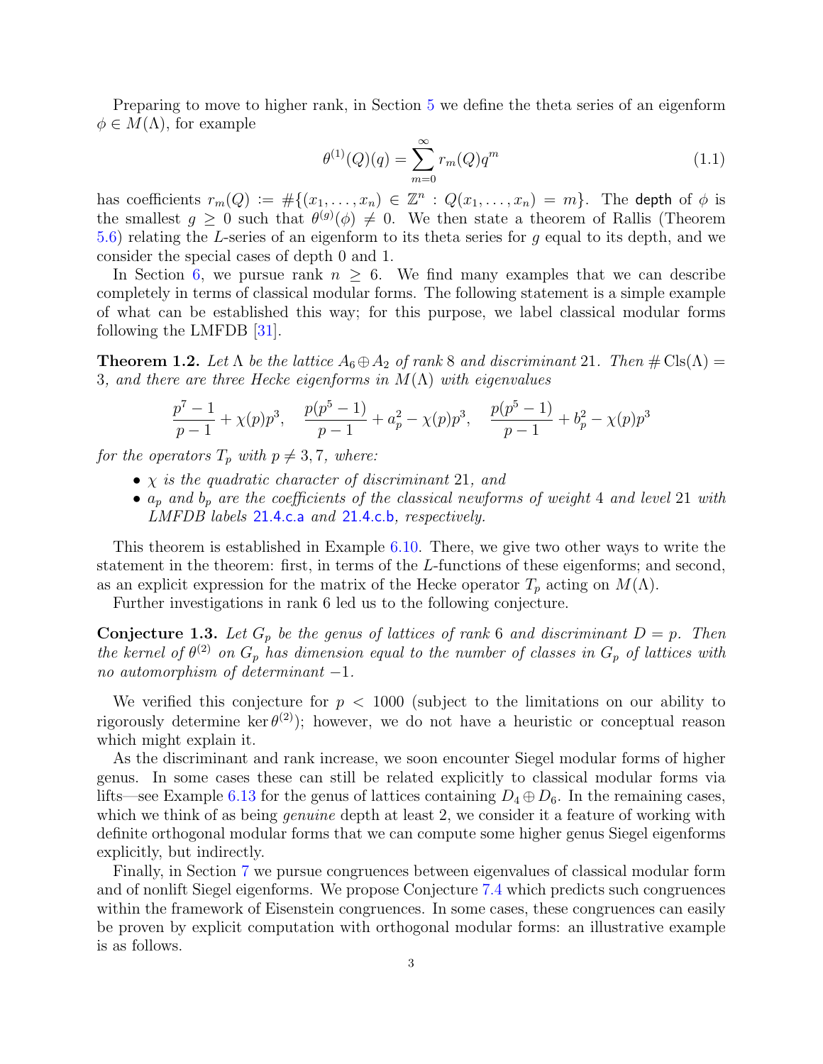Preparing to move to higher rank, in Section 5 we define the theta series of an eigenform $\phi \in M(\Lambda)$, for example

$$\theta^{(1)}(Q)(q) = \sum_{m=0}^{\infty} r_m(Q) q^m \tag{1.1}$$

has coefficients $r_m(Q) := \#\{(x_1, \ldots, x_n) \in \mathbb{Z}^n : Q(x_1, \ldots, x_n) = m\}$. The depth of $\phi$ is the smallest $g \geq 0$ such that $\theta^{(g)}(\phi) \neq 0$. We then state a theorem of Rallis (Theorem 5.6) relating the $L$-series of an eigenform to its theta series for $g$ equal to its depth, and we consider the special cases of depth 0 and 1.

In Section 6, we pursue rank $n \geq 6$. We find many examples that we can describe completely in terms of classical modular forms. The following statement is a simple example of what can be established this way; for this purpose, we label classical modular forms following the LMFDB [31].

**Theorem 1.2.** *Let $\Lambda$ be the lattice $A_6 \oplus A_2$ of rank 8 and discriminant 21. Then $\# \operatorname{Cls}(\Lambda) = 3$, and there are three Hecke eigenforms in $M(\Lambda)$ with eigenvalues*

$$\frac{p^7 - 1}{p - 1} + \chi(p) p^3, \quad \frac{p(p^5 - 1)}{p - 1} + a_p^2 - \chi(p) p^3, \quad \frac{p(p^5 - 1)}{p - 1} + b_p^2 - \chi(p) p^3$$

*for the operators $T_p$ with $p \neq 3, 7$, where:*

- *$\chi$ is the quadratic character of discriminant 21, and*
- *$a_p$ and $b_p$ are the coefficients of the classical newforms of weight 4 and level 21 with LMFDB labels 21.4.c.a and 21.4.c.b, respectively.*

This theorem is established in Example 6.10. There, we give two other ways to write the statement in the theorem: first, in terms of the $L$-functions of these eigenforms; and second, as an explicit expression for the matrix of the Hecke operator $T_p$ acting on $M(\Lambda)$.

Further investigations in rank 6 led us to the following conjecture.

**Conjecture 1.3.** *Let $G_p$ be the genus of lattices of rank 6 and discriminant $D = p$. Then the kernel of $\theta^{(2)}$ on $G_p$ has dimension equal to the number of classes in $G_p$ of lattices with no automorphism of determinant $-1$.*

We verified this conjecture for $p < 1000$ (subject to the limitations on our ability to rigorously determine $\ker \theta^{(2)}$); however, we do not have a heuristic or conceptual reason which might explain it.

As the discriminant and rank increase, we soon encounter Siegel modular forms of higher genus. In some cases these can still be related explicitly to classical modular forms via lifts—see Example 6.13 for the genus of lattices containing $D_4 \oplus D_6$. In the remaining cases, which we think of as being *genuine* depth at least 2, we consider it a feature of working with definite orthogonal modular forms that we can compute some higher genus Siegel eigenforms explicitly, but indirectly.

Finally, in Section 7 we pursue congruences between eigenvalues of classical modular form and of nonlift Siegel eigenforms. We propose Conjecture 7.4 which predicts such congruences within the framework of Eisenstein congruences. In some cases, these congruences can easily be proven by explicit computation with orthogonal modular forms: an illustrative example is as follows.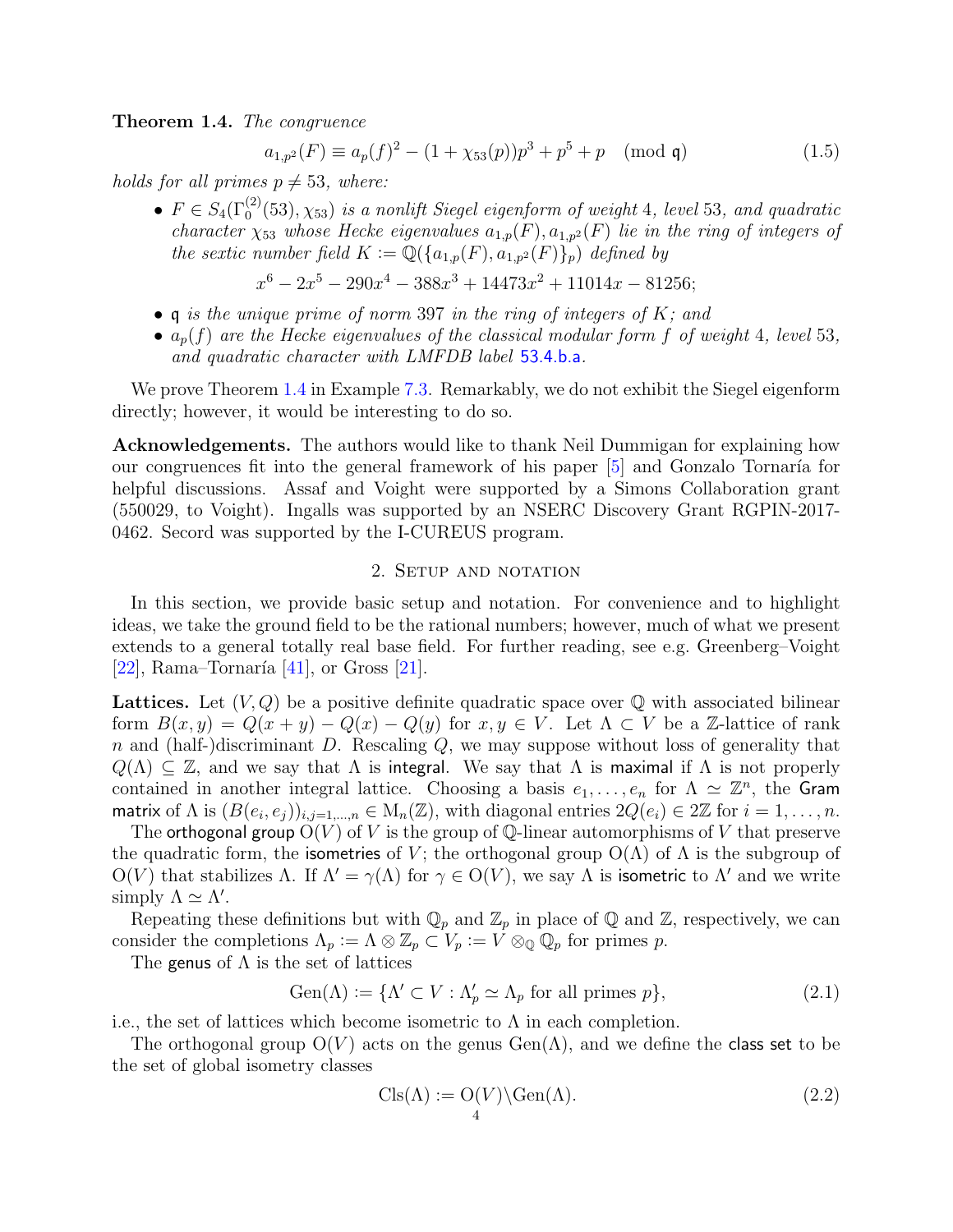**Theorem 1.4.** *The congruence*

$$a_{1,p^2}(F) \equiv a_p(f)^2 - (1+\chi_{53}(p))p^3 + p^5 + p \pmod{\mathfrak{q}} \tag{1.5}$$

*holds for all primes $p \neq 53$, where:*

- *$F \in S_4(\Gamma_0^{(2)}(53), \chi_{53})$ is a nonlift Siegel eigenform of weight 4, level 53, and quadratic character $\chi_{53}$ whose Hecke eigenvalues $a_{1,p}(F), a_{1,p^2}(F)$ lie in the ring of integers of the sextic number field $K := \mathbb{Q}(\{a_{1,p}(F), a_{1,p^2}(F)\}_p)$ defined by*

$$x^6 - 2x^5 - 290x^4 - 388x^3 + 14473x^2 + 11014x - 81256;$$

- *$\mathfrak{q}$ is the unique prime of norm 397 in the ring of integers of $K$; and*
- *$a_p(f)$ are the Hecke eigenvalues of the classical modular form $f$ of weight 4, level 53, and quadratic character with LMFDB label 53.4.b.a.*

We prove Theorem 1.4 in Example 7.3. Remarkably, we do not exhibit the Siegel eigenform directly; however, it would be interesting to do so.

**Acknowledgements.** The authors would like to thank Neil Dummigan for explaining how our congruences fit into the general framework of his paper [5] and Gonzalo Tornaría for helpful discussions. Assaf and Voight were supported by a Simons Collaboration grant (550029, to Voight). Ingalls was supported by an NSERC Discovery Grant RGPIN-2017-0462. Secord was supported by the I-CUREUS program.

## 2. Setup and notation

In this section, we provide basic setup and notation. For convenience and to highlight ideas, we take the ground field to be the rational numbers; however, much of what we present extends to a general totally real base field. For further reading, see e.g. Greenberg–Voight [22], Rama–Tornaría [41], or Gross [21].

**Lattices.** Let $(V, Q)$ be a positive definite quadratic space over $\mathbb{Q}$ with associated bilinear form $B(x, y) = Q(x+y) - Q(x) - Q(y)$ for $x, y \in V$. Let $\Lambda \subset V$ be a $\mathbb{Z}$-lattice of rank $n$ and (half-)discriminant $D$. Rescaling $Q$, we may suppose without loss of generality that $Q(\Lambda) \subseteq \mathbb{Z}$, and we say that $\Lambda$ is integral. We say that $\Lambda$ is maximal if $\Lambda$ is not properly contained in another integral lattice. Choosing a basis $e_1, \dots, e_n$ for $\Lambda \simeq \mathbb{Z}^n$, the Gram matrix of $\Lambda$ is $(B(e_i, e_j))_{i,j=1,\dots,n} \in \mathrm{M}_n(\mathbb{Z})$, with diagonal entries $2Q(e_i) \in 2\mathbb{Z}$ for $i = 1, \dots, n$.

The orthogonal group $\mathrm{O}(V)$ of $V$ is the group of $\mathbb{Q}$-linear automorphisms of $V$ that preserve the quadratic form, the isometries of $V$; the orthogonal group $\mathrm{O}(\Lambda)$ of $\Lambda$ is the subgroup of $\mathrm{O}(V)$ that stabilizes $\Lambda$. If $\Lambda' = \gamma(\Lambda)$ for $\gamma \in \mathrm{O}(V)$, we say $\Lambda$ is isometric to $\Lambda'$ and we write simply $\Lambda \simeq \Lambda'$.

Repeating these definitions but with $\mathbb{Q}_p$ and $\mathbb{Z}_p$ in place of $\mathbb{Q}$ and $\mathbb{Z}$, respectively, we can consider the completions $\Lambda_p := \Lambda \otimes \mathbb{Z}_p \subset V_p := V \otimes_{\mathbb{Q}} \mathbb{Q}_p$ for primes $p$.

The genus of $\Lambda$ is the set of lattices

$$\mathrm{Gen}(\Lambda) := \{\Lambda' \subset V : \Lambda'_p \simeq \Lambda_p \text{ for all primes } p\}, \tag{2.1}$$

i.e., the set of lattices which become isometric to $\Lambda$ in each completion.

The orthogonal group $\mathrm{O}(V)$ acts on the genus $\mathrm{Gen}(\Lambda)$, and we define the class set to be the set of global isometry classes

$$\mathrm{Cls}(\Lambda) := \mathrm{O}(V) \backslash \mathrm{Gen}(\Lambda). \tag{2.2}$$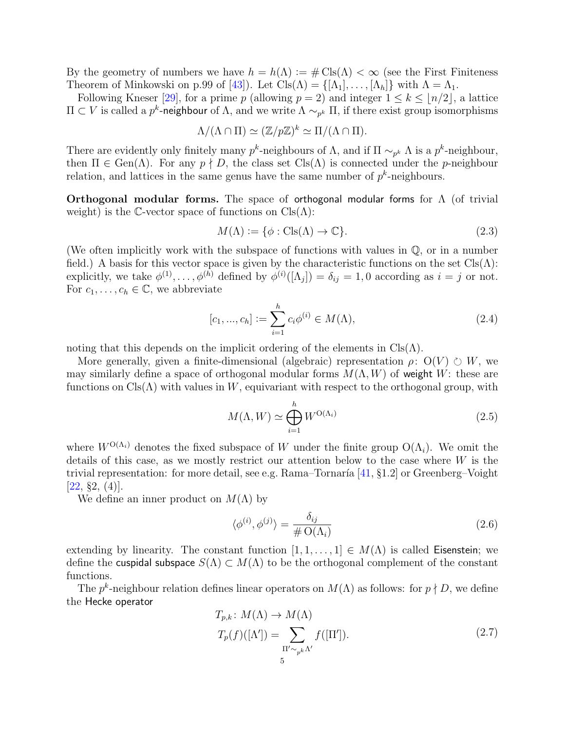By the geometry of numbers we have $h = h(\Lambda) := \#\operatorname{Cls}(\Lambda) < \infty$ (see the First Finiteness Theorem of Minkowski on p.99 of [43]). Let $\operatorname{Cls}(\Lambda) = \{[\Lambda_1], \dots, [\Lambda_h]\}$ with $\Lambda = \Lambda_1$.

Following Kneser [29], for a prime $p$ (allowing $p = 2$) and integer $1 \le k \le \lfloor n/2 \rfloor$, a lattice $\Pi \subset V$ is called a $p^k$-neighbour of $\Lambda$, and we write $\Lambda \sim_{p^k} \Pi$, if there exist group isomorphisms

$$\Lambda/(\Lambda \cap \Pi) \simeq (\mathbb{Z}/p\mathbb{Z})^k \simeq \Pi/(\Lambda \cap \Pi).$$

There are evidently only finitely many $p^k$-neighbours of $\Lambda$, and if $\Pi \sim_{p^k} \Lambda$ is a $p^k$-neighbour, then $\Pi \in \operatorname{Gen}(\Lambda)$. For any $p \nmid D$, the class set $\operatorname{Cls}(\Lambda)$ is connected under the $p$-neighbour relation, and lattices in the same genus have the same number of $p^k$-neighbours.

**Orthogonal modular forms.** The space of orthogonal modular forms for $\Lambda$ (of trivial weight) is the $\mathbb{C}$-vector space of functions on $\operatorname{Cls}(\Lambda)$:

$$M(\Lambda) := \{\phi : \operatorname{Cls}(\Lambda) \to \mathbb{C}\}. \tag{2.3}$$

(We often implicitly work with the subspace of functions with values in $\mathbb{Q}$, or in a number field.) A basis for this vector space is given by the characteristic functions on the set $\operatorname{Cls}(\Lambda)$: explicitly, we take $\phi^{(1)}, \dots, \phi^{(h)}$ defined by $\phi^{(i)}([\Lambda_j]) = \delta_{ij} = 1, 0$ according as $i = j$ or not. For $c_1, \dots, c_h \in \mathbb{C}$, we abbreviate

$$[c_1, ..., c_h] := \sum_{i=1}^{h} c_i \phi^{(i)} \in M(\Lambda), \tag{2.4}$$

noting that this depends on the implicit ordering of the elements in $\operatorname{Cls}(\Lambda)$.

More generally, given a finite-dimensional (algebraic) representation $\rho\colon \operatorname{O}(V) \circlearrowright W$, we may similarly define a space of orthogonal modular forms $M(\Lambda, W)$ of weight $W$: these are functions on $\operatorname{Cls}(\Lambda)$ with values in $W$, equivariant with respect to the orthogonal group, with

$$M(\Lambda, W) \simeq \bigoplus_{i=1}^{h} W^{\operatorname{O}(\Lambda_i)} \tag{2.5}$$

where $W^{\operatorname{O}(\Lambda_i)}$ denotes the fixed subspace of $W$ under the finite group $\operatorname{O}(\Lambda_i)$. We omit the details of this case, as we mostly restrict our attention below to the case where $W$ is the trivial representation: for more detail, see e.g. Rama–Tornaría [41, §1.2] or Greenberg–Voight [22, §2, (4)].

We define an inner product on $M(\Lambda)$ by

$$\langle \phi^{(i)}, \phi^{(j)} \rangle = \frac{\delta_{ij}}{\#\operatorname{O}(\Lambda_i)} \tag{2.6}$$

extending by linearity. The constant function $[1, 1, \dots, 1] \in M(\Lambda)$ is called Eisenstein; we define the cuspidal subspace $S(\Lambda) \subset M(\Lambda)$ to be the orthogonal complement of the constant functions.

The $p^k$-neighbour relation defines linear operators on $M(\Lambda)$ as follows: for $p \nmid D$, we define the Hecke operator

$$\begin{aligned} T_{p,k}\colon M(\Lambda) &\to M(\Lambda) \\ T_p(f)([\Lambda']) &= \sum_{\Pi' \sim_{p^k} \Lambda'} f([\Pi']). \end{aligned} \tag{2.7}$$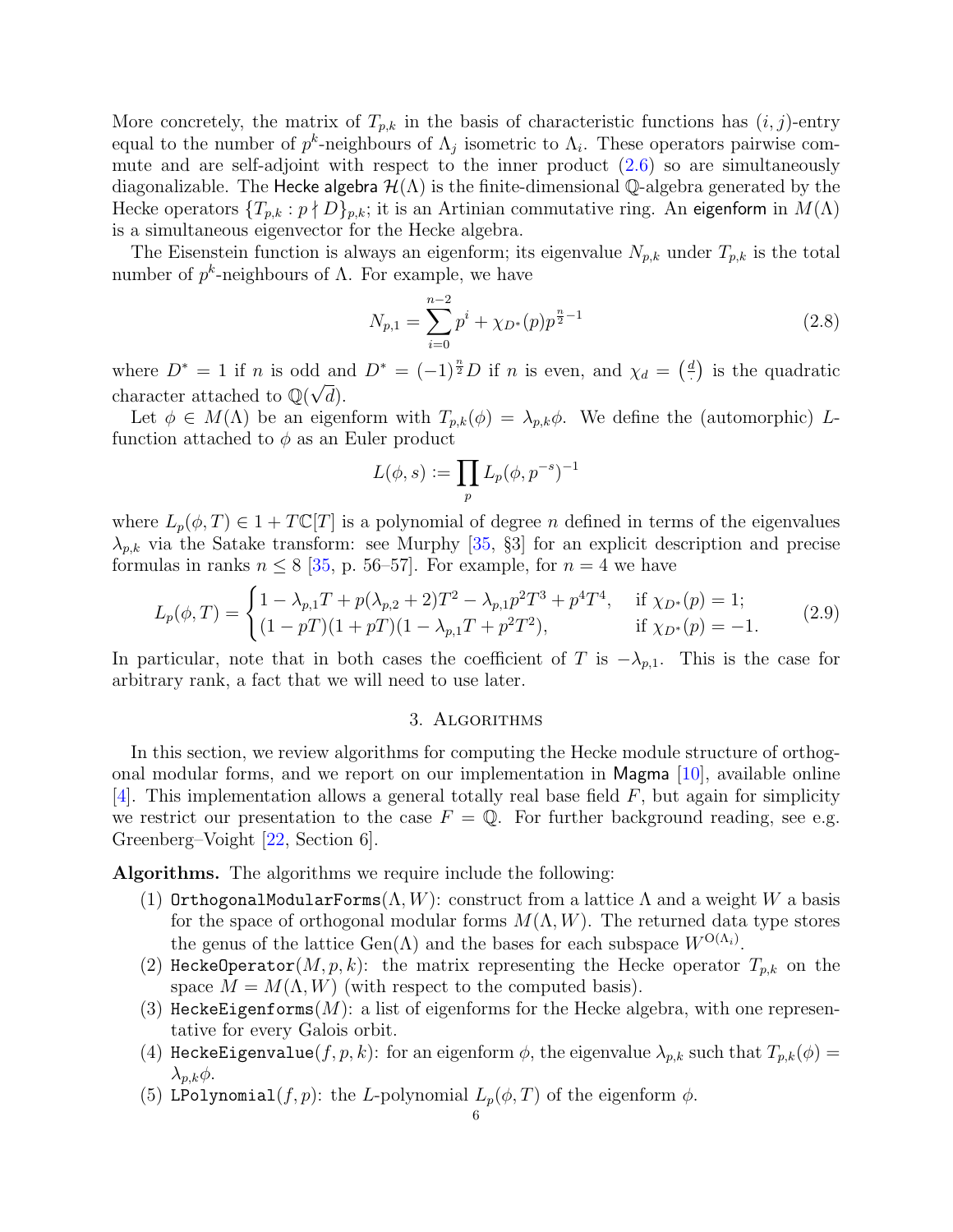More concretely, the matrix of $T_{p,k}$ in the basis of characteristic functions has $(i,j)$-entry equal to the number of $p^k$-neighbours of $\Lambda_j$ isometric to $\Lambda_i$. These operators pairwise commute and are self-adjoint with respect to the inner product (2.6) so are simultaneously diagonalizable. The Hecke algebra $\mathcal{H}(\Lambda)$ is the finite-dimensional $\mathbb{Q}$-algebra generated by the Hecke operators $\{T_{p,k} : p \nmid D\}_{p,k}$; it is an Artinian commutative ring. An eigenform in $M(\Lambda)$ is a simultaneous eigenvector for the Hecke algebra.

The Eisenstein function is always an eigenform; its eigenvalue $N_{p,k}$ under $T_{p,k}$ is the total number of $p^k$-neighbours of $\Lambda$. For example, we have

$$N_{p,1} = \sum_{i=0}^{n-2} p^i + \chi_{D^*}(p) p^{\frac{n}{2}-1} \tag{2.8}$$

where $D^* = 1$ if $n$ is odd and $D^* = (-1)^{\frac{n}{2}} D$ if $n$ is even, and $\chi_d = \left(\frac{d}{\cdot}\right)$ is the quadratic character attached to $\mathbb{Q}(\sqrt{d})$.

Let $\phi \in M(\Lambda)$ be an eigenform with $T_{p,k}(\phi) = \lambda_{p,k}\phi$. We define the (automorphic) $L$-function attached to $\phi$ as an Euler product

$$L(\phi, s) := \prod_p L_p(\phi, p^{-s})^{-1}$$

where $L_p(\phi, T) \in 1 + T\mathbb{C}[T]$ is a polynomial of degree $n$ defined in terms of the eigenvalues $\lambda_{p,k}$ via the Satake transform: see Murphy [35, §3] for an explicit description and precise formulas in ranks $n \leq 8$ [35, p. 56–57]. For example, for $n = 4$ we have

$$L_p(\phi, T) = \begin{cases} 1 - \lambda_{p,1} T + p(\lambda_{p,2} + 2)T^2 - \lambda_{p,1} p^2 T^3 + p^4 T^4, & \text{if } \chi_{D^*}(p) = 1; \\ (1 - pT)(1 + pT)(1 - \lambda_{p,1} T + p^2 T^2), & \text{if } \chi_{D^*}(p) = -1. \end{cases} \tag{2.9}$$

In particular, note that in both cases the coefficient of $T$ is $-\lambda_{p,1}$. This is the case for arbitrary rank, a fact that we will need to use later.

## 3. Algorithms

In this section, we review algorithms for computing the Hecke module structure of orthogonal modular forms, and we report on our implementation in Magma [10], available online [4]. This implementation allows a general totally real base field $F$, but again for simplicity we restrict our presentation to the case $F = \mathbb{Q}$. For further background reading, see e.g. Greenberg–Voight [22, Section 6].

**Algorithms.** The algorithms we require include the following:

1. `OrthogonalModularForms`$(\Lambda, W)$: construct from a lattice $\Lambda$ and a weight $W$ a basis for the space of orthogonal modular forms $M(\Lambda, W)$. The returned data type stores the genus of the lattice $\mathrm{Gen}(\Lambda)$ and the bases for each subspace $W^{\mathrm{O}(\Lambda_i)}$.
2. `HeckeOperator`$(M, p, k)$: the matrix representing the Hecke operator $T_{p,k}$ on the space $M = M(\Lambda, W)$ (with respect to the computed basis).
3. `HeckeEigenforms`$(M)$: a list of eigenforms for the Hecke algebra, with one representative for every Galois orbit.
4. `HeckeEigenvalue`$(f, p, k)$: for an eigenform $\phi$, the eigenvalue $\lambda_{p,k}$ such that $T_{p,k}(\phi) = \lambda_{p,k}\phi$.
5. `LPolynomial`$(f, p)$: the $L$-polynomial $L_p(\phi, T)$ of the eigenform $\phi$.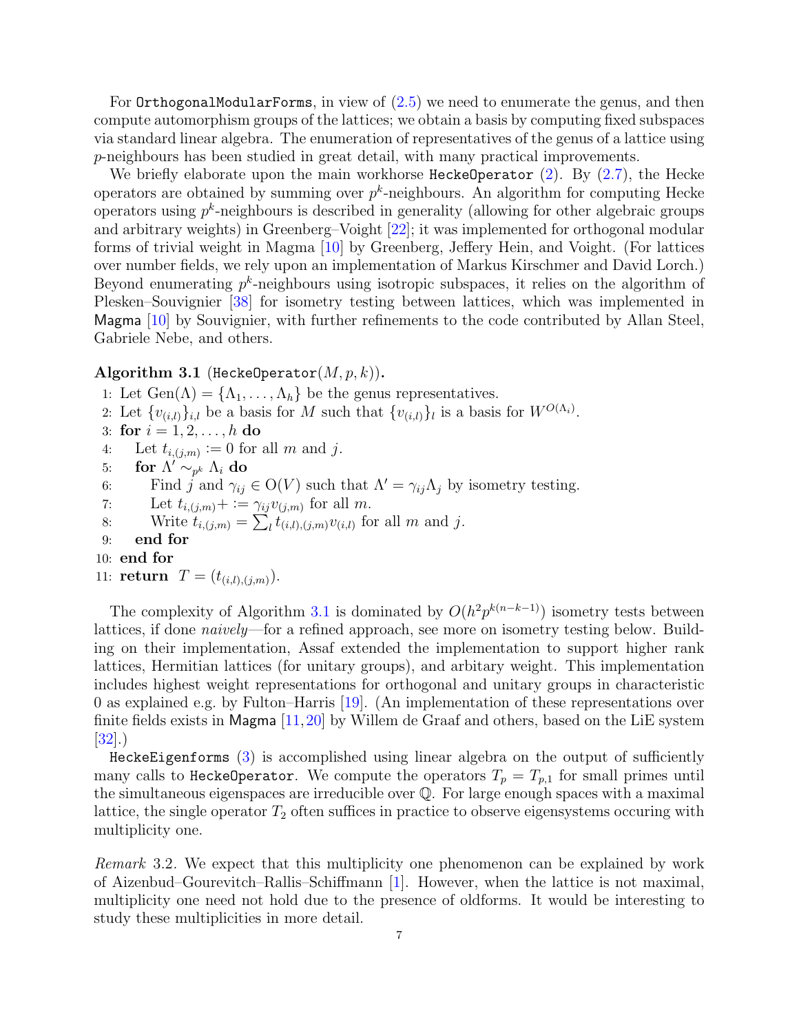For `OrthogonalModularForms`, in view of (2.5) we need to enumerate the genus, and then compute automorphism groups of the lattices; we obtain a basis by computing fixed subspaces via standard linear algebra. The enumeration of representatives of the genus of a lattice using $p$-neighbours has been studied in great detail, with many practical improvements.

We briefly elaborate upon the main workhorse `HeckeOperator` (2). By (2.7), the Hecke operators are obtained by summing over $p^k$-neighbours. An algorithm for computing Hecke operators using $p^k$-neighbours is described in generality (allowing for other algebraic groups and arbitrary weights) in Greenberg–Voight [22]; it was implemented for orthogonal modular forms of trivial weight in Magma [10] by Greenberg, Jeffery Hein, and Voight. (For lattices over number fields, we rely upon an implementation of Markus Kirschmer and David Lorch.) Beyond enumerating $p^k$-neighbours using isotropic subspaces, it relies on the algorithm of Plesken–Souvignier [38] for isometry testing between lattices, which was implemented in Magma [10] by Souvignier, with further refinements to the code contributed by Allan Steel, Gabriele Nebe, and others.

**Algorithm 3.1** (`HeckeOperator`$(M, p, k)$)**.**

```
1: Let Gen(Λ) = {Λ_1, ..., Λ_h} be the genus representatives.
2: Let {v_(i,l)}_{i,l} be a basis for M such that {v_(i,l)}_l is a basis for W^{O(Λ_i)}.
3: for i = 1, 2, ..., h do
4:    Let t_{i,(j,m)} := 0 for all m and j.
5:    for Λ' ~_{p^k} Λ_i do
6:       Find j and γ_ij ∈ O(V) such that Λ' = γ_ij Λ_j by isometry testing.
7:       Let t_{i,(j,m)} +:= γ_ij v_(j,m) for all m.
8:       Write t_{i,(j,m)} = Σ_l t_{(i,l),(j,m)} v_(i,l) for all m and j.
9:    end for
10: end for
11: return T = (t_{(i,l),(j,m)}).
```

The complexity of Algorithm 3.1 is dominated by $O(h^2 p^{k(n-k-1)})$ isometry tests between lattices, if done *naively*—for a refined approach, see more on isometry testing below. Building on their implementation, Assaf extended the implementation to support higher rank lattices, Hermitian lattices (for unitary groups), and arbitary weight. This implementation includes highest weight representations for orthogonal and unitary groups in characteristic 0 as explained e.g. by Fulton–Harris [19]. (An implementation of these representations over finite fields exists in Magma [11, 20] by Willem de Graaf and others, based on the LiE system [32].)

`HeckeEigenforms` (3) is accomplished using linear algebra on the output of sufficiently many calls to `HeckeOperator`. We compute the operators $T_p = T_{p,1}$ for small primes until the simultaneous eigenspaces are irreducible over $\mathbb{Q}$. For large enough spaces with a maximal lattice, the single operator $T_2$ often suffices in practice to observe eigensystems occuring with multiplicity one.

*Remark* 3.2. We expect that this multiplicity one phenomenon can be explained by work of Aizenbud–Gourevitch–Rallis–Schiffmann [1]. However, when the lattice is not maximal, multiplicity one need not hold due to the presence of oldforms. It would be interesting to study these multiplicities in more detail.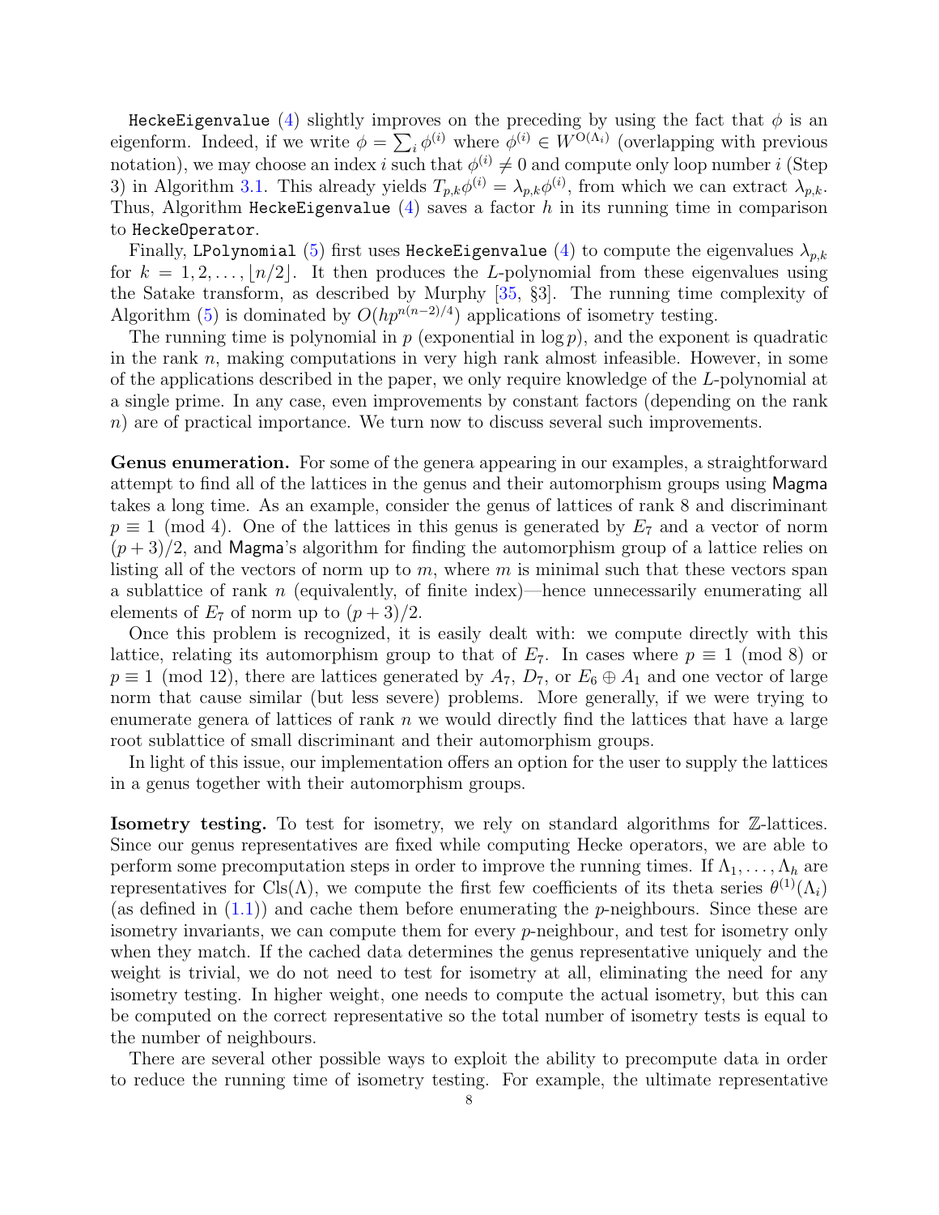HeckeEigenvalue (4) slightly improves on the preceding by using the fact that $\phi$ is an eigenform. Indeed, if we write $\phi = \sum_i \phi^{(i)}$ where $\phi^{(i)} \in W^{\mathrm{O}(\Lambda_i)}$ (overlapping with previous notation), we may choose an index $i$ such that $\phi^{(i)} \neq 0$ and compute only loop number $i$ (Step 3) in Algorithm 3.1. This already yields $T_{p,k}\phi^{(i)} = \lambda_{p,k}\phi^{(i)}$, from which we can extract $\lambda_{p,k}$. Thus, Algorithm HeckeEigenvalue (4) saves a factor $h$ in its running time in comparison to HeckeOperator.

Finally, LPolynomial (5) first uses HeckeEigenvalue (4) to compute the eigenvalues $\lambda_{p,k}$ for $k = 1, 2, \ldots, \lfloor n/2 \rfloor$. It then produces the $L$-polynomial from these eigenvalues using the Satake transform, as described by Murphy [35, §3]. The running time complexity of Algorithm (5) is dominated by $O(hp^{n(n-2)/4})$ applications of isometry testing.

The running time is polynomial in $p$ (exponential in $\log p$), and the exponent is quadratic in the rank $n$, making computations in very high rank almost infeasible. However, in some of the applications described in the paper, we only require knowledge of the $L$-polynomial at a single prime. In any case, even improvements by constant factors (depending on the rank $n$) are of practical importance. We turn now to discuss several such improvements.

**Genus enumeration.** For some of the genera appearing in our examples, a straightforward attempt to find all of the lattices in the genus and their automorphism groups using Magma takes a long time. As an example, consider the genus of lattices of rank 8 and discriminant $p \equiv 1 \pmod 4$. One of the lattices in this genus is generated by $E_7$ and a vector of norm $(p+3)/2$, and Magma's algorithm for finding the automorphism group of a lattice relies on listing all of the vectors of norm up to $m$, where $m$ is minimal such that these vectors span a sublattice of rank $n$ (equivalently, of finite index)—hence unnecessarily enumerating all elements of $E_7$ of norm up to $(p+3)/2$.

Once this problem is recognized, it is easily dealt with: we compute directly with this lattice, relating its automorphism group to that of $E_7$. In cases where $p \equiv 1 \pmod 8$ or $p \equiv 1 \pmod{12}$, there are lattices generated by $A_7$, $D_7$, or $E_6 \oplus A_1$ and one vector of large norm that cause similar (but less severe) problems. More generally, if we were trying to enumerate genera of lattices of rank $n$ we would directly find the lattices that have a large root sublattice of small discriminant and their automorphism groups.

In light of this issue, our implementation offers an option for the user to supply the lattices in a genus together with their automorphism groups.

**Isometry testing.** To test for isometry, we rely on standard algorithms for $\mathbb{Z}$-lattices. Since our genus representatives are fixed while computing Hecke operators, we are able to perform some precomputation steps in order to improve the running times. If $\Lambda_1, \ldots, \Lambda_h$ are representatives for $\mathrm{Cls}(\Lambda)$, we compute the first few coefficients of its theta series $\theta^{(1)}(\Lambda_i)$ (as defined in (1.1)) and cache them before enumerating the $p$-neighbours. Since these are isometry invariants, we can compute them for every $p$-neighbour, and test for isometry only when they match. If the cached data determines the genus representative uniquely and the weight is trivial, we do not need to test for isometry at all, eliminating the need for any isometry testing. In higher weight, one needs to compute the actual isometry, but this can be computed on the correct representative so the total number of isometry tests is equal to the number of neighbours.

There are several other possible ways to exploit the ability to precompute data in order to reduce the running time of isometry testing. For example, the ultimate representative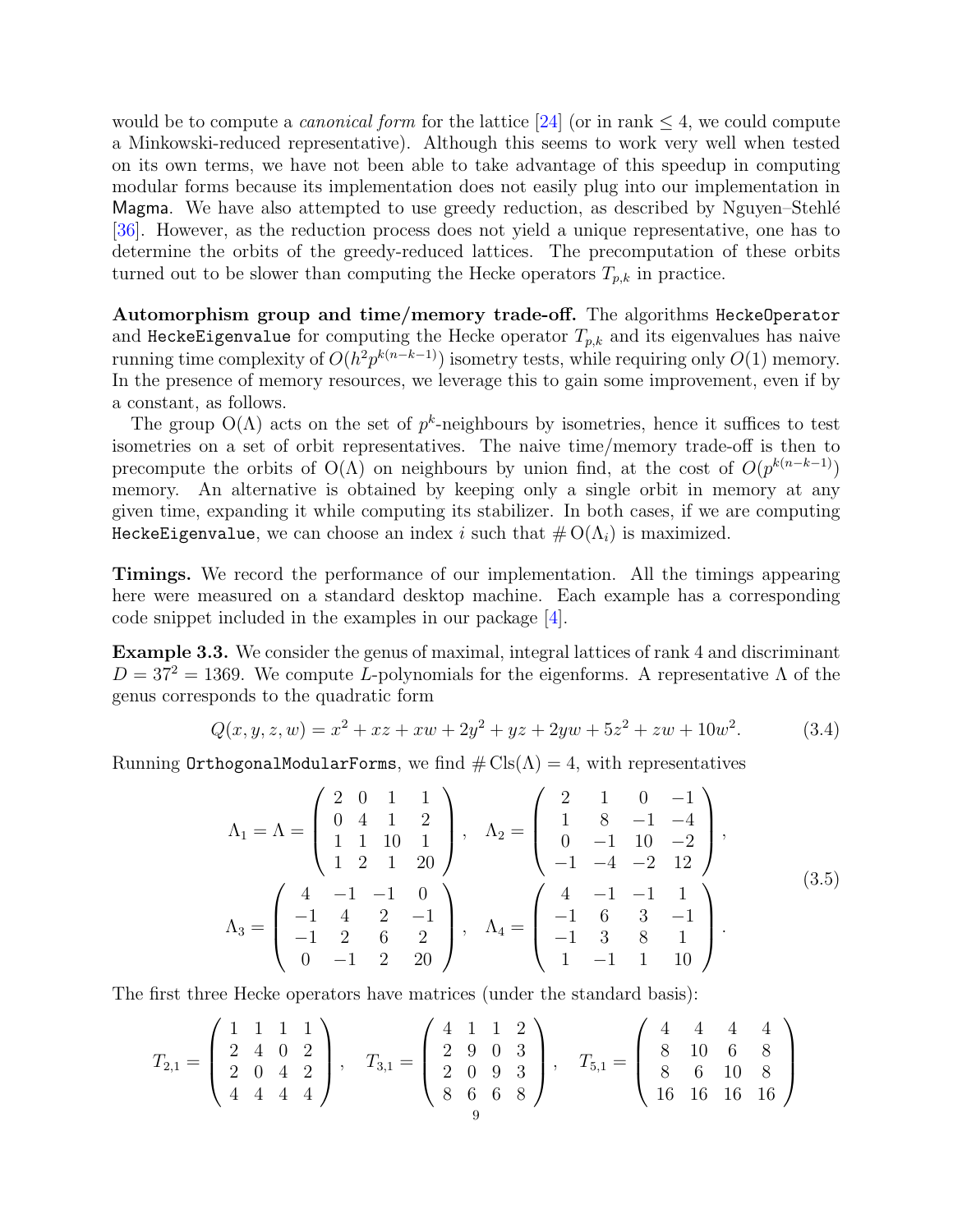would be to compute a *canonical form* for the lattice [24] (or in rank $\le 4$, we could compute a Minkowski-reduced representative). Although this seems to work very well when tested on its own terms, we have not been able to take advantage of this speedup in computing modular forms because its implementation does not easily plug into our implementation in Magma. We have also attempted to use greedy reduction, as described by Nguyen–Stehlé [36]. However, as the reduction process does not yield a unique representative, one has to determine the orbits of the greedy-reduced lattices. The precomputation of these orbits turned out to be slower than computing the Hecke operators $T_{p,k}$ in practice.

**Automorphism group and time/memory trade-off.** The algorithms `HeckeOperator` and `HeckeEigenvalue` for computing the Hecke operator $T_{p,k}$ and its eigenvalues has naive running time complexity of $O(h^2 p^{k(n-k-1)})$ isometry tests, while requiring only $O(1)$ memory. In the presence of memory resources, we leverage this to gain some improvement, even if by a constant, as follows.

The group $\mathrm{O}(\Lambda)$ acts on the set of $p^k$-neighbours by isometries, hence it suffices to test isometries on a set of orbit representatives. The naive time/memory trade-off is then to precompute the orbits of $\mathrm{O}(\Lambda)$ on neighbours by union find, at the cost of $O(p^{k(n-k-1)})$ memory. An alternative is obtained by keeping only a single orbit in memory at any given time, expanding it while computing its stabilizer. In both cases, if we are computing `HeckeEigenvalue`, we can choose an index $i$ such that $\#\,\mathrm{O}(\Lambda_i)$ is maximized.

**Timings.** We record the performance of our implementation. All the timings appearing here were measured on a standard desktop machine. Each example has a corresponding code snippet included in the examples in our package [4].

**Example 3.3.** We consider the genus of maximal, integral lattices of rank 4 and discriminant $D = 37^2 = 1369$. We compute $L$-polynomials for the eigenforms. A representative $\Lambda$ of the genus corresponds to the quadratic form

$$Q(x,y,z,w) = x^2 + xz + xw + 2y^2 + yz + 2yw + 5z^2 + zw + 10w^2. \tag{3.4}$$

Running `OrthogonalModularForms`, we find $\#\,\mathrm{Cls}(\Lambda) = 4$, with representatives

$$\Lambda_1 = \Lambda = \begin{pmatrix} 2 & 0 & 1 & 1 \\ 0 & 4 & 1 & 2 \\ 1 & 1 & 10 & 1 \\ 1 & 2 & 1 & 20 \end{pmatrix}, \quad \Lambda_2 = \begin{pmatrix} 2 & 1 & 0 & -1 \\ 1 & 8 & -1 & -4 \\ 0 & -1 & 10 & -2 \\ -1 & -4 & -2 & 12 \end{pmatrix},$$
$$\Lambda_3 = \begin{pmatrix} 4 & -1 & -1 & 0 \\ -1 & 4 & 2 & -1 \\ -1 & 2 & 6 & 2 \\ 0 & -1 & 2 & 20 \end{pmatrix}, \quad \Lambda_4 = \begin{pmatrix} 4 & -1 & -1 & 1 \\ -1 & 6 & 3 & -1 \\ -1 & 3 & 8 & 1 \\ 1 & -1 & 1 & 10 \end{pmatrix}. \tag{3.5}$$

The first three Hecke operators have matrices (under the standard basis):

$$T_{2,1} = \begin{pmatrix} 1 & 1 & 1 & 1 \\ 2 & 4 & 0 & 2 \\ 2 & 0 & 4 & 2 \\ 4 & 4 & 4 & 4 \end{pmatrix}, \quad T_{3,1} = \begin{pmatrix} 4 & 1 & 1 & 2 \\ 2 & 9 & 0 & 3 \\ 2 & 0 & 9 & 3 \\ 8 & 6 & 6 & 8 \end{pmatrix}, \quad T_{5,1} = \begin{pmatrix} 4 & 4 & 4 & 4 \\ 8 & 10 & 6 & 8 \\ 8 & 6 & 10 & 8 \\ 16 & 16 & 16 & 16 \end{pmatrix}$$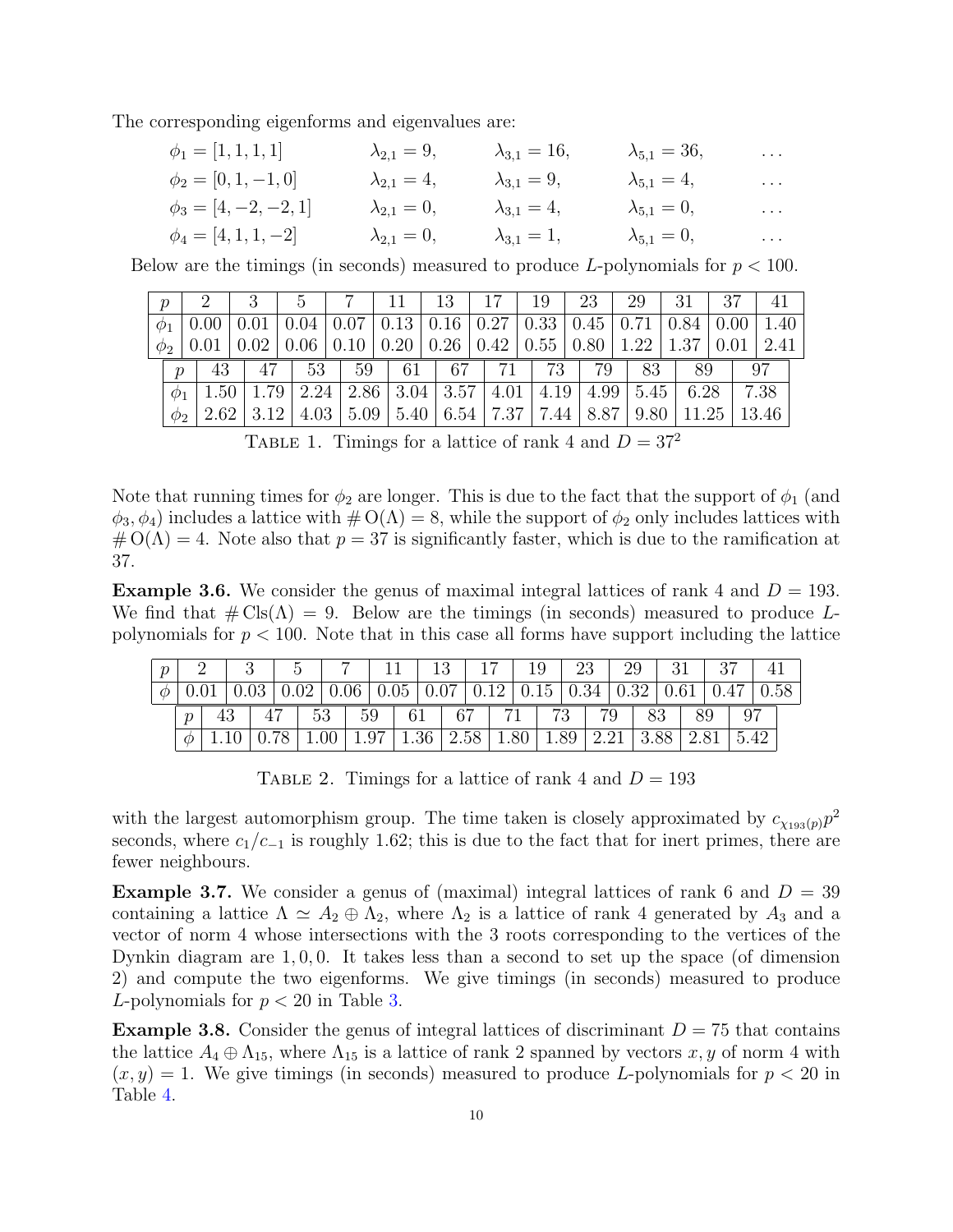The corresponding eigenforms and eigenvalues are:

$$
\begin{array}{lllll}
\phi_1 = [1,1,1,1] & \lambda_{2,1} = 9, & \lambda_{3,1} = 16, & \lambda_{5,1} = 36, & \dots \\
\phi_2 = [0,1,-1,0] & \lambda_{2,1} = 4, & \lambda_{3,1} = 9, & \lambda_{5,1} = 4, & \dots \\
\phi_3 = [4,-2,-2,1] & \lambda_{2,1} = 0, & \lambda_{3,1} = 4, & \lambda_{5,1} = 0, & \dots \\
\phi_4 = [4,1,1,-2] & \lambda_{2,1} = 0, & \lambda_{3,1} = 1, & \lambda_{5,1} = 0, & \dots
\end{array}
$$

Below are the timings (in seconds) measured to produce $L$-polynomials for $p < 100$.

| $p$ | 2 | 3 | 5 | 7 | 11 | 13 | 17 | 19 | 23 | 29 | 31 | 37 | 41 |
|---|---|---|---|---|---|---|---|---|---|---|---|---|---|
| $\phi_1$ | 0.00 | 0.01 | 0.04 | 0.07 | 0.13 | 0.16 | 0.27 | 0.33 | 0.45 | 0.71 | 0.84 | 0.00 | 1.40 |
| $\phi_2$ | 0.01 | 0.02 | 0.06 | 0.10 | 0.20 | 0.26 | 0.42 | 0.55 | 0.80 | 1.22 | 1.37 | 0.01 | 2.41 |

| $p$ | 43 | 47 | 53 | 59 | 61 | 67 | 71 | 73 | 79 | 83 | 89 | 97 |
|---|---|---|---|---|---|---|---|---|---|---|---|---|
| $\phi_1$ | 1.50 | 1.79 | 2.24 | 2.86 | 3.04 | 3.57 | 4.01 | 4.19 | 4.99 | 5.45 | 6.28 | 7.38 |
| $\phi_2$ | 2.62 | 3.12 | 4.03 | 5.09 | 5.40 | 6.54 | 7.37 | 7.44 | 8.87 | 9.80 | 11.25 | 13.46 |

TABLE 1. Timings for a lattice of rank 4 and $D = 37^2$

Note that running times for $\phi_2$ are longer. This is due to the fact that the support of $\phi_1$ (and $\phi_3, \phi_4$) includes a lattice with $\# \mathrm{O}(\Lambda) = 8$, while the support of $\phi_2$ only includes lattices with $\# \mathrm{O}(\Lambda) = 4$. Note also that $p = 37$ is significantly faster, which is due to the ramification at 37.

**Example 3.6.** We consider the genus of maximal integral lattices of rank 4 and $D = 193$. We find that $\# \mathrm{Cls}(\Lambda) = 9$. Below are the timings (in seconds) measured to produce $L$-polynomials for $p < 100$. Note that in this case all forms have support including the lattice with the largest automorphism group. The time taken is closely approximated by $c_{\chi_{193}(p)} p^2$ seconds, where $c_1/c_{-1}$ is roughly 1.62; this is due to the fact that for inert primes, there are fewer neighbours.

| $p$ | 2 | 3 | 5 | 7 | 11 | 13 | 17 | 19 | 23 | 29 | 31 | 37 | 41 |
|---|---|---|---|---|---|---|---|---|---|---|---|---|---|
| $\phi$ | 0.01 | 0.03 | 0.02 | 0.06 | 0.05 | 0.07 | 0.12 | 0.15 | 0.34 | 0.32 | 0.61 | 0.47 | 0.58 |

| $p$ | 43 | 47 | 53 | 59 | 61 | 67 | 71 | 73 | 79 | 83 | 89 | 97 |
|---|---|---|---|---|---|---|---|---|---|---|---|---|
| $\phi$ | 1.10 | 0.78 | 1.00 | 1.97 | 1.36 | 2.58 | 1.80 | 1.89 | 2.21 | 3.88 | 2.81 | 5.42 |

TABLE 2. Timings for a lattice of rank 4 and $D = 193$

**Example 3.7.** We consider a genus of (maximal) integral lattices of rank 6 and $D = 39$ containing a lattice $\Lambda \simeq A_2 \oplus \Lambda_2$, where $\Lambda_2$ is a lattice of rank 4 generated by $A_3$ and a vector of norm 4 whose intersections with the 3 roots corresponding to the vertices of the Dynkin diagram are $1, 0, 0$. It takes less than a second to set up the space (of dimension 2) and compute the two eigenforms. We give timings (in seconds) measured to produce $L$-polynomials for $p < 20$ in Table 3.

**Example 3.8.** Consider the genus of integral lattices of discriminant $D = 75$ that contains the lattice $A_4 \oplus \Lambda_{15}$, where $\Lambda_{15}$ is a lattice of rank 2 spanned by vectors $x, y$ of norm 4 with $(x, y) = 1$. We give timings (in seconds) measured to produce $L$-polynomials for $p < 20$ in Table 4.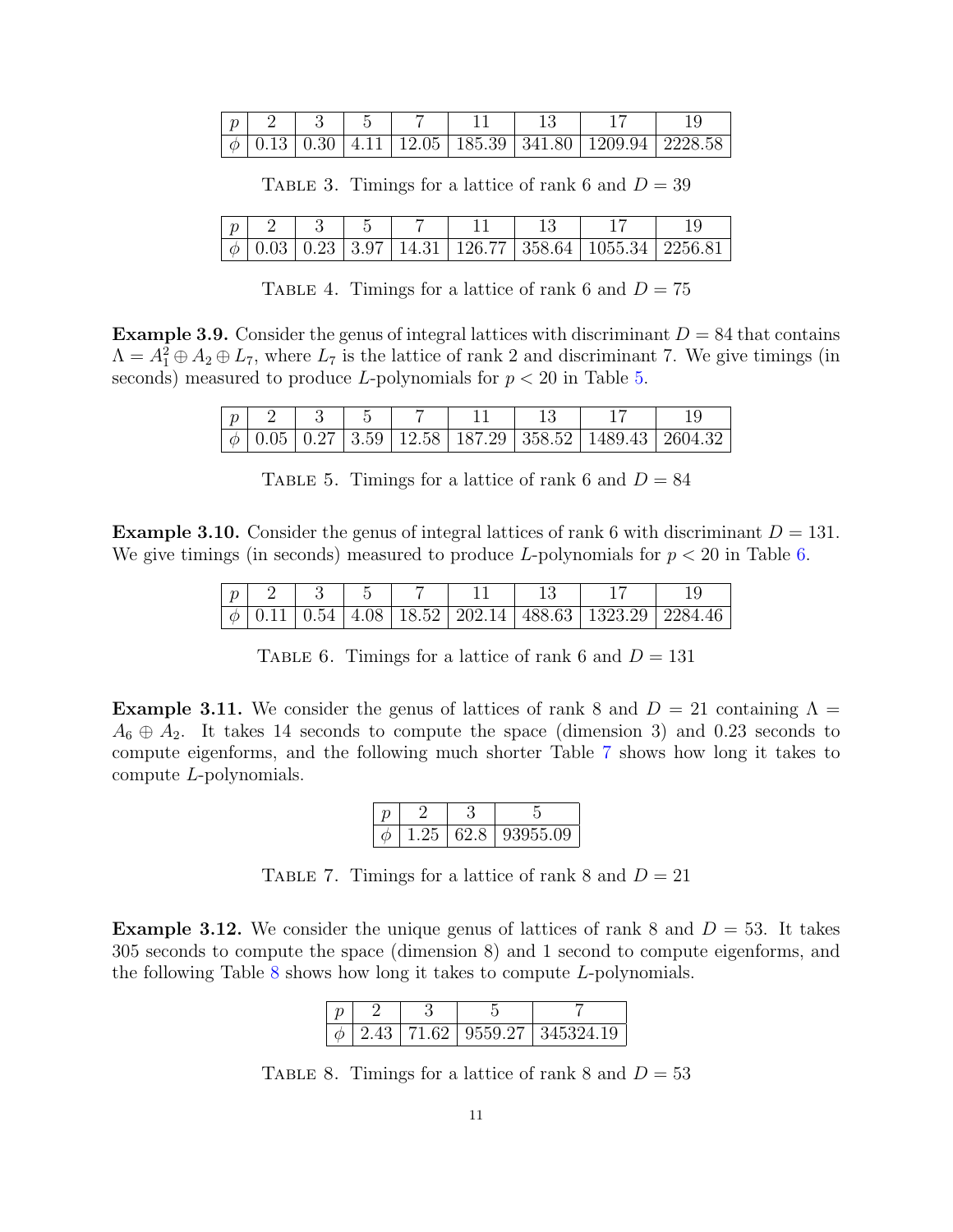| $p$ | 2 | 3 | 5 | 7 | 11 | 13 | 17 | 19 |
|---|---|---|---|---|---|---|---|---|
| $\phi$ | 0.13 | 0.30 | 4.11 | 12.05 | 185.39 | 341.80 | 1209.94 | 2228.58 |

TABLE 3. Timings for a lattice of rank 6 and $D = 39$

| $p$ | 2 | 3 | 5 | 7 | 11 | 13 | 17 | 19 |
|---|---|---|---|---|---|---|---|---|
| $\phi$ | 0.03 | 0.23 | 3.97 | 14.31 | 126.77 | 358.64 | 1055.34 | 2256.81 |

TABLE 4. Timings for a lattice of rank 6 and $D = 75$

**Example 3.9.** Consider the genus of integral lattices with discriminant $D = 84$ that contains $\Lambda = A_1^2 \oplus A_2 \oplus L_7$, where $L_7$ is the lattice of rank 2 and discriminant 7. We give timings (in seconds) measured to produce $L$-polynomials for $p < 20$ in Table 5.

| $p$ | 2 | 3 | 5 | 7 | 11 | 13 | 17 | 19 |
|---|---|---|---|---|---|---|---|---|
| $\phi$ | 0.05 | 0.27 | 3.59 | 12.58 | 187.29 | 358.52 | 1489.43 | 2604.32 |

TABLE 5. Timings for a lattice of rank 6 and $D = 84$

**Example 3.10.** Consider the genus of integral lattices of rank 6 with discriminant $D = 131$. We give timings (in seconds) measured to produce $L$-polynomials for $p < 20$ in Table 6.

| $p$ | 2 | 3 | 5 | 7 | 11 | 13 | 17 | 19 |
|---|---|---|---|---|---|---|---|---|
| $\phi$ | 0.11 | 0.54 | 4.08 | 18.52 | 202.14 | 488.63 | 1323.29 | 2284.46 |

TABLE 6. Timings for a lattice of rank 6 and $D = 131$

**Example 3.11.** We consider the genus of lattices of rank 8 and $D = 21$ containing $\Lambda = A_6 \oplus A_2$. It takes 14 seconds to compute the space (dimension 3) and 0.23 seconds to compute eigenforms, and the following much shorter Table 7 shows how long it takes to compute $L$-polynomials.

| $p$ | 2 | 3 | 5 |
|---|---|---|---|
| $\phi$ | 1.25 | 62.8 | 93955.09 |

TABLE 7. Timings for a lattice of rank 8 and $D = 21$

**Example 3.12.** We consider the unique genus of lattices of rank 8 and $D = 53$. It takes 305 seconds to compute the space (dimension 8) and 1 second to compute eigenforms, and the following Table 8 shows how long it takes to compute $L$-polynomials.

| $p$ | 2 | 3 | 5 | 7 |
|---|---|---|---|---|
| $\phi$ | 2.43 | 71.62 | 9559.27 | 345324.19 |

TABLE 8. Timings for a lattice of rank 8 and $D = 53$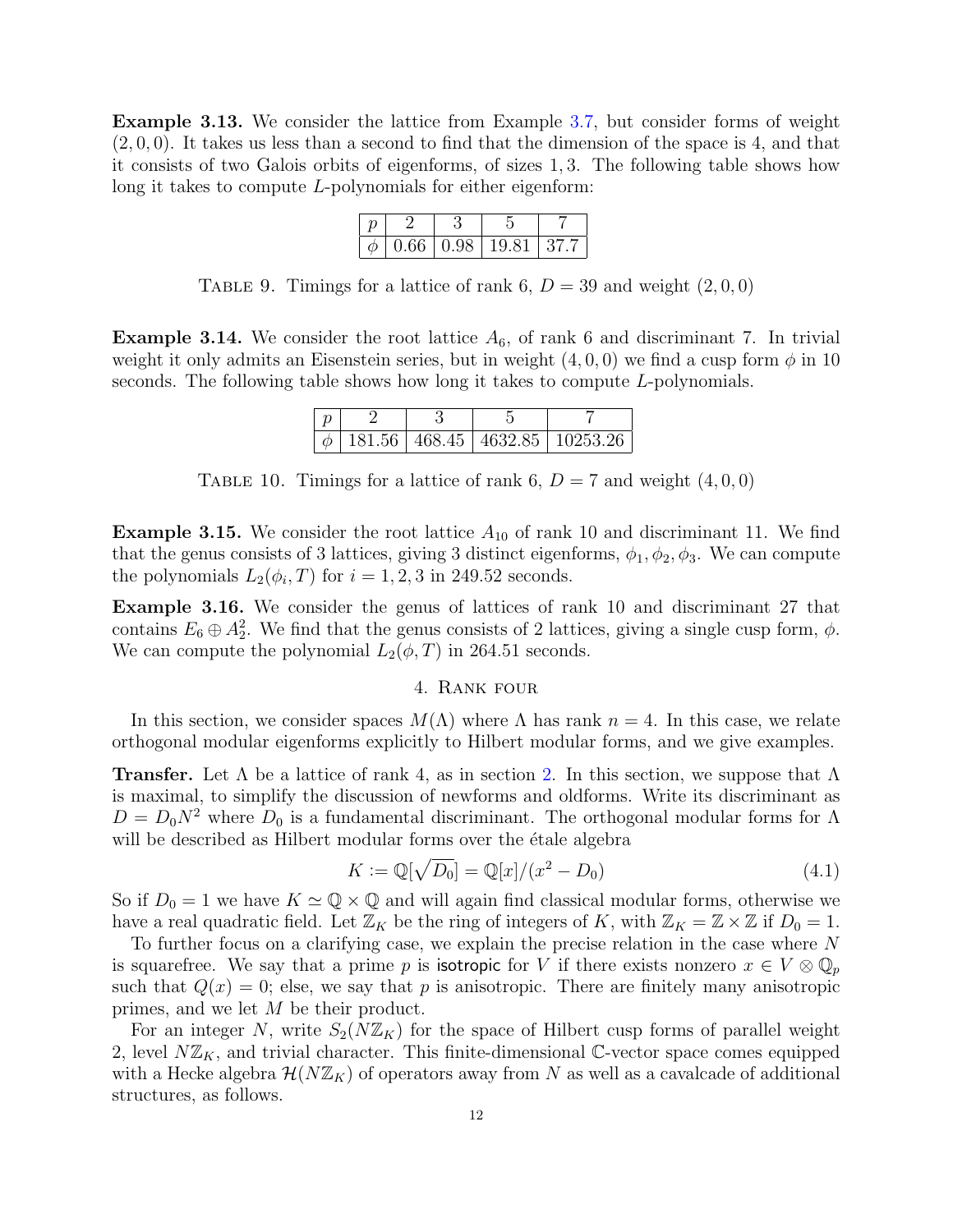**Example 3.13.** We consider the lattice from Example 3.7, but consider forms of weight $(2,0,0)$. It takes us less than a second to find that the dimension of the space is 4, and that it consists of two Galois orbits of eigenforms, of sizes $1,3$. The following table shows how long it takes to compute $L$-polynomials for either eigenform:

| $p$ | 2 | 3 | 5 | 7 |
|---|---|---|---|---|
| $\phi$ | 0.66 | 0.98 | 19.81 | 37.7 |

Table 9. Timings for a lattice of rank 6, $D = 39$ and weight $(2,0,0)$

**Example 3.14.** We consider the root lattice $A_6$, of rank 6 and discriminant 7. In trivial weight it only admits an Eisenstein series, but in weight $(4,0,0)$ we find a cusp form $\phi$ in 10 seconds. The following table shows how long it takes to compute $L$-polynomials.

| $p$ | 2 | 3 | 5 | 7 |
|---|---|---|---|---|
| $\phi$ | 181.56 | 468.45 | 4632.85 | 10253.26 |

Table 10. Timings for a lattice of rank 6, $D = 7$ and weight $(4,0,0)$

**Example 3.15.** We consider the root lattice $A_{10}$ of rank 10 and discriminant 11. We find that the genus consists of 3 lattices, giving 3 distinct eigenforms, $\phi_1, \phi_2, \phi_3$. We can compute the polynomials $L_2(\phi_i, T)$ for $i = 1,2,3$ in 249.52 seconds.

**Example 3.16.** We consider the genus of lattices of rank 10 and discriminant 27 that contains $E_6 \oplus A_2^2$. We find that the genus consists of 2 lattices, giving a single cusp form, $\phi$. We can compute the polynomial $L_2(\phi, T)$ in 264.51 seconds.

## 4. Rank four

In this section, we consider spaces $M(\Lambda)$ where $\Lambda$ has rank $n = 4$. In this case, we relate orthogonal modular eigenforms explicitly to Hilbert modular forms, and we give examples.

**Transfer.** Let $\Lambda$ be a lattice of rank 4, as in section 2. In this section, we suppose that $\Lambda$ is maximal, to simplify the discussion of newforms and oldforms. Write its discriminant as $D = D_0 N^2$ where $D_0$ is a fundamental discriminant. The orthogonal modular forms for $\Lambda$ will be described as Hilbert modular forms over the étale algebra

$$K := \mathbb{Q}[\sqrt{D_0}] = \mathbb{Q}[x]/(x^2 - D_0) \tag{4.1}$$

So if $D_0 = 1$ we have $K \simeq \mathbb{Q} \times \mathbb{Q}$ and will again find classical modular forms, otherwise we have a real quadratic field. Let $\mathbb{Z}_K$ be the ring of integers of $K$, with $\mathbb{Z}_K = \mathbb{Z} \times \mathbb{Z}$ if $D_0 = 1$.

To further focus on a clarifying case, we explain the precise relation in the case where $N$ is squarefree. We say that a prime $p$ is isotropic for $V$ if there exists nonzero $x \in V \otimes \mathbb{Q}_p$ such that $Q(x) = 0$; else, we say that $p$ is anisotropic. There are finitely many anisotropic primes, and we let $M$ be their product.

For an integer $N$, write $S_2(N\mathbb{Z}_K)$ for the space of Hilbert cusp forms of parallel weight 2, level $N\mathbb{Z}_K$, and trivial character. This finite-dimensional $\mathbb{C}$-vector space comes equipped with a Hecke algebra $\mathcal{H}(N\mathbb{Z}_K)$ of operators away from $N$ as well as a cavalcade of additional structures, as follows.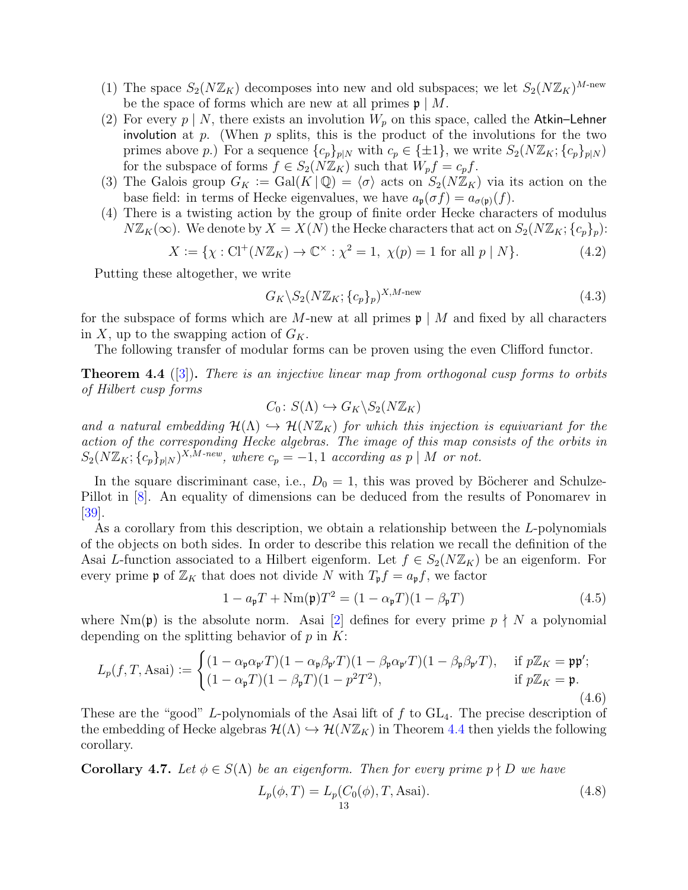(1) The space $S_2(N\mathbb{Z}_K)$ decomposes into new and old subspaces; we let $S_2(N\mathbb{Z}_K)^{M\text{-new}}$ be the space of forms which are new at all primes $\mathfrak{p} \mid M$.

(2) For every $p \mid N$, there exists an involution $W_p$ on this space, called the Atkin–Lehner involution at $p$. (When $p$ splits, this is the product of the involutions for the two primes above $p$.) For a sequence $\{c_p\}_{p\mid N}$ with $c_p \in \{\pm 1\}$, we write $S_2(N\mathbb{Z}_K; \{c_p\}_{p\mid N})$ for the subspace of forms $f \in S_2(N\mathbb{Z}_K)$ such that $W_p f = c_p f$.

(3) The Galois group $G_K := \mathrm{Gal}(K \mid \mathbb{Q}) = \langle \sigma \rangle$ acts on $S_2(N\mathbb{Z}_K)$ via its action on the base field: in terms of Hecke eigenvalues, we have $a_{\mathfrak{p}}(\sigma f) = a_{\sigma(\mathfrak{p})}(f)$.

(4) There is a twisting action by the group of finite order Hecke characters of modulus $N\mathbb{Z}_K(\infty)$. We denote by $X = X(N)$ the Hecke characters that act on $S_2(N\mathbb{Z}_K; \{c_p\}_p)$:

$$X := \{\chi : \mathrm{Cl}^+(N\mathbb{Z}_K) \to \mathbb{C}^\times : \chi^2 = 1,\ \chi(p) = 1 \text{ for all } p \mid N\}. \tag{4.2}$$

Putting these altogether, we write

$$G_K \backslash S_2(N\mathbb{Z}_K; \{c_p\}_p)^{X, M\text{-new}} \tag{4.3}$$

for the subspace of forms which are $M$-new at all primes $\mathfrak{p} \mid M$ and fixed by all characters in $X$, up to the swapping action of $G_K$.

The following transfer of modular forms can be proven using the even Clifford functor.

**Theorem 4.4** ([3]). *There is an injective linear map from orthogonal cusp forms to orbits of Hilbert cusp forms*

$$C_0 \colon S(\Lambda) \hookrightarrow G_K \backslash S_2(N\mathbb{Z}_K)$$

*and a natural embedding $\mathcal{H}(\Lambda) \hookrightarrow \mathcal{H}(N\mathbb{Z}_K)$ for which this injection is equivariant for the action of the corresponding Hecke algebras. The image of this map consists of the orbits in $S_2(N\mathbb{Z}_K; \{c_p\}_{p\mid N})^{X, M\text{-new}}$, where $c_p = -1, 1$ according as $p \mid M$ or not.*

In the square discriminant case, i.e., $D_0 = 1$, this was proved by Böcherer and Schulze-Pillot in [8]. An equality of dimensions can be deduced from the results of Ponomarev in [39].

As a corollary from this description, we obtain a relationship between the $L$-polynomials of the objects on both sides. In order to describe this relation we recall the definition of the Asai $L$-function associated to a Hilbert eigenform. Let $f \in S_2(N\mathbb{Z}_K)$ be an eigenform. For every prime $\mathfrak{p}$ of $\mathbb{Z}_K$ that does not divide $N$ with $T_{\mathfrak{p}} f = a_{\mathfrak{p}} f$, we factor

$$1 - a_{\mathfrak{p}} T + \mathrm{Nm}(\mathfrak{p}) T^2 = (1 - \alpha_{\mathfrak{p}} T)(1 - \beta_{\mathfrak{p}} T) \tag{4.5}$$

where $\mathrm{Nm}(\mathfrak{p})$ is the absolute norm. Asai [2] defines for every prime $p \nmid N$ a polynomial depending on the splitting behavior of $p$ in $K$:

$$L_p(f, T, \mathrm{Asai}) := \begin{cases} (1 - \alpha_{\mathfrak{p}}\alpha_{\mathfrak{p}'} T)(1 - \alpha_{\mathfrak{p}}\beta_{\mathfrak{p}'} T)(1 - \beta_{\mathfrak{p}}\alpha_{\mathfrak{p}'} T)(1 - \beta_{\mathfrak{p}}\beta_{\mathfrak{p}'} T), & \text{if } p\mathbb{Z}_K = \mathfrak{p}\mathfrak{p}'; \\ (1 - \alpha_{\mathfrak{p}} T)(1 - \beta_{\mathfrak{p}} T)(1 - p^2 T^2), & \text{if } p\mathbb{Z}_K = \mathfrak{p}. \end{cases} \tag{4.6}$$

These are the "good" $L$-polynomials of the Asai lift of $f$ to $\mathrm{GL}_4$. The precise description of the embedding of Hecke algebras $\mathcal{H}(\Lambda) \hookrightarrow \mathcal{H}(N\mathbb{Z}_K)$ in Theorem 4.4 then yields the following corollary.

**Corollary 4.7.** *Let $\phi \in S(\Lambda)$ be an eigenform. Then for every prime $p \nmid D$ we have*

$$L_p(\phi, T) = L_p(C_0(\phi), T, \mathrm{Asai}). \tag{4.8}$$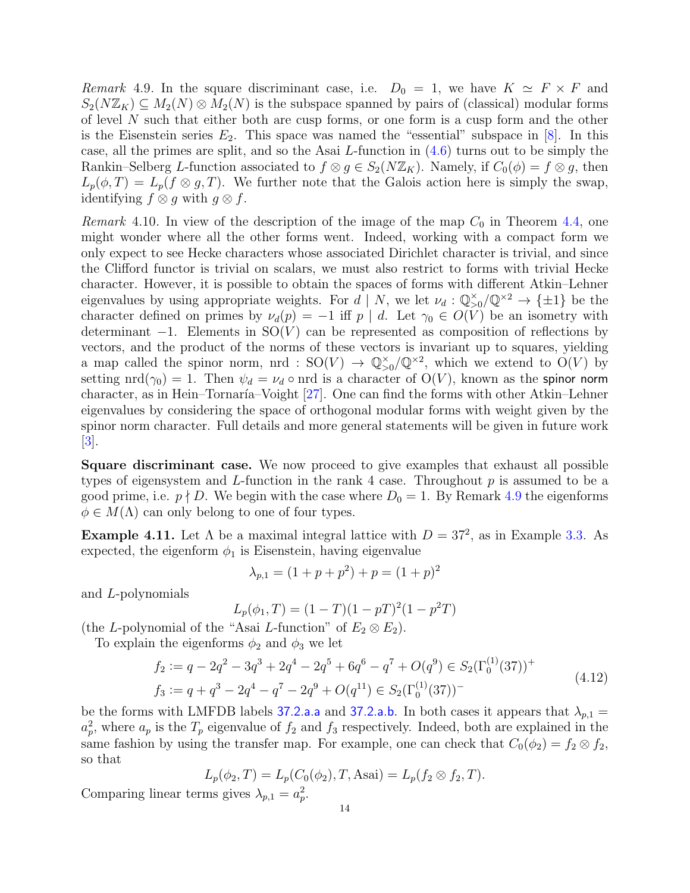*Remark* 4.9. In the square discriminant case, i.e. $D_0 = 1$, we have $K \simeq F \times F$ and $S_2(N\mathbb{Z}_K) \subseteq M_2(N) \otimes M_2(N)$ is the subspace spanned by pairs of (classical) modular forms of level $N$ such that either both are cusp forms, or one form is a cusp form and the other is the Eisenstein series $E_2$. This space was named the "essential" subspace in [8]. In this case, all the primes are split, and so the Asai $L$-function in (4.6) turns out to be simply the Rankin–Selberg $L$-function associated to $f \otimes g \in S_2(N\mathbb{Z}_K)$. Namely, if $C_0(\phi) = f \otimes g$, then $L_p(\phi, T) = L_p(f \otimes g, T)$. We further note that the Galois action here is simply the swap, identifying $f \otimes g$ with $g \otimes f$.

*Remark* 4.10. In view of the description of the image of the map $C_0$ in Theorem 4.4, one might wonder where all the other forms went. Indeed, working with a compact form we only expect to see Hecke characters whose associated Dirichlet character is trivial, and since the Clifford functor is trivial on scalars, we must also restrict to forms with trivial Hecke character. However, it is possible to obtain the spaces of forms with different Atkin–Lehner eigenvalues by using appropriate weights. For $d \mid N$, we let $\nu_d : \mathbb{Q}_{>0}^{\times}/\mathbb{Q}^{\times 2} \to \{\pm 1\}$ be the character defined on primes by $\nu_d(p) = -1$ iff $p \mid d$. Let $\gamma_0 \in O(V)$ be an isometry with determinant $-1$. Elements in $\mathrm{SO}(V)$ can be represented as composition of reflections by vectors, and the product of the norms of these vectors is invariant up to squares, yielding a map called the spinor norm, $\mathrm{nrd} : \mathrm{SO}(V) \to \mathbb{Q}_{>0}^{\times}/\mathbb{Q}^{\times 2}$, which we extend to $\mathrm{O}(V)$ by setting $\mathrm{nrd}(\gamma_0) = 1$. Then $\psi_d = \nu_d \circ \mathrm{nrd}$ is a character of $\mathrm{O}(V)$, known as the spinor norm character, as in Hein–Tornaría–Voight [27]. One can find the forms with other Atkin–Lehner eigenvalues by considering the space of orthogonal modular forms with weight given by the spinor norm character. Full details and more general statements will be given in future work [3].

**Square discriminant case.** We now proceed to give examples that exhaust all possible types of eigensystem and $L$-function in the rank 4 case. Throughout $p$ is assumed to be a good prime, i.e. $p \nmid D$. We begin with the case where $D_0 = 1$. By Remark 4.9 the eigenforms $\phi \in M(\Lambda)$ can only belong to one of four types.

**Example 4.11.** Let $\Lambda$ be a maximal integral lattice with $D = 37^2$, as in Example 3.3. As expected, the eigenform $\phi_1$ is Eisenstein, having eigenvalue

$$\lambda_{p,1} = (1 + p + p^2) + p = (1 + p)^2$$

and $L$-polynomials

$$L_p(\phi_1, T) = (1 - T)(1 - pT)^2(1 - p^2T)$$

(the $L$-polynomial of the "Asai $L$-function" of $E_2 \otimes E_2$).

To explain the eigenforms $\phi_2$ and $\phi_3$ we let

$$\begin{aligned} f_2 &:= q - 2q^2 - 3q^3 + 2q^4 - 2q^5 + 6q^6 - q^7 + O(q^9) \in S_2(\Gamma_0^{(1)}(37))^+ \\ f_3 &:= q + q^3 - 2q^4 - q^7 - 2q^9 + O(q^{11}) \in S_2(\Gamma_0^{(1)}(37))^- \end{aligned} \tag{4.12}$$

be the forms with LMFDB labels 37.2.a.a and 37.2.a.b. In both cases it appears that $\lambda_{p,1} = a_p^2$, where $a_p$ is the $T_p$ eigenvalue of $f_2$ and $f_3$ respectively. Indeed, both are explained in the same fashion by using the transfer map. For example, one can check that $C_0(\phi_2) = f_2 \otimes f_2$, so that

$$L_p(\phi_2, T) = L_p(C_0(\phi_2), T, \mathrm{Asai}) = L_p(f_2 \otimes f_2, T).$$

Comparing linear terms gives $\lambda_{p,1} = a_p^2$.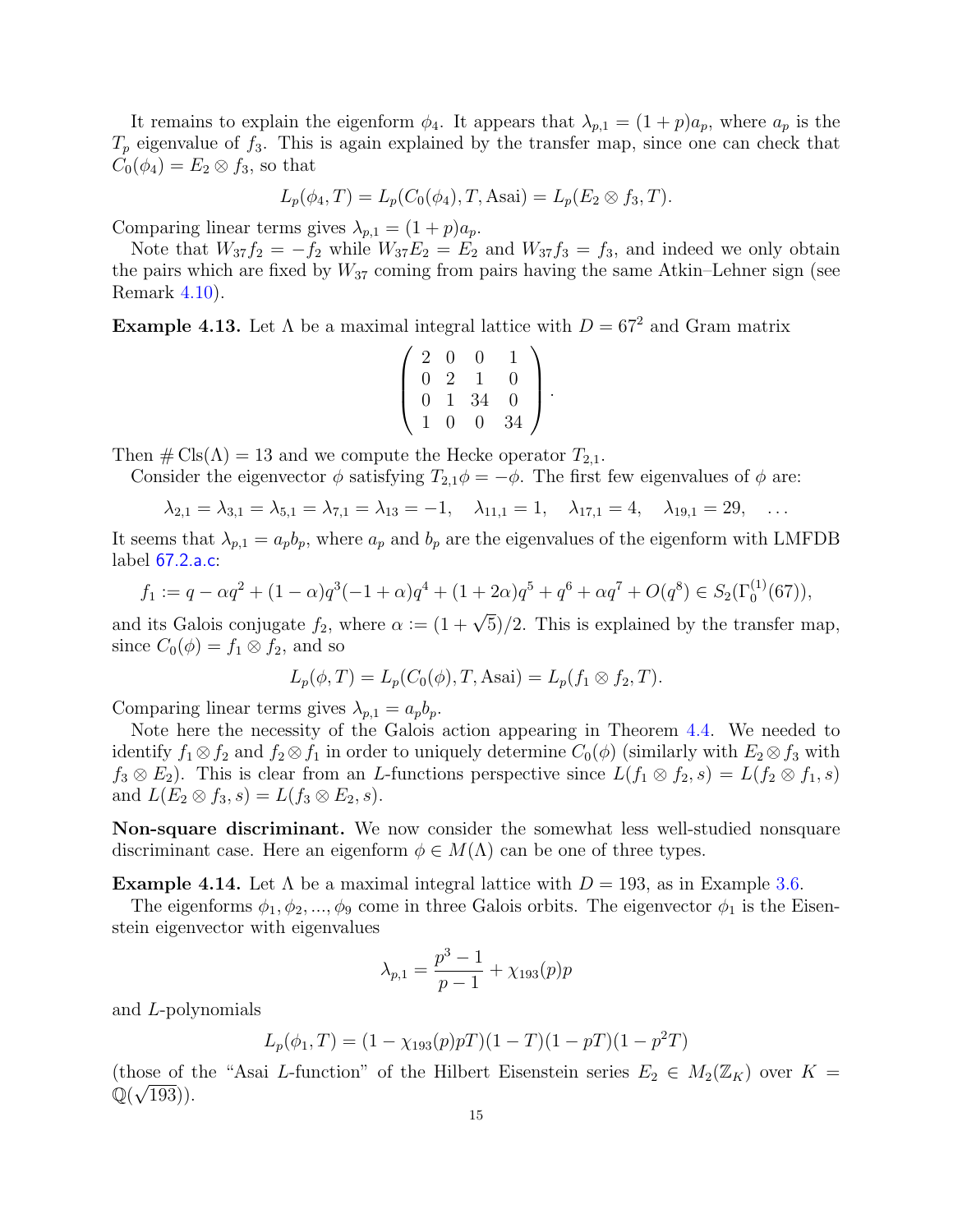It remains to explain the eigenform $\phi_4$. It appears that $\lambda_{p,1} = (1+p)a_p$, where $a_p$ is the $T_p$ eigenvalue of $f_3$. This is again explained by the transfer map, since one can check that $C_0(\phi_4) = E_2 \otimes f_3$, so that

$$L_p(\phi_4, T) = L_p(C_0(\phi_4), T, \text{Asai}) = L_p(E_2 \otimes f_3, T).$$

Comparing linear terms gives $\lambda_{p,1} = (1+p)a_p$.

Note that $W_{37} f_2 = -f_2$ while $W_{37} E_2 = E_2$ and $W_{37} f_3 = f_3$, and indeed we only obtain the pairs which are fixed by $W_{37}$ coming from pairs having the same Atkin–Lehner sign (see Remark 4.10).

**Example 4.13.** Let $\Lambda$ be a maximal integral lattice with $D = 67^2$ and Gram matrix

$$\begin{pmatrix} 2 & 0 & 0 & 1 \\ 0 & 2 & 1 & 0 \\ 0 & 1 & 34 & 0 \\ 1 & 0 & 0 & 34 \end{pmatrix}.$$

Then $\#\operatorname{Cls}(\Lambda) = 13$ and we compute the Hecke operator $T_{2,1}$.

Consider the eigenvector $\phi$ satisfying $T_{2,1}\phi = -\phi$. The first few eigenvalues of $\phi$ are:

$$\lambda_{2,1} = \lambda_{3,1} = \lambda_{5,1} = \lambda_{7,1} = \lambda_{13} = -1, \quad \lambda_{11,1} = 1, \quad \lambda_{17,1} = 4, \quad \lambda_{19,1} = 29, \quad \ldots$$

It seems that $\lambda_{p,1} = a_p b_p$, where $a_p$ and $b_p$ are the eigenvalues of the eigenform with LMFDB label 67.2.a.c:

$$f_1 := q - \alpha q^2 + (1-\alpha)q^3(-1+\alpha)q^4 + (1+2\alpha)q^5 + q^6 + \alpha q^7 + O(q^8) \in S_2(\Gamma_0^{(1)}(67)),$$

and its Galois conjugate $f_2$, where $\alpha := (1+\sqrt{5})/2$. This is explained by the transfer map, since $C_0(\phi) = f_1 \otimes f_2$, and so

$$L_p(\phi, T) = L_p(C_0(\phi), T, \text{Asai}) = L_p(f_1 \otimes f_2, T).$$

Comparing linear terms gives $\lambda_{p,1} = a_p b_p$.

Note here the necessity of the Galois action appearing in Theorem 4.4. We needed to identify $f_1 \otimes f_2$ and $f_2 \otimes f_1$ in order to uniquely determine $C_0(\phi)$ (similarly with $E_2 \otimes f_3$ with $f_3 \otimes E_2$). This is clear from an $L$-functions perspective since $L(f_1 \otimes f_2, s) = L(f_2 \otimes f_1, s)$ and $L(E_2 \otimes f_3, s) = L(f_3 \otimes E_2, s)$.

**Non-square discriminant.** We now consider the somewhat less well-studied nonsquare discriminant case. Here an eigenform $\phi \in M(\Lambda)$ can be one of three types.

**Example 4.14.** Let $\Lambda$ be a maximal integral lattice with $D = 193$, as in Example 3.6.

The eigenforms $\phi_1, \phi_2, \ldots, \phi_9$ come in three Galois orbits. The eigenvector $\phi_1$ is the Eisenstein eigenvector with eigenvalues

$$\lambda_{p,1} = \frac{p^3 - 1}{p - 1} + \chi_{193}(p)p$$

and $L$-polynomials

$$L_p(\phi_1, T) = (1 - \chi_{193}(p)pT)(1-T)(1-pT)(1-p^2T)$$

(those of the "Asai $L$-function" of the Hilbert Eisenstein series $E_2 \in M_2(\mathbb{Z}_K)$ over $K = \mathbb{Q}(\sqrt{193})$).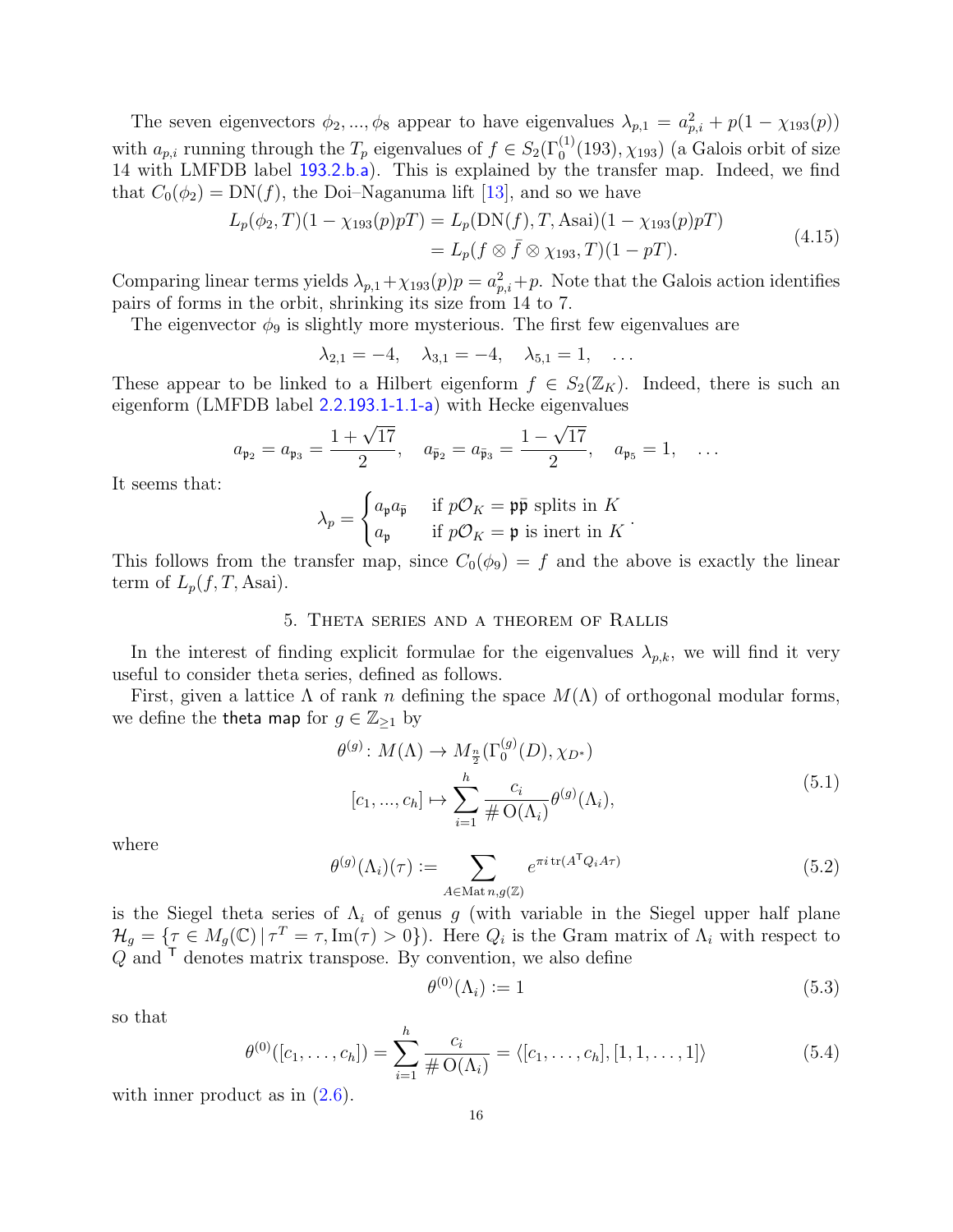The seven eigenvectors $\phi_2, ..., \phi_8$ appear to have eigenvalues $\lambda_{p,1} = a_{p,i}^2 + p(1 - \chi_{193}(p))$ with $a_{p,i}$ running through the $T_p$ eigenvalues of $f \in S_2(\Gamma_0^{(1)}(193), \chi_{193})$ (a Galois orbit of size 14 with LMFDB label 193.2.b.a). This is explained by the transfer map. Indeed, we find that $C_0(\phi_2) = \mathrm{DN}(f)$, the Doi–Naganuma lift [13], and so we have

$$
\begin{aligned}
L_p(\phi_2, T)(1 - \chi_{193}(p)pT) &= L_p(\mathrm{DN}(f), T, \mathrm{Asai})(1 - \chi_{193}(p)pT) \\
&= L_p(f \otimes \bar{f} \otimes \chi_{193}, T)(1 - pT).
\end{aligned}
\tag{4.15}
$$

Comparing linear terms yields $\lambda_{p,1} + \chi_{193}(p)p = a_{p,i}^2 + p$. Note that the Galois action identifies pairs of forms in the orbit, shrinking its size from 14 to 7.

The eigenvector $\phi_9$ is slightly more mysterious. The first few eigenvalues are

$$
\lambda_{2,1} = -4, \quad \lambda_{3,1} = -4, \quad \lambda_{5,1} = 1, \quad \ldots
$$

These appear to be linked to a Hilbert eigenform $f \in S_2(\mathbb{Z}_K)$. Indeed, there is such an eigenform (LMFDB label 2.2.193.1-1.1-a) with Hecke eigenvalues

$$
a_{\mathfrak{p}_2} = a_{\mathfrak{p}_3} = \frac{1 + \sqrt{17}}{2}, \quad a_{\bar{\mathfrak{p}}_2} = a_{\bar{\mathfrak{p}}_3} = \frac{1 - \sqrt{17}}{2}, \quad a_{\mathfrak{p}_5} = 1, \quad \ldots
$$

It seems that:

$$
\lambda_p = \begin{cases} a_{\mathfrak{p}} a_{\bar{\mathfrak{p}}} & \text{if } p\mathcal{O}_K = \mathfrak{p}\bar{\mathfrak{p}} \text{ splits in } K \\ a_{\mathfrak{p}} & \text{if } p\mathcal{O}_K = \mathfrak{p} \text{ is inert in } K \end{cases}.
$$

This follows from the transfer map, since $C_0(\phi_9) = f$ and the above is exactly the linear term of $L_p(f, T, \mathrm{Asai})$.

## 5. Theta series and a theorem of Rallis

In the interest of finding explicit formulae for the eigenvalues $\lambda_{p,k}$, we will find it very useful to consider theta series, defined as follows.

First, given a lattice $\Lambda$ of rank $n$ defining the space $M(\Lambda)$ of orthogonal modular forms, we define the **theta map** for $g \in \mathbb{Z}_{\geq 1}$ by

$$
\begin{aligned}
\theta^{(g)} \colon M(\Lambda) &\to M_{\frac{n}{2}}(\Gamma_0^{(g)}(D), \chi_{D^*}) \\
[c_1, ..., c_h] &\mapsto \sum_{i=1}^{h} \frac{c_i}{\# \mathrm{O}(\Lambda_i)} \theta^{(g)}(\Lambda_i),
\end{aligned}
\tag{5.1}
$$

where

$$
\theta^{(g)}(\Lambda_i)(\tau) := \sum_{A \in \mathrm{Mat}\, n,g(\mathbb{Z})} e^{\pi i \operatorname{tr}(A^{\mathsf{T}} Q_i A \tau)}
\tag{5.2}
$$

is the Siegel theta series of $\Lambda_i$ of genus $g$ (with variable in the Siegel upper half plane $\mathcal{H}_g = \{\tau \in M_g(\mathbb{C}) \,|\, \tau^T = \tau, \mathrm{Im}(\tau) > 0\}$). Here $Q_i$ is the Gram matrix of $\Lambda_i$ with respect to $Q$ and $^{\mathsf{T}}$ denotes matrix transpose. By convention, we also define

$$
\theta^{(0)}(\Lambda_i) := 1
\tag{5.3}
$$

so that

$$
\theta^{(0)}([c_1, \ldots, c_h]) = \sum_{i=1}^{h} \frac{c_i}{\# \mathrm{O}(\Lambda_i)} = \langle [c_1, \ldots, c_h], [1, 1, \ldots, 1] \rangle
\tag{5.4}
$$

with inner product as in (2.6).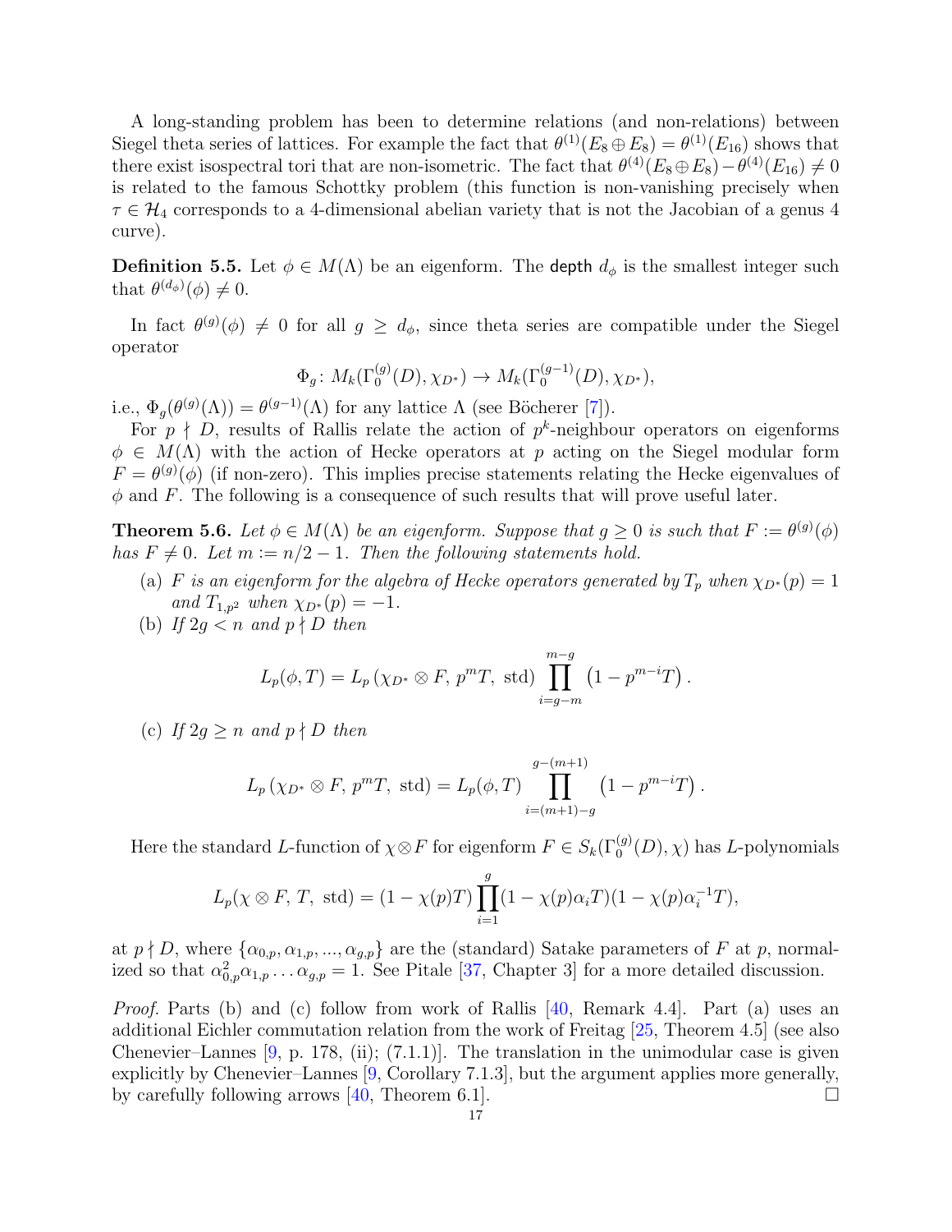A long-standing problem has been to determine relations (and non-relations) between Siegel theta series of lattices. For example the fact that $\theta^{(1)}(E_8 \oplus E_8) = \theta^{(1)}(E_{16})$ shows that there exist isospectral tori that are non-isometric. The fact that $\theta^{(4)}(E_8 \oplus E_8) - \theta^{(4)}(E_{16}) \neq 0$ is related to the famous Schottky problem (this function is non-vanishing precisely when $\tau \in \mathcal{H}_4$ corresponds to a 4-dimensional abelian variety that is not the Jacobian of a genus 4 curve).

**Definition 5.5.** Let $\phi \in M(\Lambda)$ be an eigenform. The depth $d_\phi$ is the smallest integer such that $\theta^{(d_\phi)}(\phi) \neq 0$.

In fact $\theta^{(g)}(\phi) \neq 0$ for all $g \geq d_\phi$, since theta series are compatible under the Siegel operator

$$\Phi_g \colon M_k(\Gamma_0^{(g)}(D), \chi_{D^*}) \to M_k(\Gamma_0^{(g-1)}(D), \chi_{D^*}),$$

i.e., $\Phi_g(\theta^{(g)}(\Lambda)) = \theta^{(g-1)}(\Lambda)$ for any lattice $\Lambda$ (see Böcherer [7]).

For $p \nmid D$, results of Rallis relate the action of $p^k$-neighbour operators on eigenforms $\phi \in M(\Lambda)$ with the action of Hecke operators at $p$ acting on the Siegel modular form $F = \theta^{(g)}(\phi)$ (if non-zero). This implies precise statements relating the Hecke eigenvalues of $\phi$ and $F$. The following is a consequence of such results that will prove useful later.

**Theorem 5.6.** *Let $\phi \in M(\Lambda)$ be an eigenform. Suppose that $g \geq 0$ is such that $F := \theta^{(g)}(\phi)$ has $F \neq 0$. Let $m := n/2 - 1$. Then the following statements hold.*

(a) *$F$ is an eigenform for the algebra of Hecke operators generated by $T_p$ when $\chi_{D^*}(p) = 1$ and $T_{1,p^2}$ when $\chi_{D^*}(p) = -1$.*

(b) *If $2g < n$ and $p \nmid D$ then*

$$L_p(\phi, T) = L_p\left(\chi_{D^*} \otimes F,\, p^m T,\, \mathrm{std}\right) \prod_{i=g-m}^{m-g} \left(1 - p^{m-i} T\right).$$

(c) *If $2g \geq n$ and $p \nmid D$ then*

$$L_p\left(\chi_{D^*} \otimes F,\, p^m T,\, \mathrm{std}\right) = L_p(\phi, T) \prod_{i=(m+1)-g}^{g-(m+1)} \left(1 - p^{m-i} T\right).$$

Here the standard $L$-function of $\chi \otimes F$ for eigenform $F \in S_k(\Gamma_0^{(g)}(D), \chi)$ has $L$-polynomials

$$L_p(\chi \otimes F,\, T,\, \mathrm{std}) = (1 - \chi(p)T) \prod_{i=1}^{g} (1 - \chi(p)\alpha_i T)(1 - \chi(p)\alpha_i^{-1} T),$$

at $p \nmid D$, where $\{\alpha_{0,p}, \alpha_{1,p}, ..., \alpha_{g,p}\}$ are the (standard) Satake parameters of $F$ at $p$, normalized so that $\alpha_{0,p}^2 \alpha_{1,p} \dots \alpha_{g,p} = 1$. See Pitale [37, Chapter 3] for a more detailed discussion.

*Proof.* Parts (b) and (c) follow from work of Rallis [40, Remark 4.4]. Part (a) uses an additional Eichler commutation relation from the work of Freitag [25, Theorem 4.5] (see also Chenevier–Lannes [9, p. 178, (ii); (7.1.1)]. The translation in the unimodular case is given explicitly by Chenevier–Lannes [9, Corollary 7.1.3], but the argument applies more generally, by carefully following arrows [40, Theorem 6.1]. □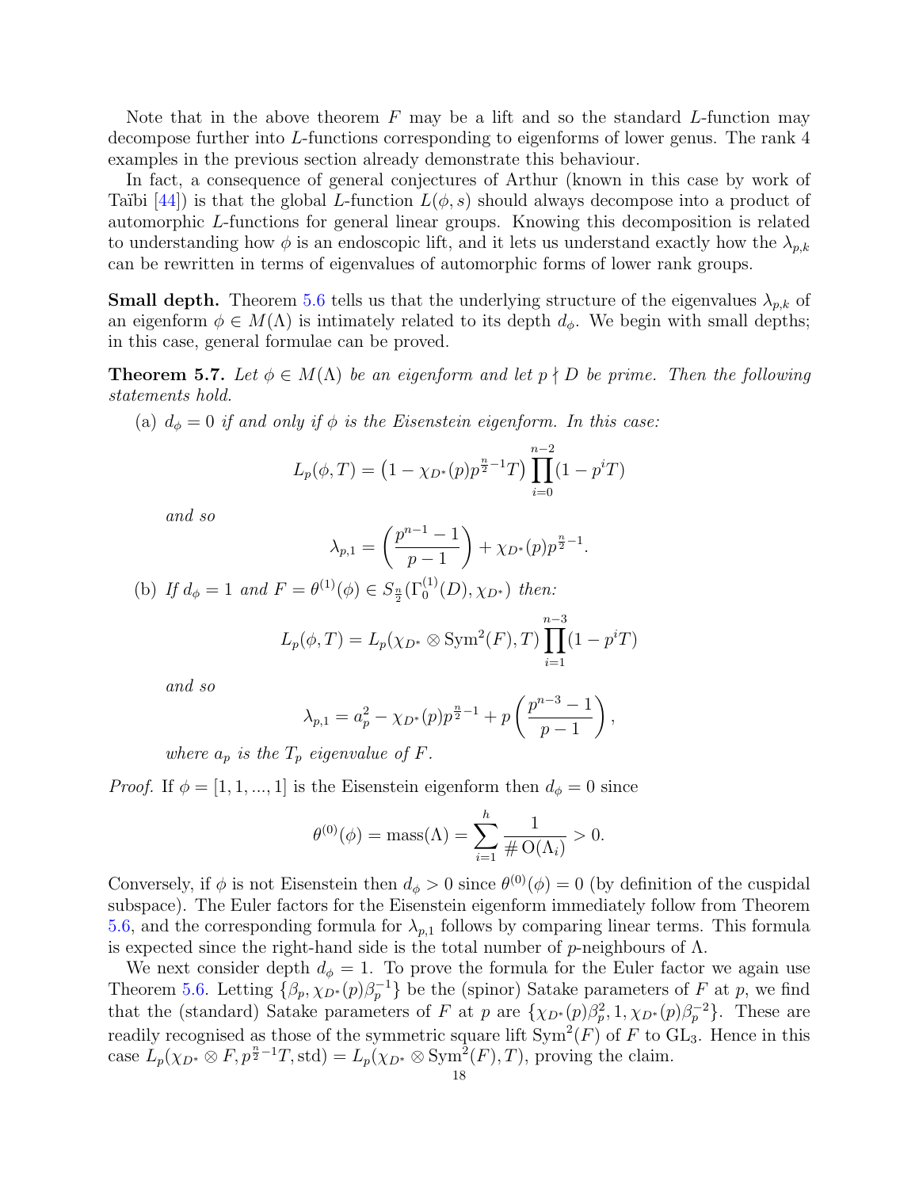Note that in the above theorem $F$ may be a lift and so the standard $L$-function may decompose further into $L$-functions corresponding to eigenforms of lower genus. The rank 4 examples in the previous section already demonstrate this behaviour.

In fact, a consequence of general conjectures of Arthur (known in this case by work of Taïbi [44]) is that the global $L$-function $L(\phi, s)$ should always decompose into a product of automorphic $L$-functions for general linear groups. Knowing this decomposition is related to understanding how $\phi$ is an endoscopic lift, and it lets us understand exactly how the $\lambda_{p,k}$ can be rewritten in terms of eigenvalues of automorphic forms of lower rank groups.

**Small depth.** Theorem 5.6 tells us that the underlying structure of the eigenvalues $\lambda_{p,k}$ of an eigenform $\phi \in M(\Lambda)$ is intimately related to its depth $d_\phi$. We begin with small depths; in this case, general formulae can be proved.

**Theorem 5.7.** *Let $\phi \in M(\Lambda)$ be an eigenform and let $p \nmid D$ be prime. Then the following statements hold.*

(a) *$d_\phi = 0$ if and only if $\phi$ is the Eisenstein eigenform. In this case:*

$$L_p(\phi, T) = \left(1 - \chi_{D^*}(p) p^{\frac{n}{2}-1} T\right) \prod_{i=0}^{n-2} (1 - p^i T)$$

*and so*

$$\lambda_{p,1} = \left(\frac{p^{n-1} - 1}{p - 1}\right) + \chi_{D^*}(p) p^{\frac{n}{2}-1}.$$

(b) *If $d_\phi = 1$ and $F = \theta^{(1)}(\phi) \in S_{\frac{n}{2}}(\Gamma_0^{(1)}(D), \chi_{D^*})$ then:*

$$L_p(\phi, T) = L_p(\chi_{D^*} \otimes \mathrm{Sym}^2(F), T) \prod_{i=1}^{n-3} (1 - p^i T)$$

*and so*

$$\lambda_{p,1} = a_p^2 - \chi_{D^*}(p) p^{\frac{n}{2}-1} + p \left(\frac{p^{n-3} - 1}{p - 1}\right),$$

*where $a_p$ is the $T_p$ eigenvalue of $F$.*

*Proof.* If $\phi = [1, 1, ..., 1]$ is the Eisenstein eigenform then $d_\phi = 0$ since

$$\theta^{(0)}(\phi) = \mathrm{mass}(\Lambda) = \sum_{i=1}^{h} \frac{1}{\# \mathrm{O}(\Lambda_i)} > 0.$$

Conversely, if $\phi$ is not Eisenstein then $d_\phi > 0$ since $\theta^{(0)}(\phi) = 0$ (by definition of the cuspidal subspace). The Euler factors for the Eisenstein eigenform immediately follow from Theorem 5.6, and the corresponding formula for $\lambda_{p,1}$ follows by comparing linear terms. This formula is expected since the right-hand side is the total number of $p$-neighbours of $\Lambda$.

We next consider depth $d_\phi = 1$. To prove the formula for the Euler factor we again use Theorem 5.6. Letting $\{\beta_p, \chi_{D^*}(p)\beta_p^{-1}\}$ be the (spinor) Satake parameters of $F$ at $p$, we find that the (standard) Satake parameters of $F$ at $p$ are $\{\chi_{D^*}(p)\beta_p^2, 1, \chi_{D^*}(p)\beta_p^{-2}\}$. These are readily recognised as those of the symmetric square lift $\mathrm{Sym}^2(F)$ of $F$ to $\mathrm{GL}_3$. Hence in this case $L_p(\chi_{D^*} \otimes F, p^{\frac{n}{2}-1}T, \mathrm{std}) = L_p(\chi_{D^*} \otimes \mathrm{Sym}^2(F), T)$, proving the claim.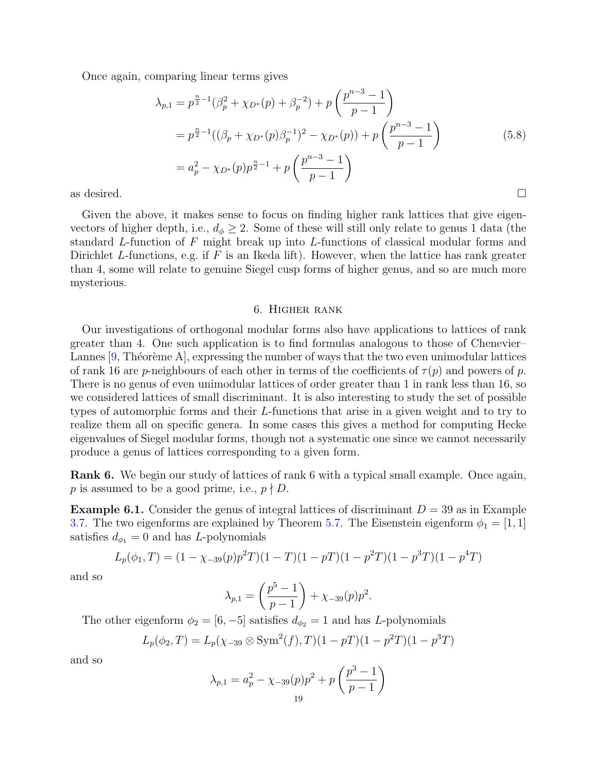Once again, comparing linear terms gives

$$
\begin{aligned}
\lambda_{p,1} &= p^{\frac{n}{2}-1}(\beta_p^2 + \chi_{D^*}(p) + \beta_p^{-2}) + p\left(\frac{p^{n-3}-1}{p-1}\right) \\
&= p^{\frac{n}{2}-1}((\beta_p + \chi_{D^*}(p)\beta_p^{-1})^2 - \chi_{D^*}(p)) + p\left(\frac{p^{n-3}-1}{p-1}\right) \\
&= a_p^2 - \chi_{D^*}(p)p^{\frac{n}{2}-1} + p\left(\frac{p^{n-3}-1}{p-1}\right)
\end{aligned}
\tag{5.8}
$$

as desired. □

Given the above, it makes sense to focus on finding higher rank lattices that give eigenvectors of higher depth, i.e., $d_\phi \geq 2$. Some of these will still only relate to genus 1 data (the standard $L$-function of $F$ might break up into $L$-functions of classical modular forms and Dirichlet $L$-functions, e.g. if $F$ is an Ikeda lift). However, when the lattice has rank greater than 4, some will relate to genuine Siegel cusp forms of higher genus, and so are much more mysterious.

## 6. Higher rank

Our investigations of orthogonal modular forms also have applications to lattices of rank greater than 4. One such application is to find formulas analogous to those of Chenevier–Lannes [9, Théorème A], expressing the number of ways that the two even unimodular lattices of rank 16 are $p$-neighbours of each other in terms of the coefficients of $\tau(p)$ and powers of $p$. There is no genus of even unimodular lattices of order greater than 1 in rank less than 16, so we considered lattices of small discriminant. It is also interesting to study the set of possible types of automorphic forms and their $L$-functions that arise in a given weight and to try to realize them all on specific genera. In some cases this gives a method for computing Hecke eigenvalues of Siegel modular forms, though not a systematic one since we cannot necessarily produce a genus of lattices corresponding to a given form.

**Rank 6.** We begin our study of lattices of rank 6 with a typical small example. Once again, $p$ is assumed to be a good prime, i.e., $p \nmid D$.

**Example 6.1.** Consider the genus of integral lattices of discriminant $D = 39$ as in Example 3.7. The two eigenforms are explained by Theorem 5.7. The Eisenstein eigenform $\phi_1 = [1, 1]$ satisfies $d_{\phi_1} = 0$ and has $L$-polynomials

$$
L_p(\phi_1, T) = (1 - \chi_{-39}(p)p^2T)(1 - T)(1 - pT)(1 - p^2T)(1 - p^3T)(1 - p^4T)
$$

and so

$$
\lambda_{p,1} = \left(\frac{p^5 - 1}{p - 1}\right) + \chi_{-39}(p)p^2.
$$

The other eigenform $\phi_2 = [6, -5]$ satisfies $d_{\phi_2} = 1$ and has $L$-polynomials

$$
L_p(\phi_2, T) = L_p(\chi_{-39} \otimes \mathrm{Sym}^2(f), T)(1 - pT)(1 - p^2T)(1 - p^3T)
$$

and so

$$
\lambda_{p,1} = a_p^2 - \chi_{-39}(p)p^2 + p\left(\frac{p^3 - 1}{p - 1}\right)
$$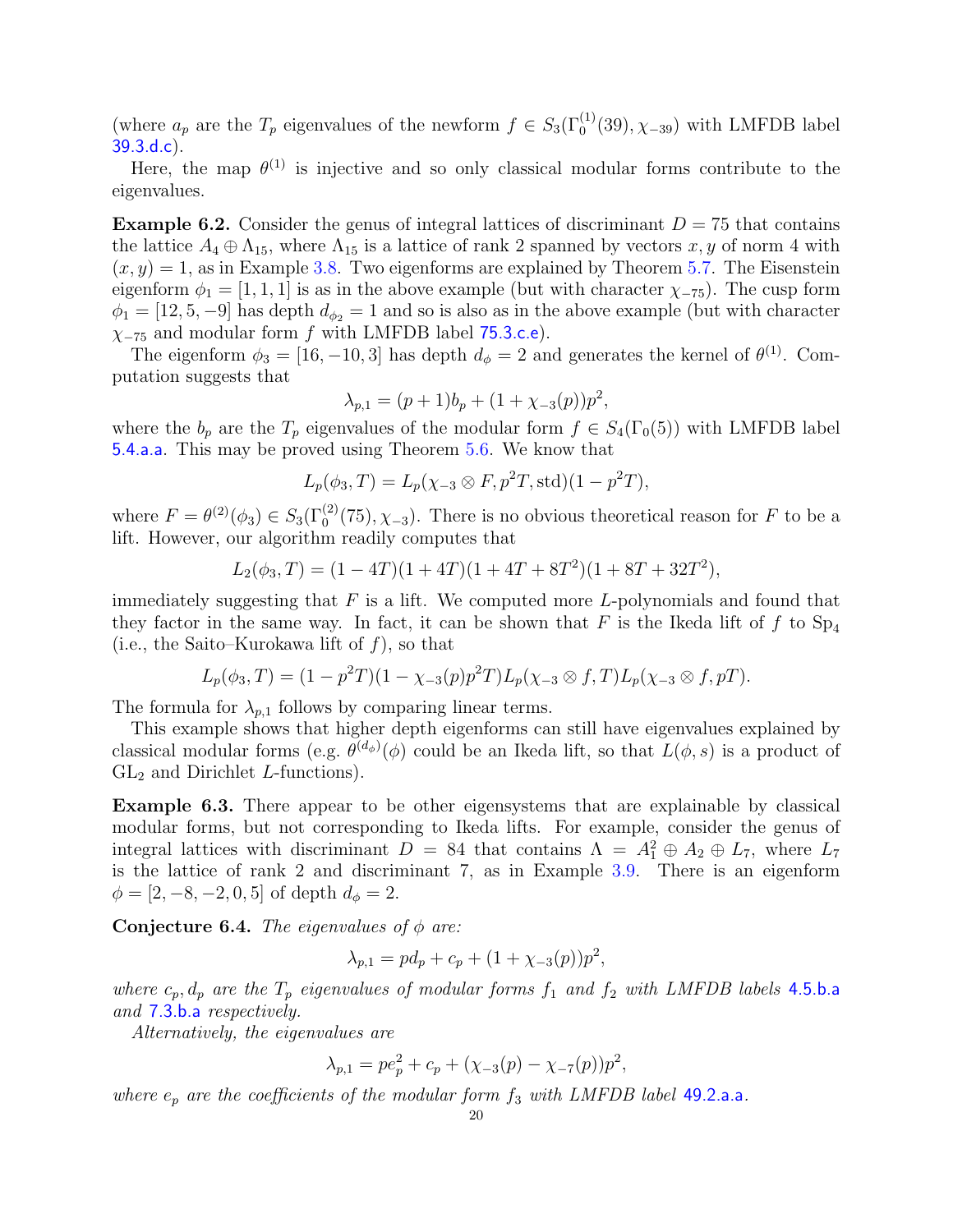(where $a_p$ are the $T_p$ eigenvalues of the newform $f \in S_3(\Gamma_0^{(1)}(39), \chi_{-39})$ with LMFDB label 39.3.d.c).

Here, the map $\theta^{(1)}$ is injective and so only classical modular forms contribute to the eigenvalues.

**Example 6.2.** Consider the genus of integral lattices of discriminant $D = 75$ that contains the lattice $A_4 \oplus \Lambda_{15}$, where $\Lambda_{15}$ is a lattice of rank 2 spanned by vectors $x, y$ of norm 4 with $(x, y) = 1$, as in Example 3.8. Two eigenforms are explained by Theorem 5.7. The Eisenstein eigenform $\phi_1 = [1, 1, 1]$ is as in the above example (but with character $\chi_{-75}$). The cusp form $\phi_1 = [12, 5, -9]$ has depth $d_{\phi_2} = 1$ and so is also as in the above example (but with character $\chi_{-75}$ and modular form $f$ with LMFDB label 75.3.c.e).

The eigenform $\phi_3 = [16, -10, 3]$ has depth $d_\phi = 2$ and generates the kernel of $\theta^{(1)}$. Computation suggests that

$$\lambda_{p,1} = (p + 1)b_p + (1 + \chi_{-3}(p))p^2,$$

where the $b_p$ are the $T_p$ eigenvalues of the modular form $f \in S_4(\Gamma_0(5))$ with LMFDB label 5.4.a.a. This may be proved using Theorem 5.6. We know that

$$L_p(\phi_3, T) = L_p(\chi_{-3} \otimes F, p^2 T, \mathrm{std})(1 - p^2 T),$$

where $F = \theta^{(2)}(\phi_3) \in S_3(\Gamma_0^{(2)}(75), \chi_{-3})$. There is no obvious theoretical reason for $F$ to be a lift. However, our algorithm readily computes that

$$L_2(\phi_3, T) = (1 - 4T)(1 + 4T)(1 + 4T + 8T^2)(1 + 8T + 32T^2),$$

immediately suggesting that $F$ is a lift. We computed more $L$-polynomials and found that they factor in the same way. In fact, it can be shown that $F$ is the Ikeda lift of $f$ to $\mathrm{Sp}_4$ (i.e., the Saito–Kurokawa lift of $f$), so that

$$L_p(\phi_3, T) = (1 - p^2 T)(1 - \chi_{-3}(p)p^2 T)L_p(\chi_{-3} \otimes f, T)L_p(\chi_{-3} \otimes f, pT).$$

The formula for $\lambda_{p,1}$ follows by comparing linear terms.

This example shows that higher depth eigenforms can still have eigenvalues explained by classical modular forms (e.g. $\theta^{(d_\phi)}(\phi)$ could be an Ikeda lift, so that $L(\phi, s)$ is a product of $\mathrm{GL}_2$ and Dirichlet $L$-functions).

**Example 6.3.** There appear to be other eigensystems that are explainable by classical modular forms, but not corresponding to Ikeda lifts. For example, consider the genus of integral lattices with discriminant $D = 84$ that contains $\Lambda = A_1^2 \oplus A_2 \oplus L_7$, where $L_7$ is the lattice of rank 2 and discriminant 7, as in Example 3.9. There is an eigenform $\phi = [2, -8, -2, 0, 5]$ of depth $d_\phi = 2$.

**Conjecture 6.4.** *The eigenvalues of $\phi$ are:*

$$\lambda_{p,1} = pd_p + c_p + (1 + \chi_{-3}(p))p^2,$$

*where $c_p, d_p$ are the $T_p$ eigenvalues of modular forms $f_1$ and $f_2$ with LMFDB labels 4.5.b.a and 7.3.b.a respectively.*

*Alternatively, the eigenvalues are*

$$\lambda_{p,1} = pe_p^2 + c_p + (\chi_{-3}(p) - \chi_{-7}(p))p^2,$$

*where $e_p$ are the coefficients of the modular form $f_3$ with LMFDB label 49.2.a.a.*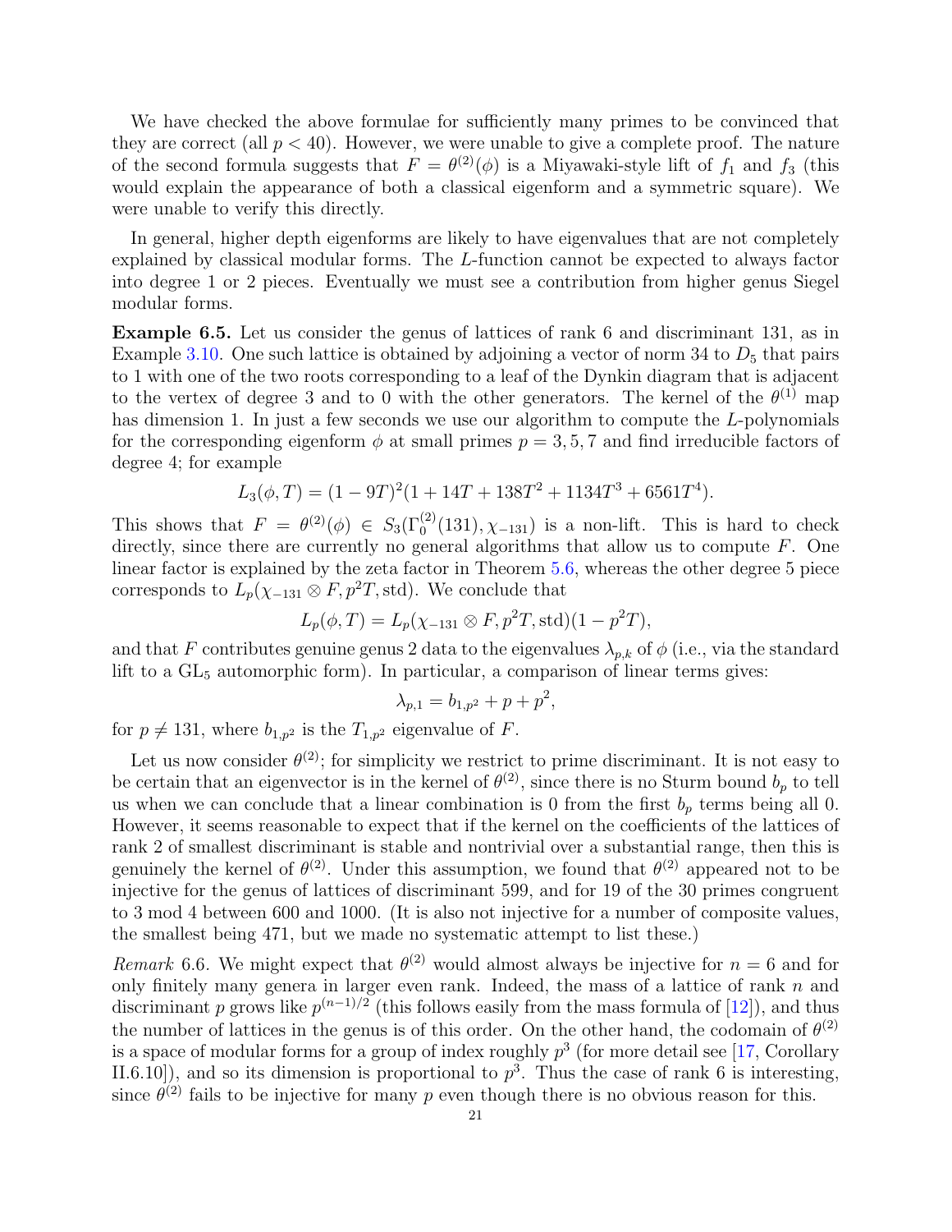We have checked the above formulae for sufficiently many primes to be convinced that they are correct (all $p < 40$). However, we were unable to give a complete proof. The nature of the second formula suggests that $F = \theta^{(2)}(\phi)$ is a Miyawaki-style lift of $f_1$ and $f_3$ (this would explain the appearance of both a classical eigenform and a symmetric square). We were unable to verify this directly.

In general, higher depth eigenforms are likely to have eigenvalues that are not completely explained by classical modular forms. The $L$-function cannot be expected to always factor into degree 1 or 2 pieces. Eventually we must see a contribution from higher genus Siegel modular forms.

**Example 6.5.** Let us consider the genus of lattices of rank 6 and discriminant 131, as in Example 3.10. One such lattice is obtained by adjoining a vector of norm 34 to $D_5$ that pairs to 1 with one of the two roots corresponding to a leaf of the Dynkin diagram that is adjacent to the vertex of degree 3 and to 0 with the other generators. The kernel of the $\theta^{(1)}$ map has dimension 1. In just a few seconds we use our algorithm to compute the $L$-polynomials for the corresponding eigenform $\phi$ at small primes $p = 3, 5, 7$ and find irreducible factors of degree 4; for example

$$L_3(\phi, T) = (1 - 9T)^2(1 + 14T + 138T^2 + 1134T^3 + 6561T^4).$$

This shows that $F = \theta^{(2)}(\phi) \in S_3(\Gamma_0^{(2)}(131), \chi_{-131})$ is a non-lift. This is hard to check directly, since there are currently no general algorithms that allow us to compute $F$. One linear factor is explained by the zeta factor in Theorem 5.6, whereas the other degree 5 piece corresponds to $L_p(\chi_{-131} \otimes F, p^2T, \mathrm{std})$. We conclude that

$$L_p(\phi, T) = L_p(\chi_{-131} \otimes F, p^2T, \mathrm{std})(1 - p^2T),$$

and that $F$ contributes genuine genus 2 data to the eigenvalues $\lambda_{p,k}$ of $\phi$ (i.e., via the standard lift to a $\mathrm{GL}_5$ automorphic form). In particular, a comparison of linear terms gives:

$$\lambda_{p,1} = b_{1,p^2} + p + p^2,$$

for $p \neq 131$, where $b_{1,p^2}$ is the $T_{1,p^2}$ eigenvalue of $F$.

Let us now consider $\theta^{(2)}$; for simplicity we restrict to prime discriminant. It is not easy to be certain that an eigenvector is in the kernel of $\theta^{(2)}$, since there is no Sturm bound $b_p$ to tell us when we can conclude that a linear combination is 0 from the first $b_p$ terms being all 0. However, it seems reasonable to expect that if the kernel on the coefficients of the lattices of rank 2 of smallest discriminant is stable and nontrivial over a substantial range, then this is genuinely the kernel of $\theta^{(2)}$. Under this assumption, we found that $\theta^{(2)}$ appeared not to be injective for the genus of lattices of discriminant 599, and for 19 of the 30 primes congruent to 3 mod 4 between 600 and 1000. (It is also not injective for a number of composite values, the smallest being 471, but we made no systematic attempt to list these.)

*Remark* 6.6. We might expect that $\theta^{(2)}$ would almost always be injective for $n = 6$ and for only finitely many genera in larger even rank. Indeed, the mass of a lattice of rank $n$ and discriminant $p$ grows like $p^{(n-1)/2}$ (this follows easily from the mass formula of [12]), and thus the number of lattices in the genus is of this order. On the other hand, the codomain of $\theta^{(2)}$ is a space of modular forms for a group of index roughly $p^3$ (for more detail see [17, Corollary II.6.10]), and so its dimension is proportional to $p^3$. Thus the case of rank 6 is interesting, since $\theta^{(2)}$ fails to be injective for many $p$ even though there is no obvious reason for this.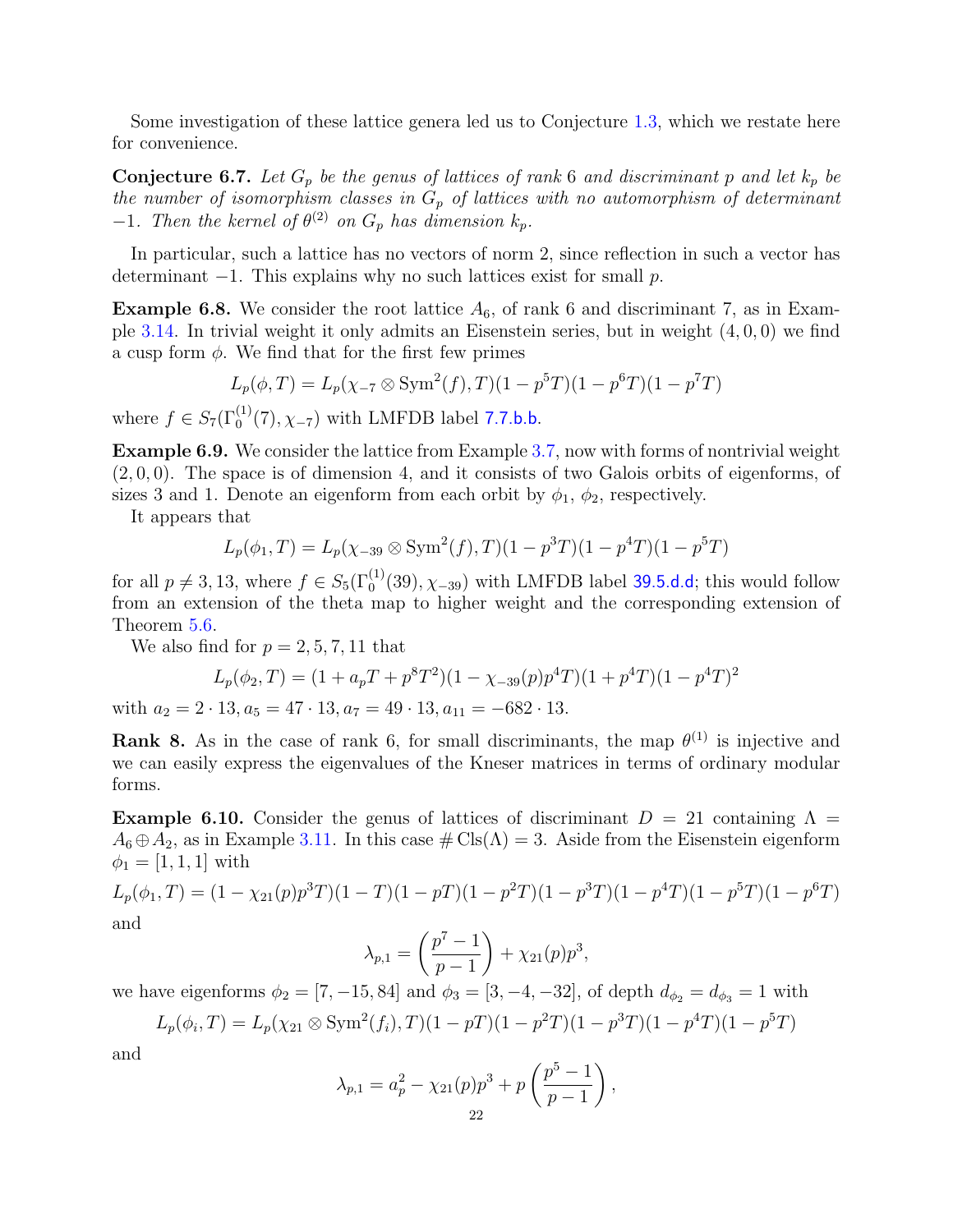Some investigation of these lattice genera led us to Conjecture 1.3, which we restate here for convenience.

**Conjecture 6.7.** *Let $G_p$ be the genus of lattices of rank 6 and discriminant $p$ and let $k_p$ be the number of isomorphism classes in $G_p$ of lattices with no automorphism of determinant $-1$. Then the kernel of $\theta^{(2)}$ on $G_p$ has dimension $k_p$.*

In particular, such a lattice has no vectors of norm 2, since reflection in such a vector has determinant $-1$. This explains why no such lattices exist for small $p$.

**Example 6.8.** We consider the root lattice $A_6$, of rank 6 and discriminant 7, as in Example 3.14. In trivial weight it only admits an Eisenstein series, but in weight $(4, 0, 0)$ we find a cusp form $\phi$. We find that for the first few primes

$$L_p(\phi, T) = L_p(\chi_{-7} \otimes \mathrm{Sym}^2(f), T)(1 - p^5T)(1 - p^6T)(1 - p^7T)$$

where $f \in S_7(\Gamma_0^{(1)}(7), \chi_{-7})$ with LMFDB label 7.7.b.b.

**Example 6.9.** We consider the lattice from Example 3.7, now with forms of nontrivial weight $(2, 0, 0)$. The space is of dimension 4, and it consists of two Galois orbits of eigenforms, of sizes 3 and 1. Denote an eigenform from each orbit by $\phi_1$, $\phi_2$, respectively.

It appears that

$$L_p(\phi_1, T) = L_p(\chi_{-39} \otimes \mathrm{Sym}^2(f), T)(1 - p^3T)(1 - p^4T)(1 - p^5T)$$

for all $p \neq 3, 13$, where $f \in S_5(\Gamma_0^{(1)}(39), \chi_{-39})$ with LMFDB label 39.5.d.d; this would follow from an extension of the theta map to higher weight and the corresponding extension of Theorem 5.6.

We also find for $p = 2, 5, 7, 11$ that

$$L_p(\phi_2, T) = (1 + a_pT + p^8T^2)(1 - \chi_{-39}(p)p^4T)(1 + p^4T)(1 - p^4T)^2$$

with $a_2 = 2 \cdot 13, a_5 = 47 \cdot 13, a_7 = 49 \cdot 13, a_{11} = -682 \cdot 13$.

**Rank 8.** As in the case of rank 6, for small discriminants, the map $\theta^{(1)}$ is injective and we can easily express the eigenvalues of the Kneser matrices in terms of ordinary modular forms.

**Example 6.10.** Consider the genus of lattices of discriminant $D = 21$ containing $\Lambda = A_6 \oplus A_2$, as in Example 3.11. In this case $\#\,\mathrm{Cls}(\Lambda) = 3$. Aside from the Eisenstein eigenform $\phi_1 = [1, 1, 1]$ with

$$L_p(\phi_1, T) = (1 - \chi_{21}(p)p^3T)(1 - T)(1 - pT)(1 - p^2T)(1 - p^3T)(1 - p^4T)(1 - p^5T)(1 - p^6T)$$

and

$$\lambda_{p,1} = \left(\frac{p^7 - 1}{p - 1}\right) + \chi_{21}(p)p^3,$$

we have eigenforms $\phi_2 = [7, -15, 84]$ and $\phi_3 = [3, -4, -32]$, of depth $d_{\phi_2} = d_{\phi_3} = 1$ with

$$L_p(\phi_i, T) = L_p(\chi_{21} \otimes \mathrm{Sym}^2(f_i), T)(1 - pT)(1 - p^2T)(1 - p^3T)(1 - p^4T)(1 - p^5T)$$

and

$$\lambda_{p,1} = a_p^2 - \chi_{21}(p)p^3 + p\left(\frac{p^5 - 1}{p - 1}\right),$$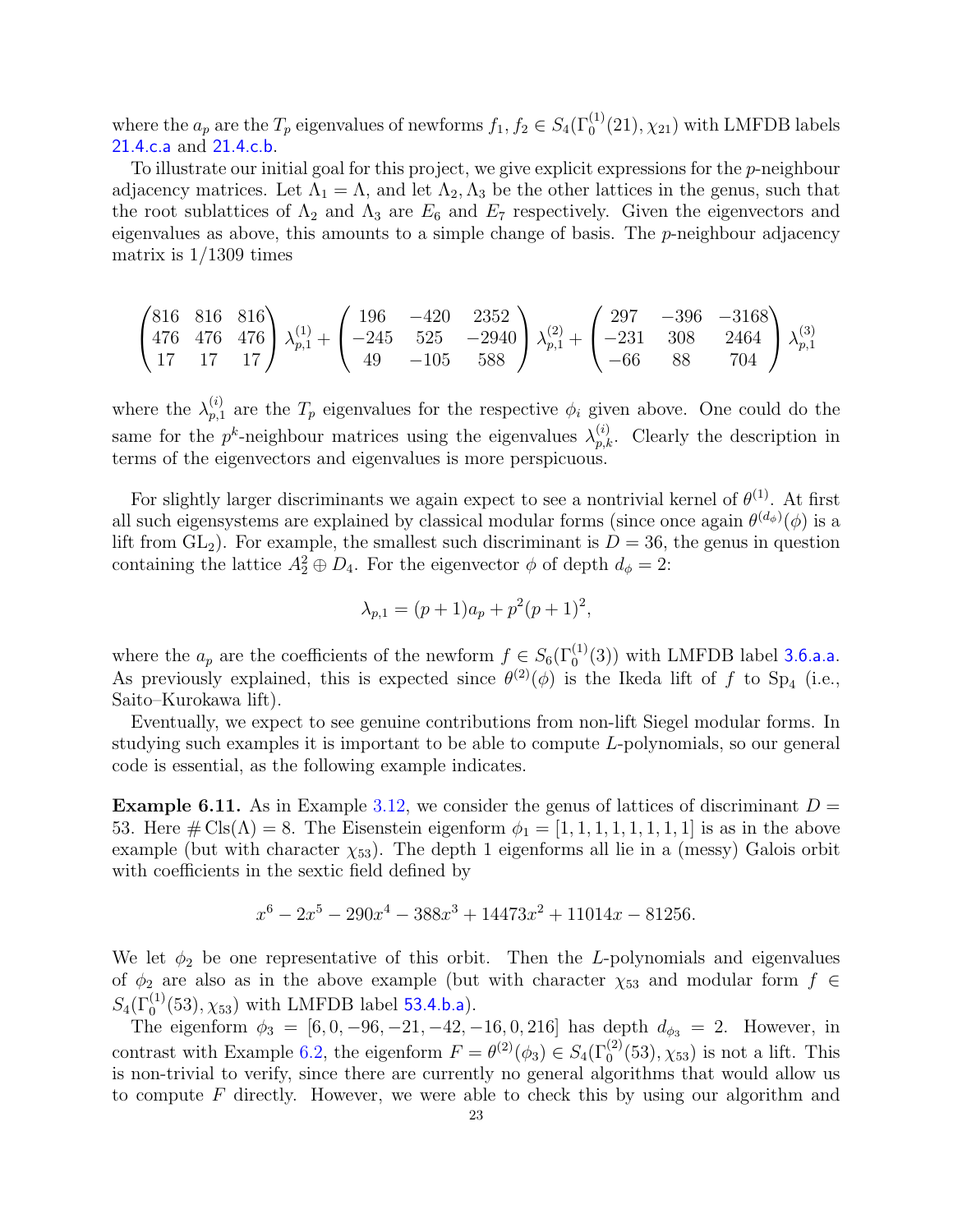where the $a_p$ are the $T_p$ eigenvalues of newforms $f_1, f_2 \in S_4(\Gamma_0^{(1)}(21), \chi_{21})$ with LMFDB labels 21.4.c.a and 21.4.c.b.

To illustrate our initial goal for this project, we give explicit expressions for the $p$-neighbour adjacency matrices. Let $\Lambda_1 = \Lambda$, and let $\Lambda_2, \Lambda_3$ be the other lattices in the genus, such that the root sublattices of $\Lambda_2$ and $\Lambda_3$ are $E_6$ and $E_7$ respectively. Given the eigenvectors and eigenvalues as above, this amounts to a simple change of basis. The $p$-neighbour adjacency matrix is 1/1309 times

$$\begin{pmatrix} 816 & 816 & 816 \\ 476 & 476 & 476 \\ 17 & 17 & 17 \end{pmatrix} \lambda_{p,1}^{(1)} + \begin{pmatrix} 196 & -420 & 2352 \\ -245 & 525 & -2940 \\ 49 & -105 & 588 \end{pmatrix} \lambda_{p,1}^{(2)} + \begin{pmatrix} 297 & -396 & -3168 \\ -231 & 308 & 2464 \\ -66 & 88 & 704 \end{pmatrix} \lambda_{p,1}^{(3)}$$

where the $\lambda_{p,1}^{(i)}$ are the $T_p$ eigenvalues for the respective $\phi_i$ given above. One could do the same for the $p^k$-neighbour matrices using the eigenvalues $\lambda_{p,k}^{(i)}$. Clearly the description in terms of the eigenvectors and eigenvalues is more perspicuous.

For slightly larger discriminants we again expect to see a nontrivial kernel of $\theta^{(1)}$. At first all such eigensystems are explained by classical modular forms (since once again $\theta^{(d_\phi)}(\phi)$ is a lift from $\mathrm{GL}_2$). For example, the smallest such discriminant is $D = 36$, the genus in question containing the lattice $A_2^2 \oplus D_4$. For the eigenvector $\phi$ of depth $d_\phi = 2$:

$$\lambda_{p,1} = (p+1)a_p + p^2(p+1)^2,$$

where the $a_p$ are the coefficients of the newform $f \in S_6(\Gamma_0^{(1)}(3))$ with LMFDB label 3.6.a.a. As previously explained, this is expected since $\theta^{(2)}(\phi)$ is the Ikeda lift of $f$ to $\mathrm{Sp}_4$ (i.e., Saito–Kurokawa lift).

Eventually, we expect to see genuine contributions from non-lift Siegel modular forms. In studying such examples it is important to be able to compute $L$-polynomials, so our general code is essential, as the following example indicates.

**Example 6.11.** As in Example 3.12, we consider the genus of lattices of discriminant $D = 53$. Here $\# \mathrm{Cls}(\Lambda) = 8$. The Eisenstein eigenform $\phi_1 = [1, 1, 1, 1, 1, 1, 1, 1]$ is as in the above example (but with character $\chi_{53}$). The depth 1 eigenforms all lie in a (messy) Galois orbit with coefficients in the sextic field defined by

$$x^6 - 2x^5 - 290x^4 - 388x^3 + 14473x^2 + 11014x - 81256.$$

We let $\phi_2$ be one representative of this orbit. Then the $L$-polynomials and eigenvalues of $\phi_2$ are also as in the above example (but with character $\chi_{53}$ and modular form $f \in S_4(\Gamma_0^{(1)}(53), \chi_{53})$ with LMFDB label 53.4.b.a).

The eigenform $\phi_3 = [6, 0, -96, -21, -42, -16, 0, 216]$ has depth $d_{\phi_3} = 2$. However, in contrast with Example 6.2, the eigenform $F = \theta^{(2)}(\phi_3) \in S_4(\Gamma_0^{(2)}(53), \chi_{53})$ is not a lift. This is non-trivial to verify, since there are currently no general algorithms that would allow us to compute $F$ directly. However, we were able to check this by using our algorithm and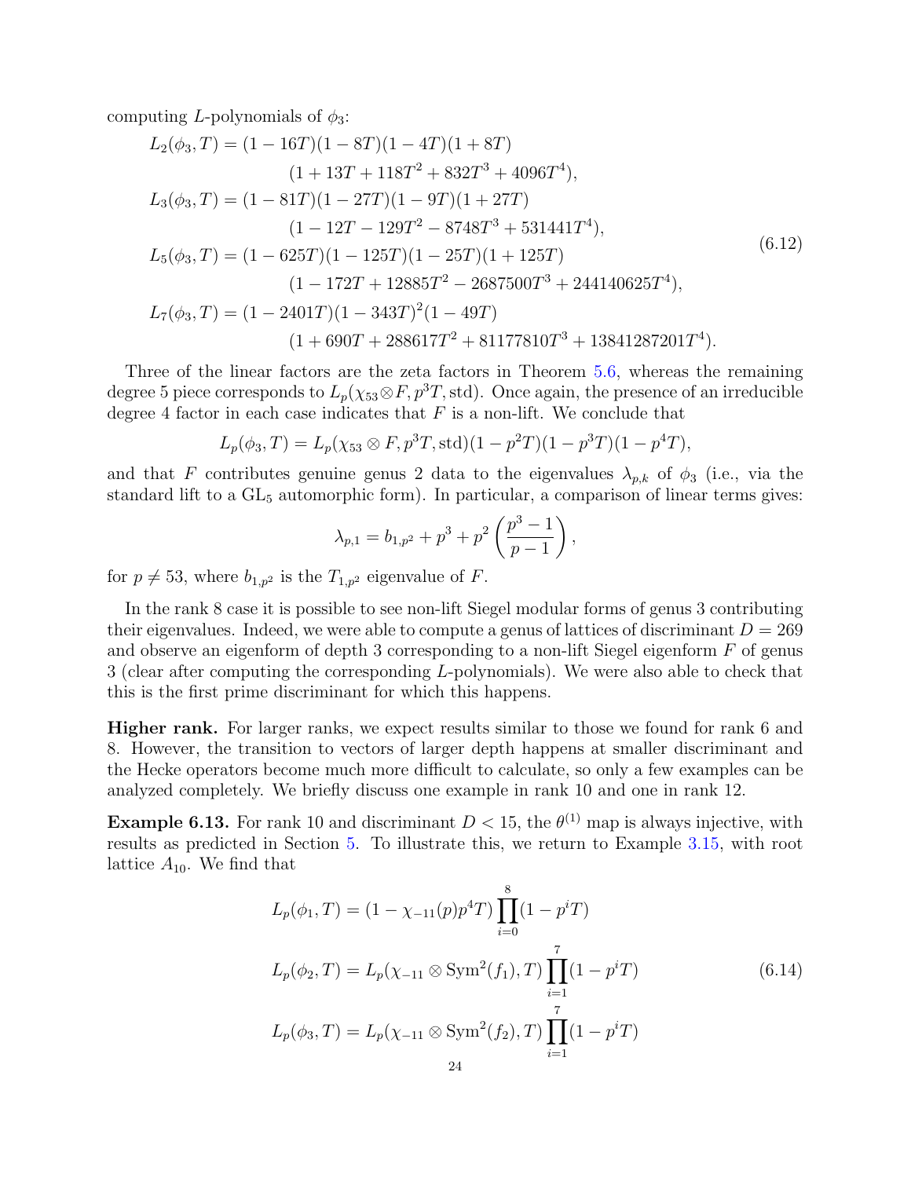computing $L$-polynomials of $\phi_3$:

$$
\begin{aligned}
L_2(\phi_3, T) &= (1-16T)(1-8T)(1-4T)(1+8T) \\
&\qquad (1+13T+118T^2+832T^3+4096T^4), \\
L_3(\phi_3, T) &= (1-81T)(1-27T)(1-9T)(1+27T) \\
&\qquad (1-12T-129T^2-8748T^3+531441T^4), \\
L_5(\phi_3, T) &= (1-625T)(1-125T)(1-25T)(1+125T) \\
&\qquad (1-172T+12885T^2-2687500T^3+244140625T^4), \\
L_7(\phi_3, T) &= (1-2401T)(1-343T)^2(1-49T) \\
&\qquad (1+690T+288617T^2+81177810T^3+13841287201T^4).
\end{aligned}
\tag{6.12}
$$

Three of the linear factors are the zeta factors in Theorem 5.6, whereas the remaining degree 5 piece corresponds to $L_p(\chi_{53} \otimes F, p^3T, \mathrm{std})$. Once again, the presence of an irreducible degree 4 factor in each case indicates that $F$ is a non-lift. We conclude that

$$
L_p(\phi_3, T) = L_p(\chi_{53} \otimes F, p^3T, \mathrm{std})(1-p^2T)(1-p^3T)(1-p^4T),
$$

and that $F$ contributes genuine genus 2 data to the eigenvalues $\lambda_{p,k}$ of $\phi_3$ (i.e., via the standard lift to a $\mathrm{GL}_5$ automorphic form). In particular, a comparison of linear terms gives:

$$
\lambda_{p,1} = b_{1,p^2} + p^3 + p^2\left(\frac{p^3-1}{p-1}\right),
$$

for $p \neq 53$, where $b_{1,p^2}$ is the $T_{1,p^2}$ eigenvalue of $F$.

In the rank 8 case it is possible to see non-lift Siegel modular forms of genus 3 contributing their eigenvalues. Indeed, we were able to compute a genus of lattices of discriminant $D = 269$ and observe an eigenform of depth 3 corresponding to a non-lift Siegel eigenform $F$ of genus 3 (clear after computing the corresponding $L$-polynomials). We were also able to check that this is the first prime discriminant for which this happens.

**Higher rank.** For larger ranks, we expect results similar to those we found for rank 6 and 8. However, the transition to vectors of larger depth happens at smaller discriminant and the Hecke operators become much more difficult to calculate, so only a few examples can be analyzed completely. We briefly discuss one example in rank 10 and one in rank 12.

**Example 6.13.** For rank 10 and discriminant $D < 15$, the $\theta^{(1)}$ map is always injective, with results as predicted in Section 5. To illustrate this, we return to Example 3.15, with root lattice $A_{10}$. We find that

$$
\begin{aligned}
L_p(\phi_1, T) &= (1-\chi_{-11}(p)p^4T)\prod_{i=0}^{8}(1-p^iT) \\
L_p(\phi_2, T) &= L_p(\chi_{-11} \otimes \mathrm{Sym}^2(f_1), T)\prod_{i=1}^{7}(1-p^iT) \\
L_p(\phi_3, T) &= L_p(\chi_{-11} \otimes \mathrm{Sym}^2(f_2), T)\prod_{i=1}^{7}(1-p^iT)
\end{aligned}
\tag{6.14}
$$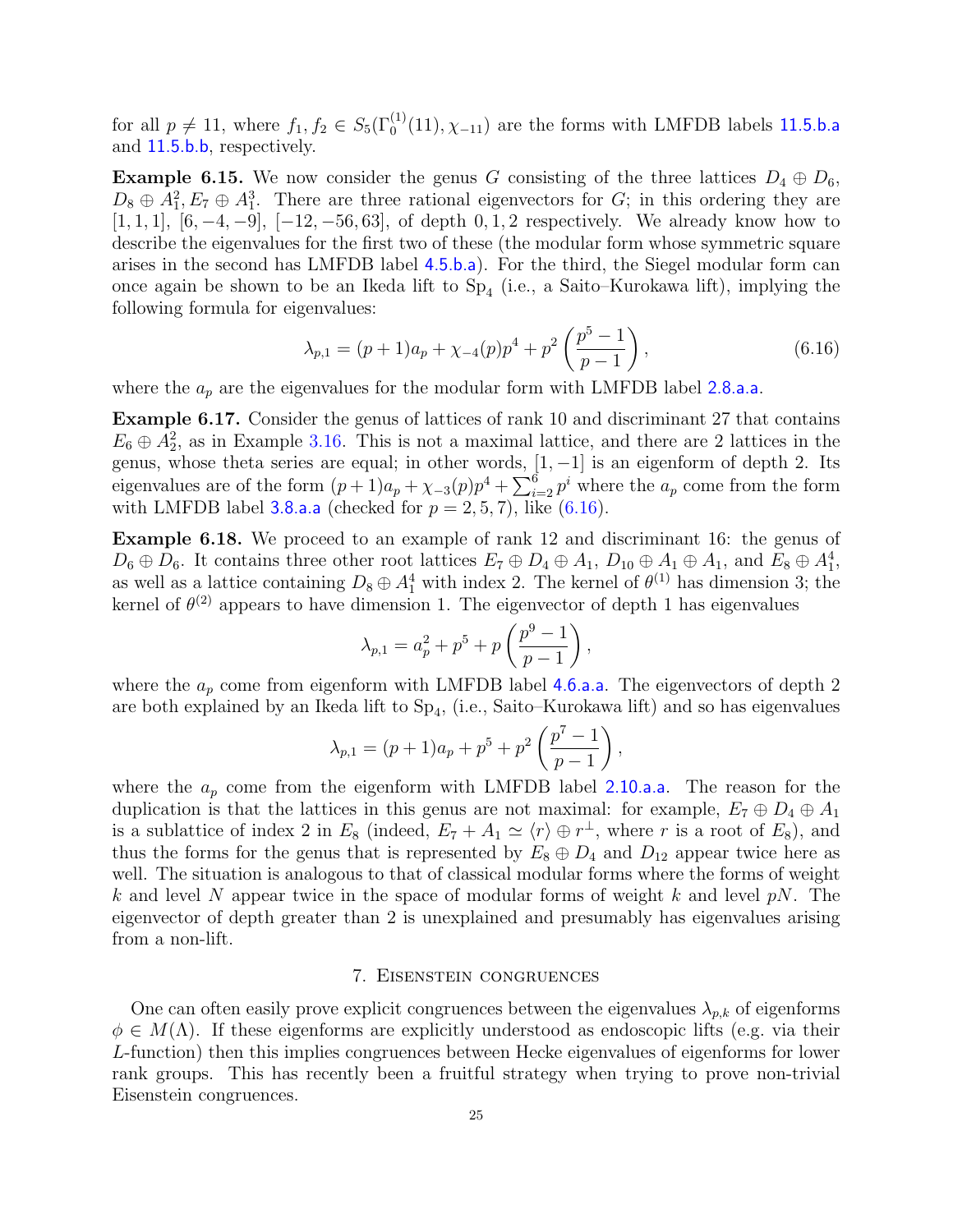for all $p \neq 11$, where $f_1, f_2 \in S_5(\Gamma_0^{(1)}(11), \chi_{-11})$ are the forms with LMFDB labels 11.5.b.a and 11.5.b.b, respectively.

**Example 6.15.** We now consider the genus $G$ consisting of the three lattices $D_4 \oplus D_6$, $D_8 \oplus A_1^2, E_7 \oplus A_1^3$. There are three rational eigenvectors for $G$; in this ordering they are $[1,1,1]$, $[6,-4,-9]$, $[-12,-56,63]$, of depth $0, 1, 2$ respectively. We already know how to describe the eigenvalues for the first two of these (the modular form whose symmetric square arises in the second has LMFDB label 4.5.b.a). For the third, the Siegel modular form can once again be shown to be an Ikeda lift to $\mathrm{Sp}_4$ (i.e., a Saito–Kurokawa lift), implying the following formula for eigenvalues:

$$\lambda_{p,1} = (p+1)a_p + \chi_{-4}(p)p^4 + p^2\left(\frac{p^5-1}{p-1}\right), \tag{6.16}$$

where the $a_p$ are the eigenvalues for the modular form with LMFDB label 2.8.a.a.

**Example 6.17.** Consider the genus of lattices of rank 10 and discriminant 27 that contains $E_6 \oplus A_2^2$, as in Example 3.16. This is not a maximal lattice, and there are 2 lattices in the genus, whose theta series are equal; in other words, $[1,-1]$ is an eigenform of depth 2. Its eigenvalues are of the form $(p+1)a_p + \chi_{-3}(p)p^4 + \sum_{i=2}^{6} p^i$ where the $a_p$ come from the form with LMFDB label 3.8.a.a (checked for $p = 2, 5, 7$), like (6.16).

**Example 6.18.** We proceed to an example of rank 12 and discriminant 16: the genus of $D_6 \oplus D_6$. It contains three other root lattices $E_7 \oplus D_4 \oplus A_1$, $D_{10} \oplus A_1 \oplus A_1$, and $E_8 \oplus A_1^4$, as well as a lattice containing $D_8 \oplus A_1^4$ with index 2. The kernel of $\theta^{(1)}$ has dimension 3; the kernel of $\theta^{(2)}$ appears to have dimension 1. The eigenvector of depth 1 has eigenvalues

$$\lambda_{p,1} = a_p^2 + p^5 + p\left(\frac{p^9-1}{p-1}\right),$$

where the $a_p$ come from eigenform with LMFDB label 4.6.a.a. The eigenvectors of depth 2 are both explained by an Ikeda lift to $\mathrm{Sp}_4$, (i.e., Saito–Kurokawa lift) and so has eigenvalues

$$\lambda_{p,1} = (p+1)a_p + p^5 + p^2\left(\frac{p^7-1}{p-1}\right),$$

where the $a_p$ come from the eigenform with LMFDB label 2.10.a.a. The reason for the duplication is that the lattices in this genus are not maximal: for example, $E_7 \oplus D_4 \oplus A_1$ is a sublattice of index 2 in $E_8$ (indeed, $E_7 + A_1 \simeq \langle r \rangle \oplus r^{\perp}$, where $r$ is a root of $E_8$), and thus the forms for the genus that is represented by $E_8 \oplus D_4$ and $D_{12}$ appear twice here as well. The situation is analogous to that of classical modular forms where the forms of weight $k$ and level $N$ appear twice in the space of modular forms of weight $k$ and level $pN$. The eigenvector of depth greater than 2 is unexplained and presumably has eigenvalues arising from a non-lift.

## 7. Eisenstein congruences

One can often easily prove explicit congruences between the eigenvalues $\lambda_{p,k}$ of eigenforms $\phi \in M(\Lambda)$. If these eigenforms are explicitly understood as endoscopic lifts (e.g. via their $L$-function) then this implies congruences between Hecke eigenvalues of eigenforms for lower rank groups. This has recently been a fruitful strategy when trying to prove non-trivial Eisenstein congruences.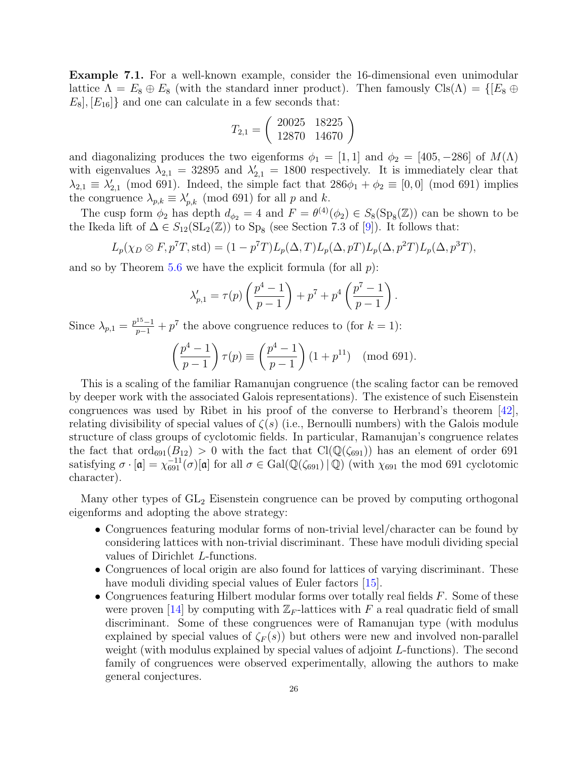**Example 7.1.** For a well-known example, consider the 16-dimensional even unimodular lattice $\Lambda = E_8 \oplus E_8$ (with the standard inner product). Then famously $\mathrm{Cls}(\Lambda) = \{[E_8 \oplus E_8], [E_{16}]\}$ and one can calculate in a few seconds that:

$$T_{2,1} = \begin{pmatrix} 20025 & 18225 \\ 12870 & 14670 \end{pmatrix}$$

and diagonalizing produces the two eigenforms $\phi_1 = [1, 1]$ and $\phi_2 = [405, -286]$ of $M(\Lambda)$ with eigenvalues $\lambda_{2,1} = 32895$ and $\lambda'_{2,1} = 1800$ respectively. It is immediately clear that $\lambda_{2,1} \equiv \lambda'_{2,1} \pmod{691}$. Indeed, the simple fact that $286\phi_1 + \phi_2 \equiv [0, 0] \pmod{691}$ implies the congruence $\lambda_{p,k} \equiv \lambda'_{p,k} \pmod{691}$ for all $p$ and $k$.

The cusp form $\phi_2$ has depth $d_{\phi_2} = 4$ and $F = \theta^{(4)}(\phi_2) \in S_8(\mathrm{Sp}_8(\mathbb{Z}))$ can be shown to be the Ikeda lift of $\Delta \in S_{12}(\mathrm{SL}_2(\mathbb{Z}))$ to $\mathrm{Sp}_8$ (see Section 7.3 of [9]). It follows that:

$$L_p(\chi_D \otimes F, p^7T, \mathrm{std}) = (1 - p^7T)L_p(\Delta, T)L_p(\Delta, pT)L_p(\Delta, p^2T)L_p(\Delta, p^3T),$$

and so by Theorem 5.6 we have the explicit formula (for all $p$):

$$\lambda'_{p,1} = \tau(p)\left(\frac{p^4 - 1}{p - 1}\right) + p^7 + p^4\left(\frac{p^7 - 1}{p - 1}\right).$$

Since $\lambda_{p,1} = \frac{p^{15}-1}{p-1} + p^7$ the above congruence reduces to (for $k = 1$):

$$\left(\frac{p^4 - 1}{p - 1}\right)\tau(p) \equiv \left(\frac{p^4 - 1}{p - 1}\right)(1 + p^{11}) \pmod{691}.$$

This is a scaling of the familiar Ramanujan congruence (the scaling factor can be removed by deeper work with the associated Galois representations). The existence of such Eisenstein congruences was used by Ribet in his proof of the converse to Herbrand's theorem [42], relating divisibility of special values of $\zeta(s)$ (i.e., Bernoulli numbers) with the Galois module structure of class groups of cyclotomic fields. In particular, Ramanujan's congruence relates the fact that $\mathrm{ord}_{691}(B_{12}) > 0$ with the fact that $\mathrm{Cl}(\mathbb{Q}(\zeta_{691}))$ has an element of order 691 satisfying $\sigma \cdot [\mathfrak{a}] = \chi_{691}^{-11}(\sigma)[\mathfrak{a}]$ for all $\sigma \in \mathrm{Gal}(\mathbb{Q}(\zeta_{691}) \,|\, \mathbb{Q})$ (with $\chi_{691}$ the mod 691 cyclotomic character).

Many other types of $\mathrm{GL}_2$ Eisenstein congruence can be proved by computing orthogonal eigenforms and adopting the above strategy:

- Congruences featuring modular forms of non-trivial level/character can be found by considering lattices with non-trivial discriminant. These have moduli dividing special values of Dirichlet $L$-functions.
- Congruences of local origin are also found for lattices of varying discriminant. These have moduli dividing special values of Euler factors [15].
- Congruences featuring Hilbert modular forms over totally real fields $F$. Some of these were proven [14] by computing with $\mathbb{Z}_F$-lattices with $F$ a real quadratic field of small discriminant. Some of these congruences were of Ramanujan type (with modulus explained by special values of $\zeta_F(s)$) but others were new and involved non-parallel weight (with modulus explained by special values of adjoint $L$-functions). The second family of congruences were observed experimentally, allowing the authors to make general conjectures.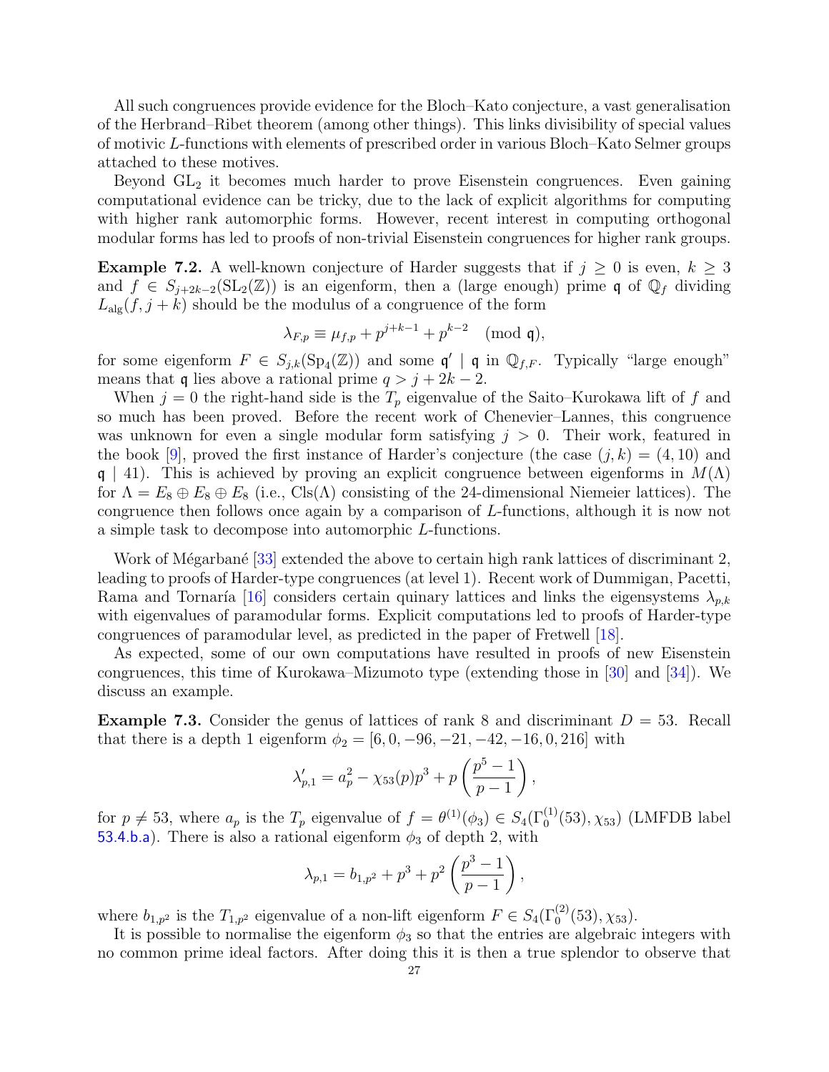All such congruences provide evidence for the Bloch–Kato conjecture, a vast generalisation of the Herbrand–Ribet theorem (among other things). This links divisibility of special values of motivic $L$-functions with elements of prescribed order in various Bloch–Kato Selmer groups attached to these motives.

Beyond $\mathrm{GL}_2$ it becomes much harder to prove Eisenstein congruences. Even gaining computational evidence can be tricky, due to the lack of explicit algorithms for computing with higher rank automorphic forms. However, recent interest in computing orthogonal modular forms has led to proofs of non-trivial Eisenstein congruences for higher rank groups.

**Example 7.2.** A well-known conjecture of Harder suggests that if $j \geq 0$ is even, $k \geq 3$ and $f \in S_{j+2k-2}(\mathrm{SL}_2(\mathbb{Z}))$ is an eigenform, then a (large enough) prime $\mathfrak{q}$ of $\mathbb{Q}_f$ dividing $L_{\mathrm{alg}}(f, j+k)$ should be the modulus of a congruence of the form

$$\lambda_{F,p} \equiv \mu_{f,p} + p^{j+k-1} + p^{k-2} \pmod{\mathfrak{q}},$$

for some eigenform $F \in S_{j,k}(\mathrm{Sp}_4(\mathbb{Z}))$ and some $\mathfrak{q}' \mid \mathfrak{q}$ in $\mathbb{Q}_{f,F}$. Typically "large enough" means that $\mathfrak{q}$ lies above a rational prime $q > j + 2k - 2$.

When $j = 0$ the right-hand side is the $T_p$ eigenvalue of the Saito–Kurokawa lift of $f$ and so much has been proved. Before the recent work of Chenevier–Lannes, this congruence was unknown for even a single modular form satisfying $j > 0$. Their work, featured in the book [9], proved the first instance of Harder's conjecture (the case $(j,k) = (4,10)$ and $\mathfrak{q} \mid 41$). This is achieved by proving an explicit congruence between eigenforms in $M(\Lambda)$ for $\Lambda = E_8 \oplus E_8 \oplus E_8$ (i.e., $\mathrm{Cls}(\Lambda)$ consisting of the 24-dimensional Niemeier lattices). The congruence then follows once again by a comparison of $L$-functions, although it is now not a simple task to decompose into automorphic $L$-functions.

Work of Mégarbané [33] extended the above to certain high rank lattices of discriminant 2, leading to proofs of Harder-type congruences (at level 1). Recent work of Dummigan, Pacetti, Rama and Tornaría [16] considers certain quinary lattices and links the eigensystems $\lambda_{p,k}$ with eigenvalues of paramodular forms. Explicit computations led to proofs of Harder-type congruences of paramodular level, as predicted in the paper of Fretwell [18].

As expected, some of our own computations have resulted in proofs of new Eisenstein congruences, this time of Kurokawa–Mizumoto type (extending those in [30] and [34]). We discuss an example.

**Example 7.3.** Consider the genus of lattices of rank 8 and discriminant $D = 53$. Recall that there is a depth 1 eigenform $\phi_2 = [6, 0, -96, -21, -42, -16, 0, 216]$ with

$$\lambda'_{p,1} = a_p^2 - \chi_{53}(p)p^3 + p\left(\frac{p^5 - 1}{p - 1}\right),$$

for $p \neq 53$, where $a_p$ is the $T_p$ eigenvalue of $f = \theta^{(1)}(\phi_3) \in S_4(\Gamma_0^{(1)}(53), \chi_{53})$ (LMFDB label 53.4.b.a). There is also a rational eigenform $\phi_3$ of depth 2, with

$$\lambda_{p,1} = b_{1,p^2} + p^3 + p^2\left(\frac{p^3 - 1}{p - 1}\right),$$

where $b_{1,p^2}$ is the $T_{1,p^2}$ eigenvalue of a non-lift eigenform $F \in S_4(\Gamma_0^{(2)}(53), \chi_{53})$.

It is possible to normalise the eigenform $\phi_3$ so that the entries are algebraic integers with no common prime ideal factors. After doing this it is then a true splendor to observe that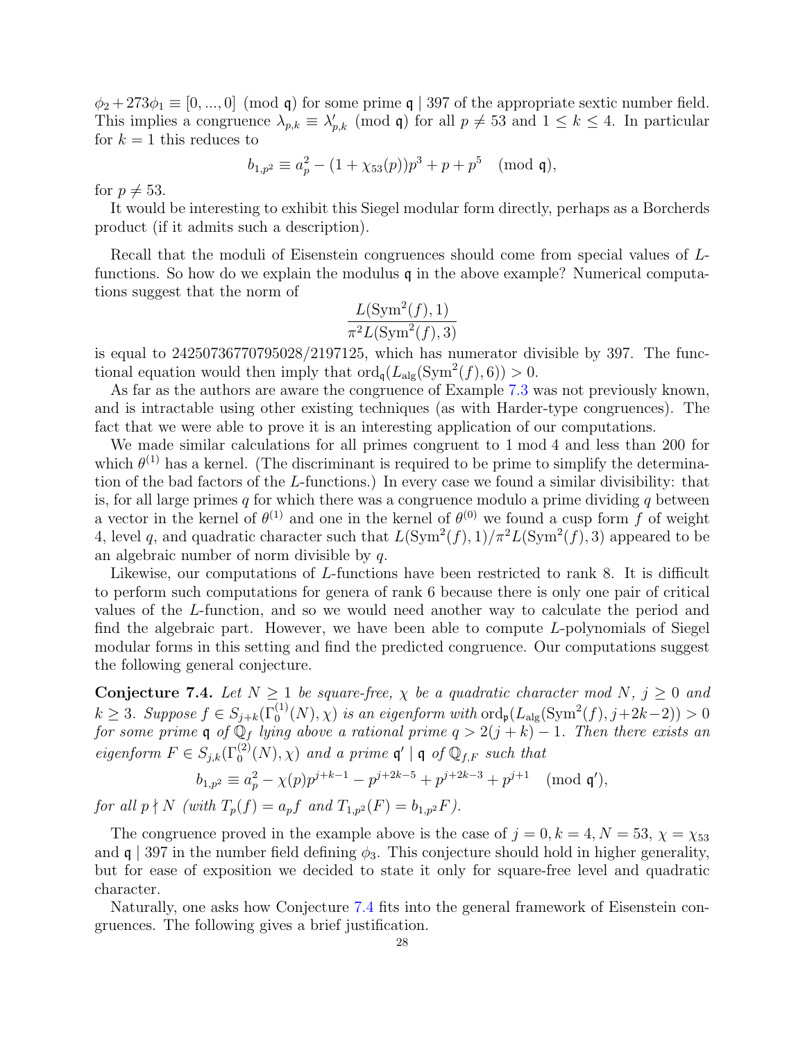$\phi_2 + 273\phi_1 \equiv [0, ..., 0] \pmod{\mathfrak{q}}$ for some prime $\mathfrak{q} \mid 397$ of the appropriate sextic number field. This implies a congruence $\lambda_{p,k} \equiv \lambda'_{p,k} \pmod{\mathfrak{q}}$ for all $p \neq 53$ and $1 \leq k \leq 4$. In particular for $k = 1$ this reduces to

$$b_{1,p^2} \equiv a_p^2 - (1 + \chi_{53}(p))p^3 + p + p^5 \pmod{\mathfrak{q}},$$

for $p \neq 53$.

It would be interesting to exhibit this Siegel modular form directly, perhaps as a Borcherds product (if it admits such a description).

Recall that the moduli of Eisenstein congruences should come from special values of $L$-functions. So how do we explain the modulus $\mathfrak{q}$ in the above example? Numerical computations suggest that the norm of

$$\frac{L(\mathrm{Sym}^2(f), 1)}{\pi^2 L(\mathrm{Sym}^2(f), 3)}$$

is equal to 24250736770795028/2197125, which has numerator divisible by 397. The functional equation would then imply that $\mathrm{ord}_{\mathfrak{q}}(L_{\mathrm{alg}}(\mathrm{Sym}^2(f), 6)) > 0$.

As far as the authors are aware the congruence of Example 7.3 was not previously known, and is intractable using other existing techniques (as with Harder-type congruences). The fact that we were able to prove it is an interesting application of our computations.

We made similar calculations for all primes congruent to 1 mod 4 and less than 200 for which $\theta^{(1)}$ has a kernel. (The discriminant is required to be prime to simplify the determination of the bad factors of the $L$-functions.) In every case we found a similar divisibility: that is, for all large primes $q$ for which there was a congruence modulo a prime dividing $q$ between a vector in the kernel of $\theta^{(1)}$ and one in the kernel of $\theta^{(0)}$ we found a cusp form $f$ of weight 4, level $q$, and quadratic character such that $L(\mathrm{Sym}^2(f), 1)/\pi^2 L(\mathrm{Sym}^2(f), 3)$ appeared to be an algebraic number of norm divisible by $q$.

Likewise, our computations of $L$-functions have been restricted to rank 8. It is difficult to perform such computations for genera of rank 6 because there is only one pair of critical values of the $L$-function, and so we would need another way to calculate the period and find the algebraic part. However, we have been able to compute $L$-polynomials of Siegel modular forms in this setting and find the predicted congruence. Our computations suggest the following general conjecture.

**Conjecture 7.4.** *Let $N \geq 1$ be square-free, $\chi$ be a quadratic character mod $N$, $j \geq 0$ and $k \geq 3$. Suppose $f \in S_{j+k}(\Gamma_0^{(1)}(N), \chi)$ is an eigenform with $\mathrm{ord}_{\mathfrak{p}}(L_{\mathrm{alg}}(\mathrm{Sym}^2(f), j+2k-2)) > 0$ for some prime $\mathfrak{q}$ of $\mathbb{Q}_f$ lying above a rational prime $q > 2(j+k) - 1$. Then there exists an eigenform $F \in S_{j,k}(\Gamma_0^{(2)}(N), \chi)$ and a prime $\mathfrak{q}' \mid \mathfrak{q}$ of $\mathbb{Q}_{f,F}$ such that*

$$b_{1,p^2} \equiv a_p^2 - \chi(p)p^{j+k-1} - p^{j+2k-5} + p^{j+2k-3} + p^{j+1} \pmod{\mathfrak{q}'},$$

*for all $p \nmid N$ (with $T_p(f) = a_p f$ and $T_{1,p^2}(F) = b_{1,p^2} F$).*

The congruence proved in the example above is the case of $j = 0, k = 4, N = 53$, $\chi = \chi_{53}$ and $\mathfrak{q} \mid 397$ in the number field defining $\phi_3$. This conjecture should hold in higher generality, but for ease of exposition we decided to state it only for square-free level and quadratic character.

Naturally, one asks how Conjecture 7.4 fits into the general framework of Eisenstein congruences. The following gives a brief justification.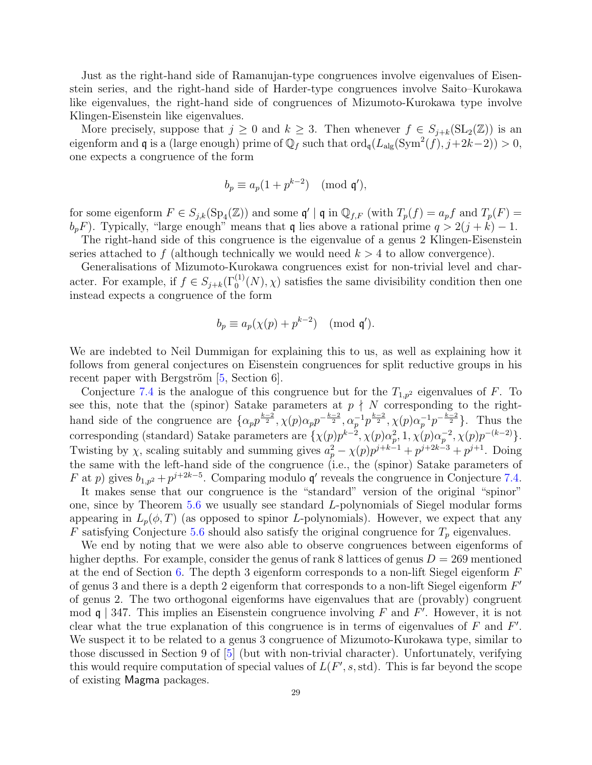Just as the right-hand side of Ramanujan-type congruences involve eigenvalues of Eisenstein series, and the right-hand side of Harder-type congruences involve Saito–Kurokawa like eigenvalues, the right-hand side of congruences of Mizumoto-Kurokawa type involve Klingen-Eisenstein like eigenvalues.

More precisely, suppose that $j \geq 0$ and $k \geq 3$. Then whenever $f \in S_{j+k}(\mathrm{SL}_2(\mathbb{Z}))$ is an eigenform and $\mathfrak{q}$ is a (large enough) prime of $\mathbb{Q}_f$ such that $\mathrm{ord}_{\mathfrak{q}}(L_{\mathrm{alg}}(\mathrm{Sym}^2(f), j+2k-2)) > 0$, one expects a congruence of the form

$$b_p \equiv a_p(1 + p^{k-2}) \pmod{\mathfrak{q}'},$$

for some eigenform $F \in S_{j,k}(\mathrm{Sp}_4(\mathbb{Z}))$ and some $\mathfrak{q}' \mid \mathfrak{q}$ in $\mathbb{Q}_{f,F}$ (with $T_p(f) = a_p f$ and $T_p(F) = b_p F$). Typically, "large enough" means that $\mathfrak{q}$ lies above a rational prime $q > 2(j+k) - 1$.

The right-hand side of this congruence is the eigenvalue of a genus 2 Klingen-Eisenstein series attached to $f$ (although technically we would need $k > 4$ to allow convergence).

Generalisations of Mizumoto-Kurokawa congruences exist for non-trivial level and character. For example, if $f \in S_{j+k}(\Gamma_0^{(1)}(N), \chi)$ satisfies the same divisibility condition then one instead expects a congruence of the form

$$b_p \equiv a_p(\chi(p) + p^{k-2}) \pmod{\mathfrak{q}'}.$$

We are indebted to Neil Dummigan for explaining this to us, as well as explaining how it follows from general conjectures on Eisenstein congruences for split reductive groups in his recent paper with Bergström [5, Section 6].

Conjecture 7.4 is the analogue of this congruence but for the $T_{1,p^2}$ eigenvalues of $F$. To see this, note that the (spinor) Satake parameters at $p \nmid N$ corresponding to the right-hand side of the congruence are $\{\alpha_p p^{\frac{k-2}{2}}, \chi(p)\alpha_p p^{-\frac{k-2}{2}}, \alpha_p^{-1} p^{\frac{k-2}{2}}, \chi(p)\alpha_p^{-1} p^{-\frac{k-2}{2}}\}$. Thus the corresponding (standard) Satake parameters are $\{\chi(p)p^{k-2}, \chi(p)\alpha_p^2, 1, \chi(p)\alpha_p^{-2}, \chi(p)p^{-(k-2)}\}$. Twisting by $\chi$, scaling suitably and summing gives $a_p^2 - \chi(p)p^{j+k-1} + p^{j+2k-3} + p^{j+1}$. Doing the same with the left-hand side of the congruence (i.e., the (spinor) Satake parameters of $F$ at $p$) gives $b_{1,p^2} + p^{j+2k-5}$. Comparing modulo $\mathfrak{q}'$ reveals the congruence in Conjecture 7.4.

It makes sense that our congruence is the "standard" version of the original "spinor" one, since by Theorem 5.6 we usually see standard $L$-polynomials of Siegel modular forms appearing in $L_p(\phi, T)$ (as opposed to spinor $L$-polynomials). However, we expect that any $F$ satisfying Conjecture 5.6 should also satisfy the original congruence for $T_p$ eigenvalues.

We end by noting that we were also able to observe congruences between eigenforms of higher depths. For example, consider the genus of rank 8 lattices of genus $D = 269$ mentioned at the end of Section 6. The depth 3 eigenform corresponds to a non-lift Siegel eigenform $F$ of genus 3 and there is a depth 2 eigenform that corresponds to a non-lift Siegel eigenform $F'$ of genus 2. The two orthogonal eigenforms have eigenvalues that are (provably) congruent mod $\mathfrak{q} \mid 347$. This implies an Eisenstein congruence involving $F$ and $F'$. However, it is not clear what the true explanation of this congruence is in terms of eigenvalues of $F$ and $F'$. We suspect it to be related to a genus 3 congruence of Mizumoto-Kurokawa type, similar to those discussed in Section 9 of [5] (but with non-trivial character). Unfortunately, verifying this would require computation of special values of $L(F', s, \mathrm{std})$. This is far beyond the scope of existing Magma packages.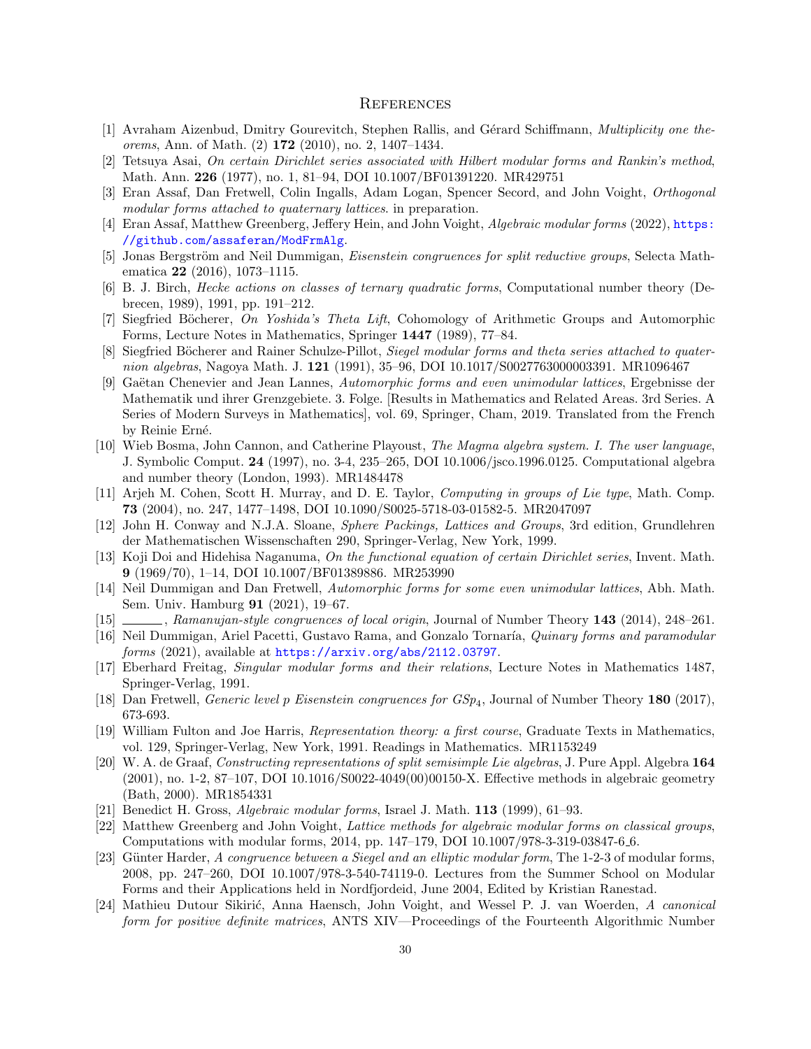# References

[1] Avraham Aizenbud, Dmitry Gourevitch, Stephen Rallis, and Gérard Schiffmann, *Multiplicity one theorems*, Ann. of Math. (2) **172** (2010), no. 2, 1407–1434.

[2] Tetsuya Asai, *On certain Dirichlet series associated with Hilbert modular forms and Rankin's method*, Math. Ann. **226** (1977), no. 1, 81–94, DOI 10.1007/BF01391220. MR429751

[3] Eran Assaf, Dan Fretwell, Colin Ingalls, Adam Logan, Spencer Secord, and John Voight, *Orthogonal modular forms attached to quaternary lattices*. in preparation.

[4] Eran Assaf, Matthew Greenberg, Jeffery Hein, and John Voight, *Algebraic modular forms* (2022), https://github.com/assaferan/ModFrmAlg.

[5] Jonas Bergström and Neil Dummigan, *Eisenstein congruences for split reductive groups*, Selecta Mathematica **22** (2016), 1073–1115.

[6] B. J. Birch, *Hecke actions on classes of ternary quadratic forms*, Computational number theory (Debrecen, 1989), 1991, pp. 191–212.

[7] Siegfried Böcherer, *On Yoshida's Theta Lift*, Cohomology of Arithmetic Groups and Automorphic Forms, Lecture Notes in Mathematics, Springer **1447** (1989), 77–84.

[8] Siegfried Böcherer and Rainer Schulze-Pillot, *Siegel modular forms and theta series attached to quaternion algebras*, Nagoya Math. J. **121** (1991), 35–96, DOI 10.1017/S0027763000003391. MR1096467

[9] Gaëtan Chenevier and Jean Lannes, *Automorphic forms and even unimodular lattices*, Ergebnisse der Mathematik und ihrer Grenzgebiete. 3. Folge. [Results in Mathematics and Related Areas. 3rd Series. A Series of Modern Surveys in Mathematics], vol. 69, Springer, Cham, 2019. Translated from the French by Reinie Erné.

[10] Wieb Bosma, John Cannon, and Catherine Playoust, *The Magma algebra system. I. The user language*, J. Symbolic Comput. **24** (1997), no. 3-4, 235–265, DOI 10.1006/jsco.1996.0125. Computational algebra and number theory (London, 1993). MR1484478

[11] Arjeh M. Cohen, Scott H. Murray, and D. E. Taylor, *Computing in groups of Lie type*, Math. Comp. **73** (2004), no. 247, 1477–1498, DOI 10.1090/S0025-5718-03-01582-5. MR2047097

[12] John H. Conway and N.J.A. Sloane, *Sphere Packings, Lattices and Groups*, 3rd edition, Grundlehren der Mathematischen Wissenschaften 290, Springer-Verlag, New York, 1999.

[13] Koji Doi and Hidehisa Naganuma, *On the functional equation of certain Dirichlet series*, Invent. Math. **9** (1969/70), 1–14, DOI 10.1007/BF01389886. MR253990

[14] Neil Dummigan and Dan Fretwell, *Automorphic forms for some even unimodular lattices*, Abh. Math. Sem. Univ. Hamburg **91** (2021), 19–67.

[15] ______, *Ramanujan-style congruences of local origin*, Journal of Number Theory **143** (2014), 248–261.

[16] Neil Dummigan, Ariel Pacetti, Gustavo Rama, and Gonzalo Tornaría, *Quinary forms and paramodular forms* (2021), available at https://arxiv.org/abs/2112.03797.

[17] Eberhard Freitag, *Singular modular forms and their relations*, Lecture Notes in Mathematics 1487, Springer-Verlag, 1991.

[18] Dan Fretwell, *Generic level p Eisenstein congruences for* $GSp_4$, Journal of Number Theory **180** (2017), 673-693.

[19] William Fulton and Joe Harris, *Representation theory: a first course*, Graduate Texts in Mathematics, vol. 129, Springer-Verlag, New York, 1991. Readings in Mathematics. MR1153249

[20] W. A. de Graaf, *Constructing representations of split semisimple Lie algebras*, J. Pure Appl. Algebra **164** (2001), no. 1-2, 87–107, DOI 10.1016/S0022-4049(00)00150-X. Effective methods in algebraic geometry (Bath, 2000). MR1854331

[21] Benedict H. Gross, *Algebraic modular forms*, Israel J. Math. **113** (1999), 61–93.

[22] Matthew Greenberg and John Voight, *Lattice methods for algebraic modular forms on classical groups*, Computations with modular forms, 2014, pp. 147–179, DOI 10.1007/978-3-319-03847-6_6.

[23] Günter Harder, *A congruence between a Siegel and an elliptic modular form*, The 1-2-3 of modular forms, 2008, pp. 247–260, DOI 10.1007/978-3-540-74119-0. Lectures from the Summer School on Modular Forms and their Applications held in Nordfjordeid, June 2004, Edited by Kristian Ranestad.

[24] Mathieu Dutour Sikirić, Anna Haensch, John Voight, and Wessel P. J. van Woerden, *A canonical form for positive definite matrices*, ANTS XIV—Proceedings of the Fourteenth Algorithmic Number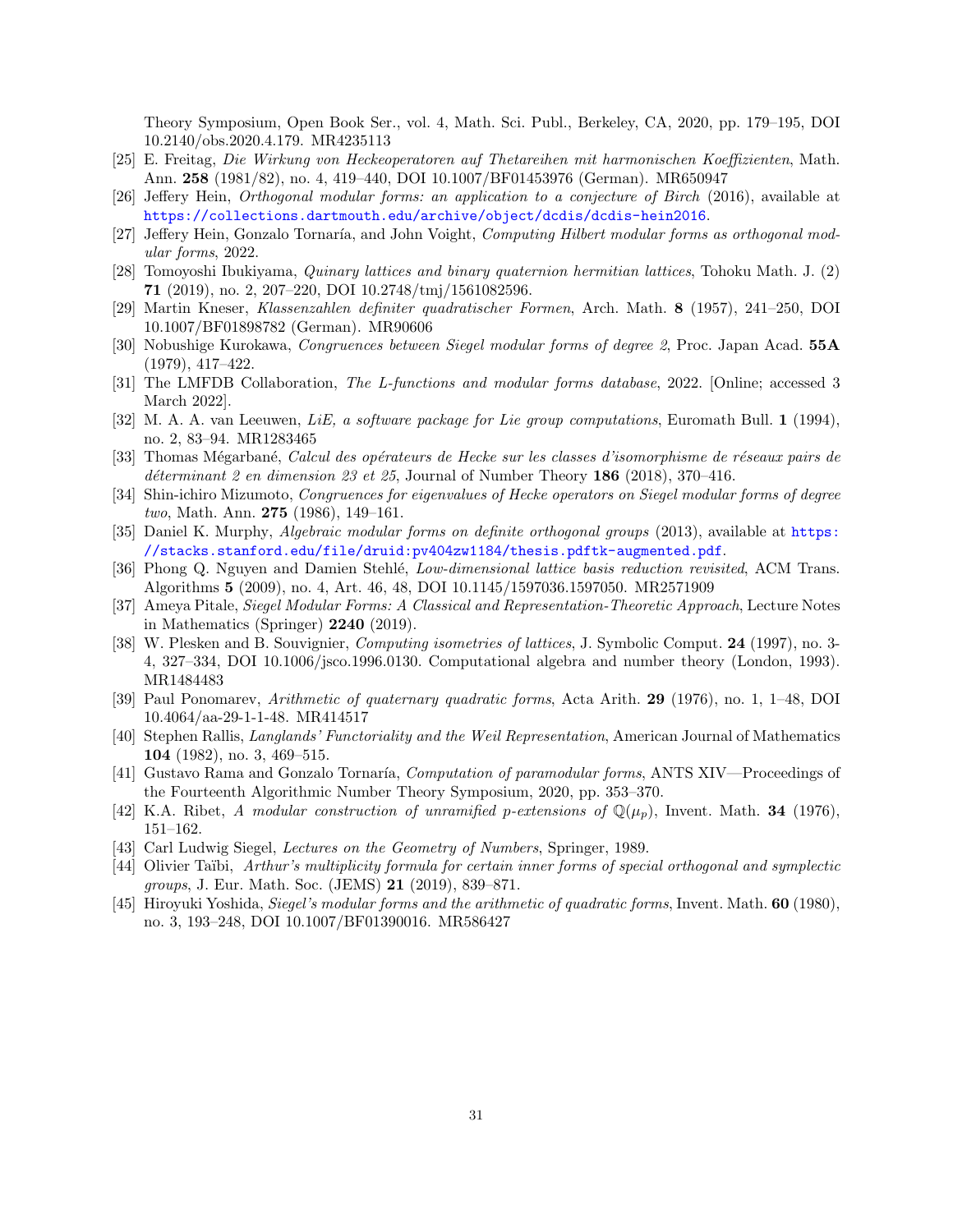Theory Symposium, Open Book Ser., vol. 4, Math. Sci. Publ., Berkeley, CA, 2020, pp. 179–195, DOI 10.2140/obs.2020.4.179. MR4235113

[25] E. Freitag, *Die Wirkung von Heckeoperatoren auf Thetareihen mit harmonischen Koeffizienten*, Math. Ann. **258** (1981/82), no. 4, 419–440, DOI 10.1007/BF01453976 (German). MR650947

[26] Jeffery Hein, *Orthogonal modular forms: an application to a conjecture of Birch* (2016), available at https://collections.dartmouth.edu/archive/object/dcdis/dcdis-hein2016.

[27] Jeffery Hein, Gonzalo Tornaría, and John Voight, *Computing Hilbert modular forms as orthogonal modular forms*, 2022.

[28] Tomoyoshi Ibukiyama, *Quinary lattices and binary quaternion hermitian lattices*, Tohoku Math. J. (2) **71** (2019), no. 2, 207–220, DOI 10.2748/tmj/1561082596.

[29] Martin Kneser, *Klassenzahlen definiter quadratischer Formen*, Arch. Math. **8** (1957), 241–250, DOI 10.1007/BF01898782 (German). MR90606

[30] Nobushige Kurokawa, *Congruences between Siegel modular forms of degree 2*, Proc. Japan Acad. **55A** (1979), 417–422.

[31] The LMFDB Collaboration, *The L-functions and modular forms database*, 2022. [Online; accessed 3 March 2022].

[32] M. A. A. van Leeuwen, *LiE, a software package for Lie group computations*, Euromath Bull. **1** (1994), no. 2, 83–94. MR1283465

[33] Thomas Mégarbané, *Calcul des opérateurs de Hecke sur les classes d'isomorphisme de réseaux pairs de déterminant 2 en dimension 23 et 25*, Journal of Number Theory **186** (2018), 370–416.

[34] Shin-ichiro Mizumoto, *Congruences for eigenvalues of Hecke operators on Siegel modular forms of degree two*, Math. Ann. **275** (1986), 149–161.

[35] Daniel K. Murphy, *Algebraic modular forms on definite orthogonal groups* (2013), available at https://stacks.stanford.edu/file/druid:pv404zw1184/thesis.pdftk-augmented.pdf.

[36] Phong Q. Nguyen and Damien Stehlé, *Low-dimensional lattice basis reduction revisited*, ACM Trans. Algorithms **5** (2009), no. 4, Art. 46, 48, DOI 10.1145/1597036.1597050. MR2571909

[37] Ameya Pitale, *Siegel Modular Forms: A Classical and Representation-Theoretic Approach*, Lecture Notes in Mathematics (Springer) **2240** (2019).

[38] W. Plesken and B. Souvignier, *Computing isometries of lattices*, J. Symbolic Comput. **24** (1997), no. 3-4, 327–334, DOI 10.1006/jsco.1996.0130. Computational algebra and number theory (London, 1993). MR1484483

[39] Paul Ponomarev, *Arithmetic of quaternary quadratic forms*, Acta Arith. **29** (1976), no. 1, 1–48, DOI 10.4064/aa-29-1-1-48. MR414517

[40] Stephen Rallis, *Langlands' Functoriality and the Weil Representation*, American Journal of Mathematics **104** (1982), no. 3, 469–515.

[41] Gustavo Rama and Gonzalo Tornaría, *Computation of paramodular forms*, ANTS XIV—Proceedings of the Fourteenth Algorithmic Number Theory Symposium, 2020, pp. 353–370.

[42] K.A. Ribet, *A modular construction of unramified p-extensions of $\mathbb{Q}(\mu_p)$*, Invent. Math. **34** (1976), 151–162.

[43] Carl Ludwig Siegel, *Lectures on the Geometry of Numbers*, Springer, 1989.

[44] Olivier Taïbi, *Arthur's multiplicity formula for certain inner forms of special orthogonal and symplectic groups*, J. Eur. Math. Soc. (JEMS) **21** (2019), 839–871.

[45] Hiroyuki Yoshida, *Siegel's modular forms and the arithmetic of quadratic forms*, Invent. Math. **60** (1980), no. 3, 193–248, DOI 10.1007/BF01390016. MR586427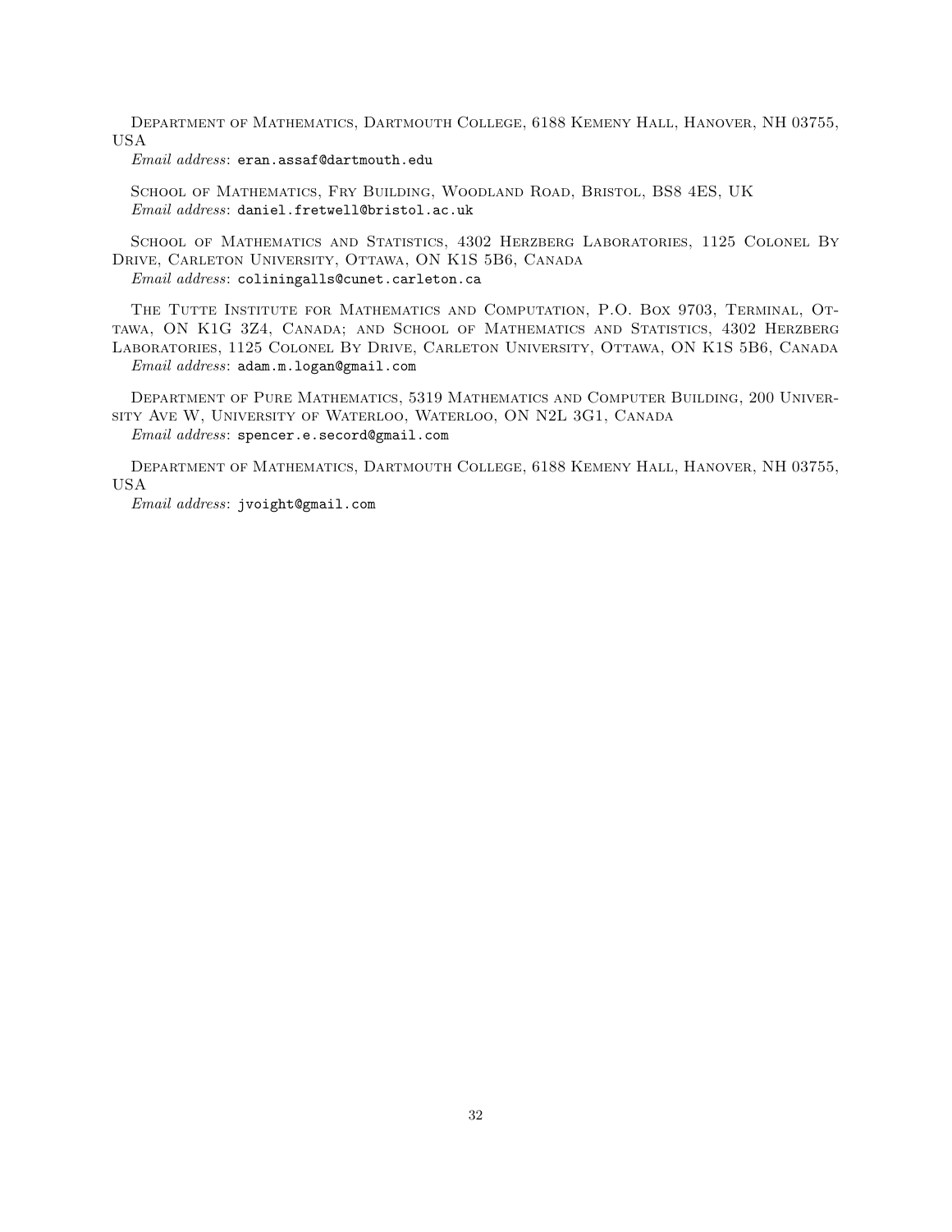Department of Mathematics, Dartmouth College, 6188 Kemeny Hall, Hanover, NH 03755, USA
*Email address*: eran.assaf@dartmouth.edu

School of Mathematics, Fry Building, Woodland Road, Bristol, BS8 4ES, UK
*Email address*: daniel.fretwell@bristol.ac.uk

School of Mathematics and Statistics, 4302 Herzberg Laboratories, 1125 Colonel By Drive, Carleton University, Ottawa, ON K1S 5B6, Canada
*Email address*: colingalls@cunet.carleton.ca

The Tutte Institute for Mathematics and Computation, P.O. Box 9703, Terminal, Ottawa, ON K1G 3Z4, Canada; and School of Mathematics and Statistics, 4302 Herzberg Laboratories, 1125 Colonel By Drive, Carleton University, Ottawa, ON K1S 5B6, Canada
*Email address*: adam.m.logan@gmail.com

Department of Pure Mathematics, 5319 Mathematics and Computer Building, 200 University Ave W, University of Waterloo, Waterloo, ON N2L 3G1, Canada
*Email address*: spencer.e.secord@gmail.com

Department of Mathematics, Dartmouth College, 6188 Kemeny Hall, Hanover, NH 03755, USA
*Email address*: jvoight@gmail.com